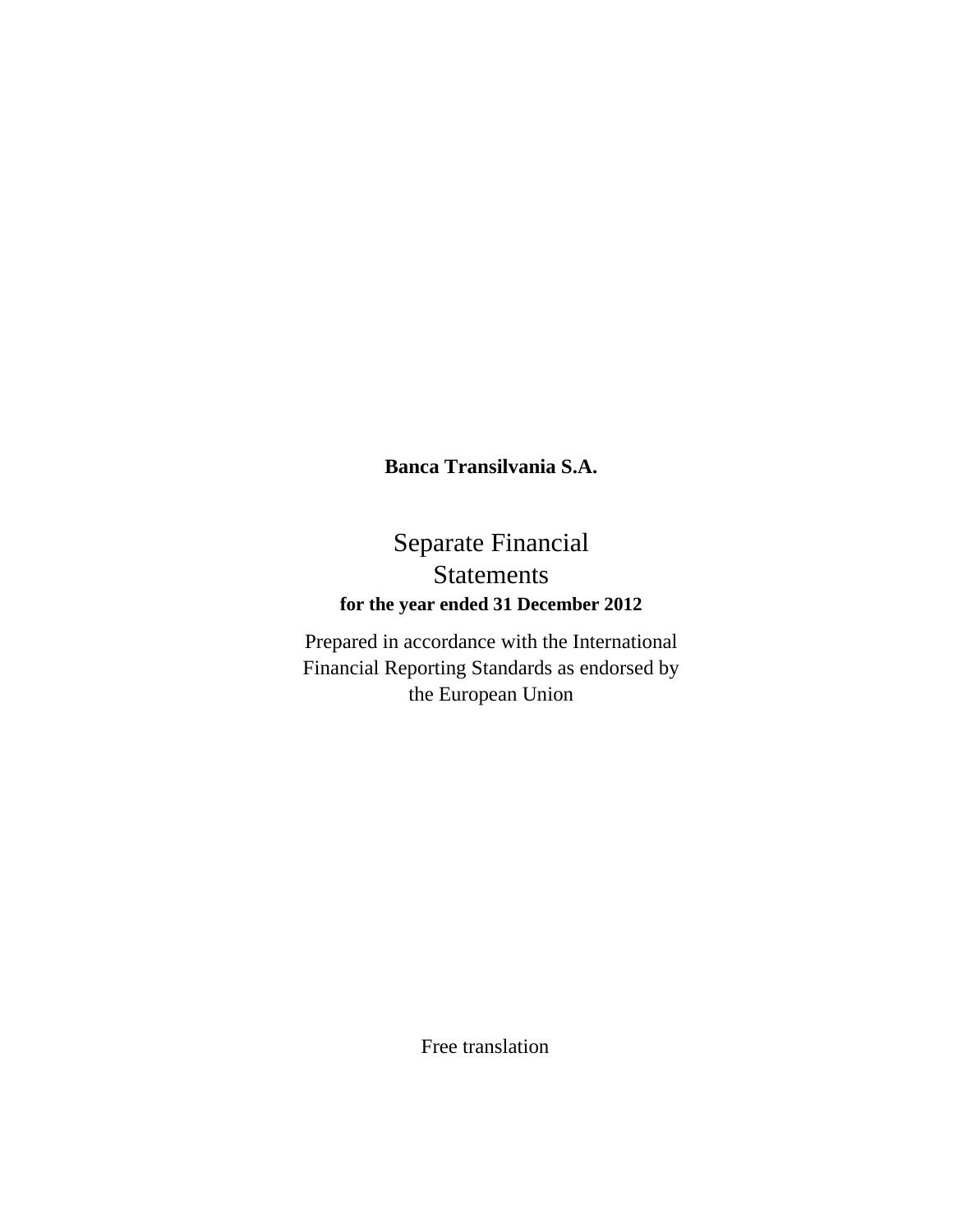**Banca Transilvania S.A.**

# Separate Financial Statements

**for the year ended 31 December 2012**

Prepared in accordance with the International Financial Reporting Standards as endorsed by the European Union

Free translation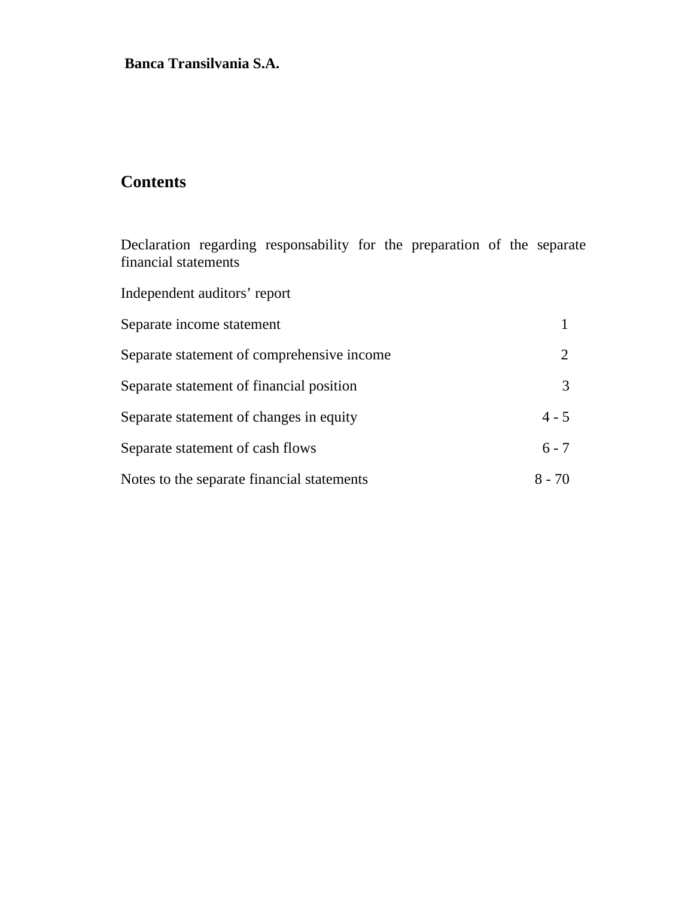**Banca Transilvania S.A.**

# Contents

Declaration regarding responsability for the preparation of the separate financial statements

Independent auditors' report

| | |
|---|---|
| Separate income statement | 1 |
| Separate statement of comprehensive income | 2 |
| Separate statement of financial position | 3 |
| Separate statement of changes in equity | 4 - 5 |
| Separate statement of cash flows | 6 - 7 |
| Notes to the separate financial statements | 8 - 70 |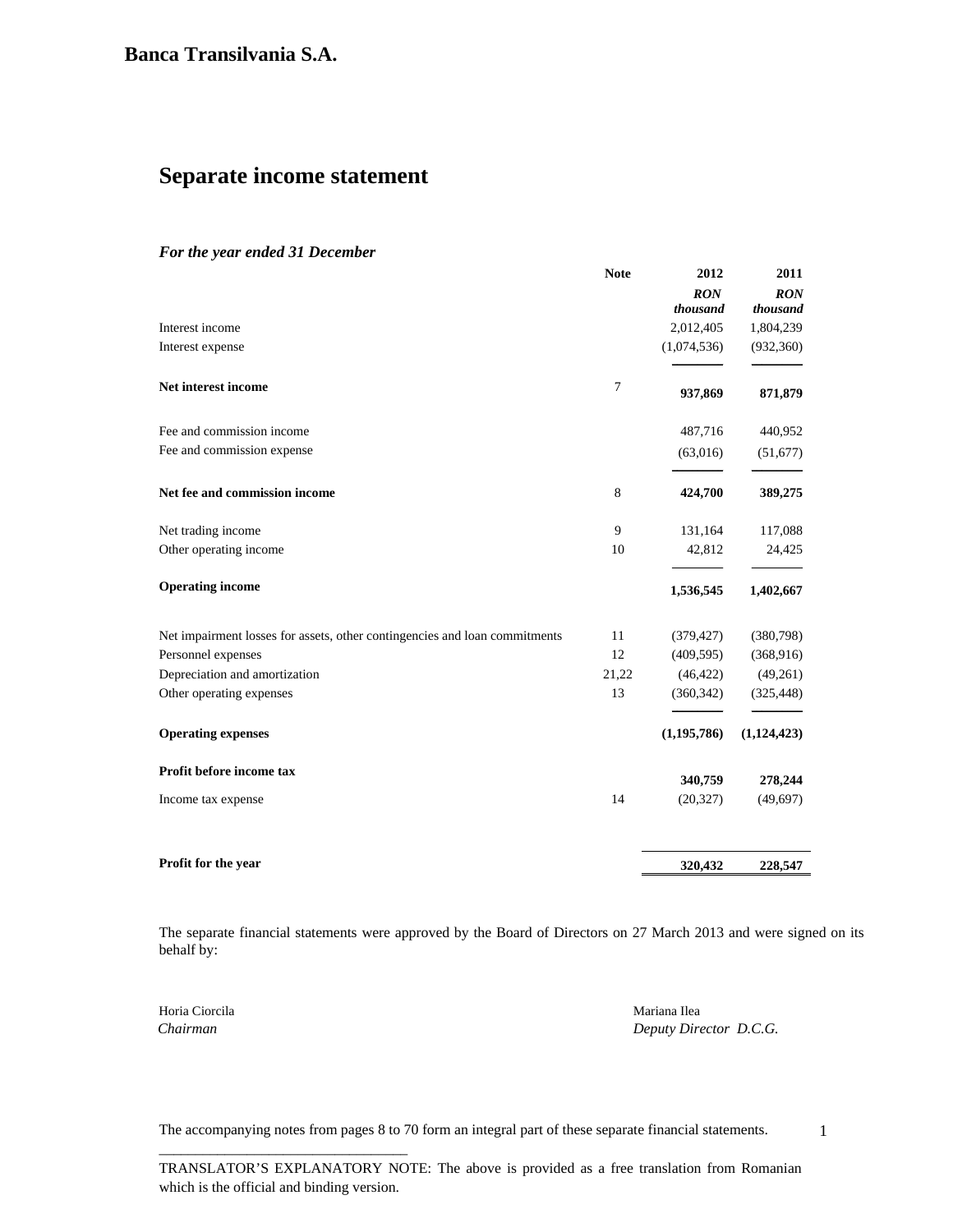**Banca Transilvania S.A.**

# Separate income statement

***For the year ended 31 December***

| | Note | 2012 | 2011 |
|---|---|---|---|
| | | ***RON thousand*** | ***RON thousand*** |
| Interest income | | 2,012,405 | 1,804,239 |
| Interest expense | | (1,074,536) | (932,360) |
| **Net interest income** | 7 | **937,869** | **871,879** |
| Fee and commission income | | 487,716 | 440,952 |
| Fee and commission expense | | (63,016) | (51,677) |
| **Net fee and commission income** | 8 | **424,700** | **389,275** |
| Net trading income | 9 | 131,164 | 117,088 |
| Other operating income | 10 | 42,812 | 24,425 |
| **Operating income** | | **1,536,545** | **1,402,667** |
| Net impairment losses for assets, other contingencies and loan commitments | 11 | (379,427) | (380,798) |
| Personnel expenses | 12 | (409,595) | (368,916) |
| Depreciation and amortization | 21,22 | (46,422) | (49,261) |
| Other operating expenses | 13 | (360,342) | (325,448) |
| **Operating expenses** | | **(1,195,786)** | **(1,124,423)** |
| **Profit before income tax** | | **340,759** | **278,244** |
| Income tax expense | 14 | (20,327) | (49,697) |
| **Profit for the year** | | **320,432** | **228,547** |

The separate financial statements were approved by the Board of Directors on 27 March 2013 and were signed on its behalf by:

Horia Ciorcila
*Chairman*

Mariana Ilea
*Deputy Director D.C.G.*

The accompanying notes from pages 8 to 70 form an integral part of these separate financial statements.

TRANSLATOR'S EXPLANATORY NOTE: The above is provided as a free translation from Romanian which is the official and binding version.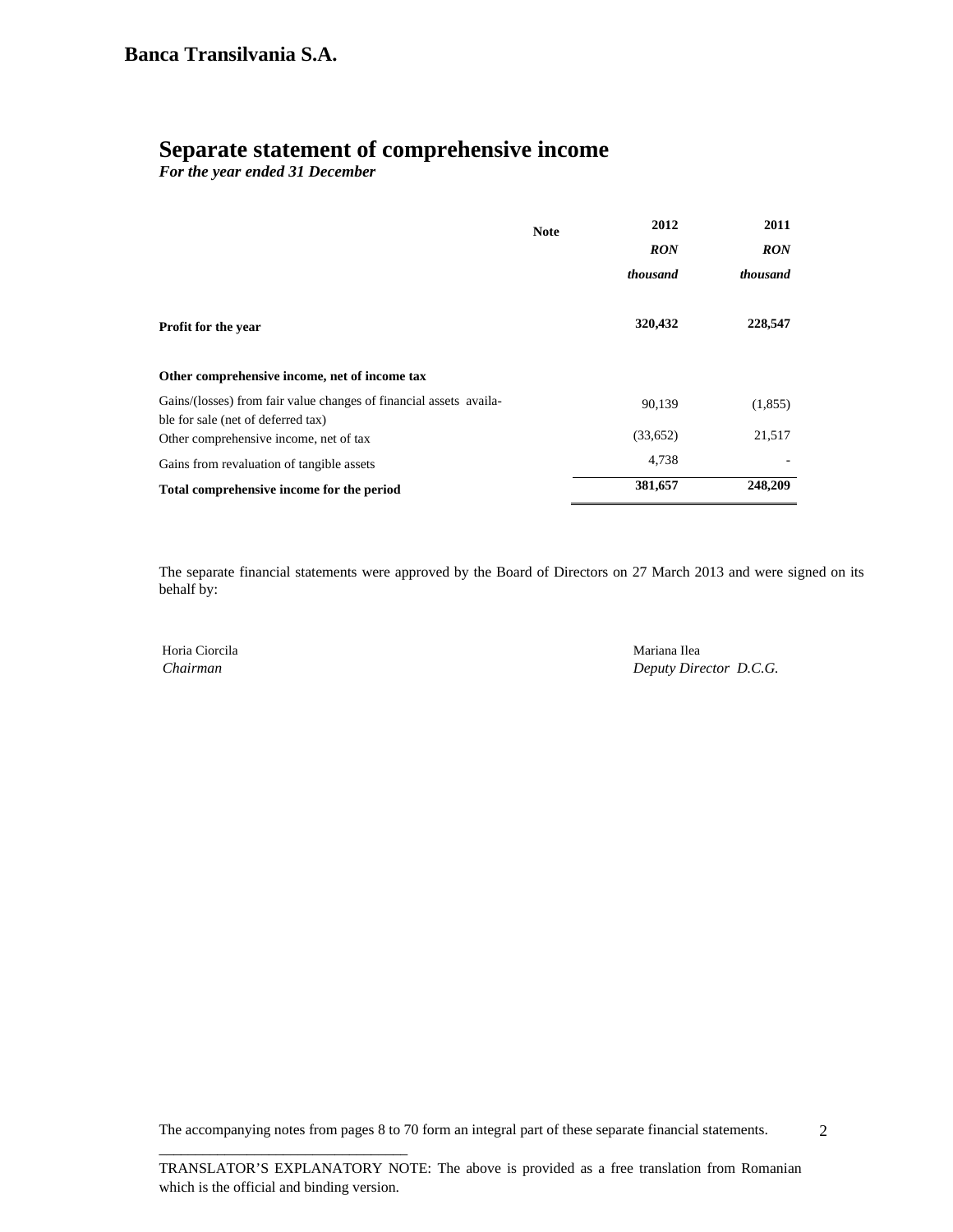# Banca Transilvania S.A.

## Separate statement of comprehensive income

***For the year ended 31 December***

| | Note | 2012 | 2011 |
|---|---|---|---|
| | | ***RON*** | ***RON*** |
| | | ***thousand*** | ***thousand*** |
| **Profit for the year** | | **320,432** | **228,547** |
| **Other comprehensive income, net of income tax** | | | |
| Gains/(losses) from fair value changes of financial assets available for sale (net of deferred tax) | | 90,139 | (1,855) |
| Other comprehensive income, net of tax | | (33,652) | 21,517 |
| Gains from revaluation of tangible assets | | 4,738 | - |
| **Total comprehensive income for the period** | | **381,657** | **248,209** |

The separate financial statements were approved by the Board of Directors on 27 March 2013 and were signed on its behalf by:

Horia Ciorcila
*Chairman*

Mariana Ilea
*Deputy Director D.C.G.*

The accompanying notes from pages 8 to 70 form an integral part of these separate financial statements.

---

TRANSLATOR'S EXPLANATORY NOTE: The above is provided as a free translation from Romanian which is the official and binding version.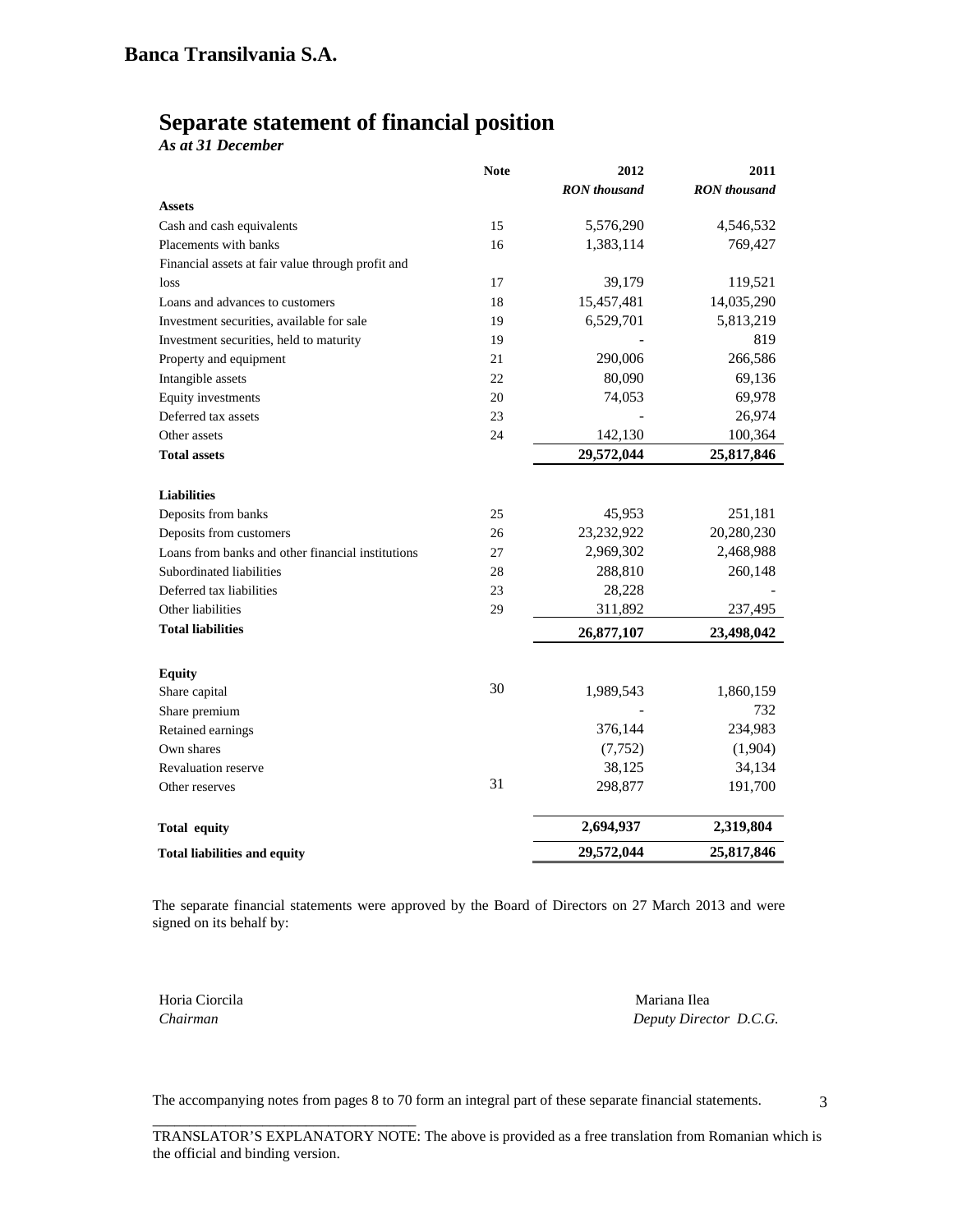**Banca Transilvania S.A.**

# Separate statement of financial position

*As at 31 December*

| | Note | 2012 | 2011 |
|---|---|---|---|
| | | *RON thousand* | *RON thousand* |
| **Assets** | | | |
| Cash and cash equivalents | 15 | 5,576,290 | 4,546,532 |
| Placements with banks | 16 | 1,383,114 | 769,427 |
| Financial assets at fair value through profit and loss | 17 | 39,179 | 119,521 |
| Loans and advances to customers | 18 | 15,457,481 | 14,035,290 |
| Investment securities, available for sale | 19 | 6,529,701 | 5,813,219 |
| Investment securities, held to maturity | 19 | - | 819 |
| Property and equipment | 21 | 290,006 | 266,586 |
| Intangible assets | 22 | 80,090 | 69,136 |
| Equity investments | 20 | 74,053 | 69,978 |
| Deferred tax assets | 23 | - | 26,974 |
| Other assets | 24 | 142,130 | 100,364 |
| **Total assets** | | **29,572,044** | **25,817,846** |
| | | | |
| **Liabilities** | | | |
| Deposits from banks | 25 | 45,953 | 251,181 |
| Deposits from customers | 26 | 23,232,922 | 20,280,230 |
| Loans from banks and other financial institutions | 27 | 2,969,302 | 2,468,988 |
| Subordinated liabilities | 28 | 288,810 | 260,148 |
| Deferred tax liabilities | 23 | 28,228 | - |
| Other liabilities | 29 | 311,892 | 237,495 |
| **Total liabilities** | | **26,877,107** | **23,498,042** |
| | | | |
| **Equity** | | | |
| Share capital | 30 | 1,989,543 | 1,860,159 |
| Share premium | | - | 732 |
| Retained earnings | | 376,144 | 234,983 |
| Own shares | | (7,752) | (1,904) |
| Revaluation reserve | | 38,125 | 34,134 |
| Other reserves | 31 | 298,877 | 191,700 |
| | | | |
| **Total equity** | | **2,694,937** | **2,319,804** |
| **Total liabilities and equity** | | **29,572,044** | **25,817,846** |

The separate financial statements were approved by the Board of Directors on 27 March 2013 and were signed on its behalf by:

Horia Ciorcila
*Chairman*

Mariana Ilea
*Deputy Director D.C.G.*

The accompanying notes from pages 8 to 70 form an integral part of these separate financial statements.

TRANSLATOR'S EXPLANATORY NOTE: The above is provided as a free translation from Romanian which is the official and binding version.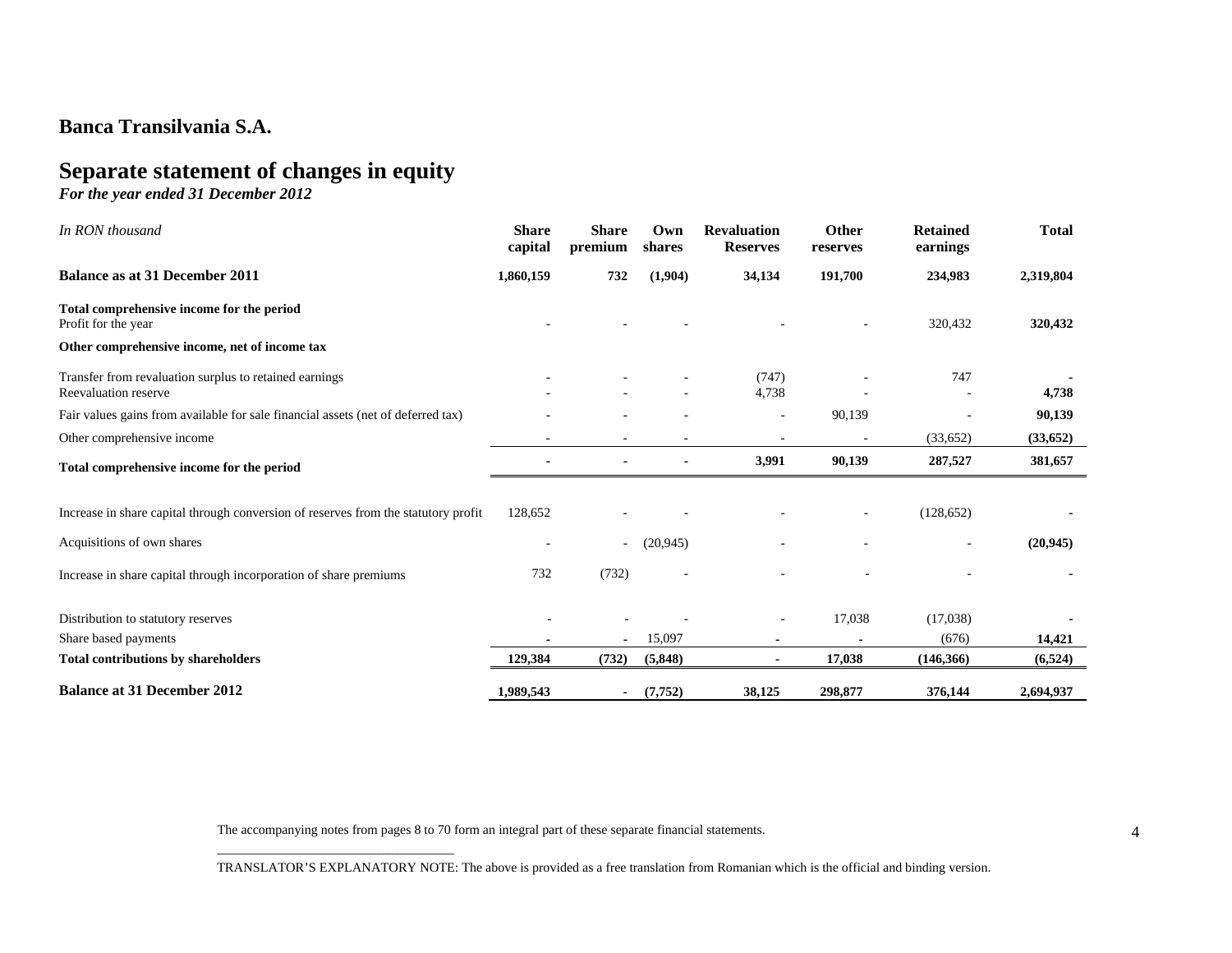**Banca Transilvania S.A.**

# Separate statement of changes in equity

*For the year ended 31 December 2012*

| *In RON thousand* | Share capital | Share premium | Own shares | Revaluation Reserves | Other reserves | Retained earnings | Total |
|---|---|---|---|---|---|---|---|
| **Balance as at 31 December 2011** | **1,860,159** | **732** | **(1,904)** | **34,134** | **191,700** | **234,983** | **2,319,804** |
| **Total comprehensive income for the period** | | | | | | | |
| Profit for the year | - | - | - | - | - | 320,432 | **320,432** |
| **Other comprehensive income, net of income tax** | | | | | | | |
| Transfer from revaluation surplus to retained earnings | - | - | - | (747) | - | 747 | **-** |
| Reevaluation reserve | - | - | - | 4,738 | - | - | **4,738** |
| Fair values gains from available for sale financial assets (net of deferred tax) | - | - | - | - | 90,139 | - | **90,139** |
| Other comprehensive income | - | - | - | - | - | (33,652) | **(33,652)** |
| **Total comprehensive income for the period** | **-** | **-** | **-** | **3,991** | **90,139** | **287,527** | **381,657** |
| Increase in share capital through conversion of reserves from the statutory profit | 128,652 | - | - | - | - | (128,652) | **-** |
| Acquisitions of own shares | - | - | (20,945) | - | - | - | **(20,945)** |
| Increase in share capital through incorporation of share premiums | 732 | (732) | - | - | - | - | **-** |
| Distribution to statutory reserves | - | - | - | - | 17,038 | (17,038) | **-** |
| Share based payments | - | - | 15,097 | - | - | (676) | **14,421** |
| **Total contributions by shareholders** | **129,384** | **(732)** | **(5,848)** | **-** | **17,038** | **(146,366)** | **(6,524)** |
| **Balance at 31 December 2012** | **1,989,543** | **-** | **(7,752)** | **38,125** | **298,877** | **376,144** | **2,694,937** |

The accompanying notes from pages 8 to 70 form an integral part of these separate financial statements.

TRANSLATOR'S EXPLANATORY NOTE: The above is provided as a free translation from Romanian which is the official and binding version.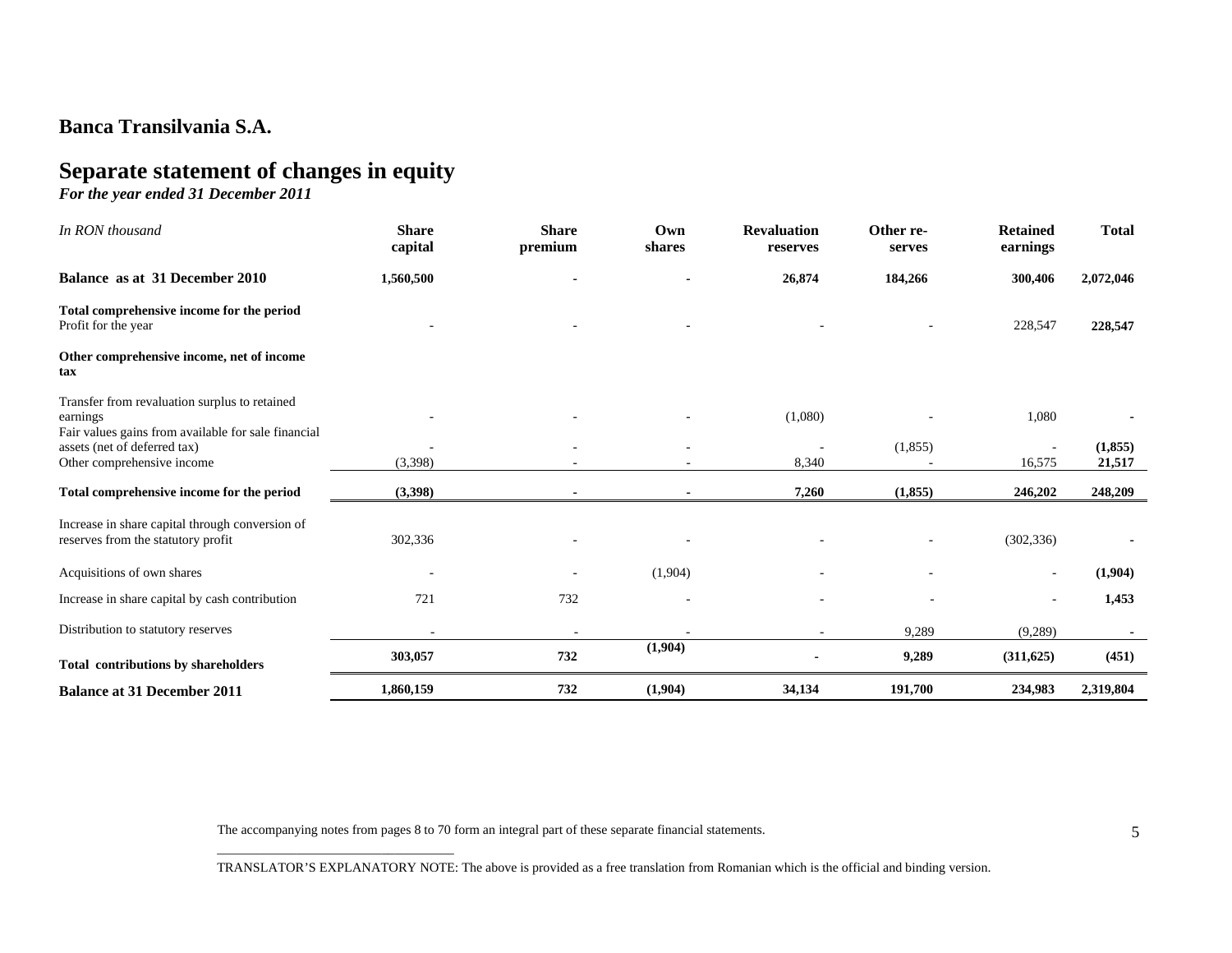## Banca Transilvania S.A.

# Separate statement of changes in equity

*For the year ended 31 December 2011*

| *In RON thousand* | Share capital | Share premium | Own shares | Revaluation reserves | Other reserves | Retained earnings | Total |
|---|---|---|---|---|---|---|---|
| **Balance as at 31 December 2010** | **1,560,500** | **-** | **-** | **26,874** | **184,266** | **300,406** | **2,072,046** |
| **Total comprehensive income for the period** | | | | | | | |
| Profit for the year | - | - | - | - | - | 228,547 | **228,547** |
| **Other comprehensive income, net of income tax** | | | | | | | |
| Transfer from revaluation surplus to retained earnings | - | - | - | (1,080) | - | 1,080 | **-** |
| Fair values gains from available for sale financial assets (net of deferred tax) | - | - | - | - | (1,855) | - | **(1,855)** |
| Other comprehensive income | (3,398) | - | - | 8,340 | - | 16,575 | **21,517** |
| **Total comprehensive income for the period** | **(3,398)** | **-** | **-** | **7,260** | **(1,855)** | **246,202** | **248,209** |
| Increase in share capital through conversion of reserves from the statutory profit | 302,336 | - | - | - | - | (302,336) | **-** |
| Acquisitions of own shares | - | - | (1,904) | - | - | - | **(1,904)** |
| Increase in share capital by cash contribution | 721 | 732 | - | - | - | - | **1,453** |
| Distribution to statutory reserves | - | - | - | - | 9,289 | (9,289) | **-** |
| **Total contributions by shareholders** | **303,057** | **732** | **(1,904)** | **-** | **9,289** | **(311,625)** | **(451)** |
| **Balance at 31 December 2011** | **1,860,159** | **732** | **(1,904)** | **34,134** | **191,700** | **234,983** | **2,319,804** |

The accompanying notes from pages 8 to 70 form an integral part of these separate financial statements.

TRANSLATOR'S EXPLANATORY NOTE: The above is provided as a free translation from Romanian which is the official and binding version.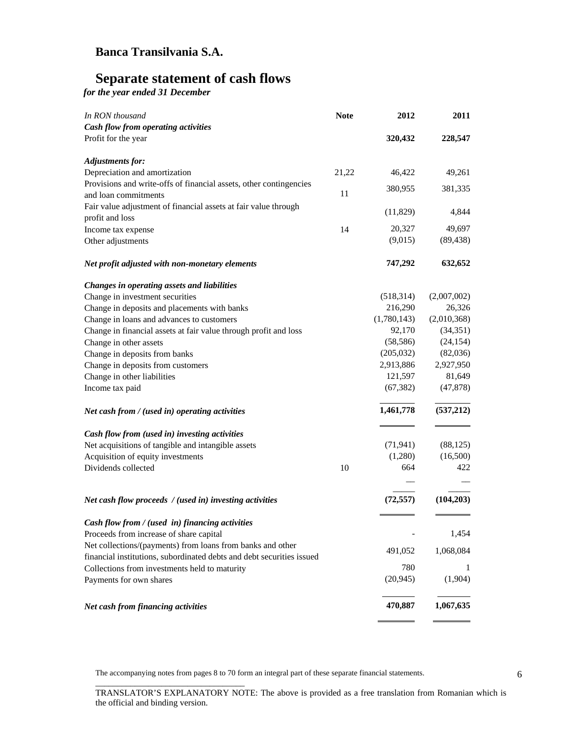# Banca Transilvania S.A.

## Separate statement of cash flows

*for the year ended 31 December*

| *In RON thousand* | **Note** | **2012** | **2011** |
|---|---|---|---|
| ***Cash flow from operating activities*** | | | |
| Profit for the year | | **320,432** | **228,547** |
| | | | |
| ***Adjustments for:*** | | | |
| Depreciation and amortization | 21,22 | 46,422 | 49,261 |
| Provisions and write-offs of financial assets, other contingencies and loan commitments | 11 | 380,955 | 381,335 |
| Fair value adjustment of financial assets at fair value through profit and loss | | (11,829) | 4,844 |
| Income tax expense | 14 | 20,327 | 49,697 |
| Other adjustments | | (9,015) | (89,438) |
| | | | |
| ***Net profit adjusted with non-monetary elements*** | | **747,292** | **632,652** |
| | | | |
| ***Changes in operating assets and liabilities*** | | | |
| Change in investment securities | | (518,314) | (2,007,002) |
| Change in deposits and placements with banks | | 216,290 | 26,326 |
| Change in loans and advances to customers | | (1,780,143) | (2,010,368) |
| Change in financial assets at fair value through profit and loss | | 92,170 | (34,351) |
| Change in other assets | | (58,586) | (24,154) |
| Change in deposits from banks | | (205,032) | (82,036) |
| Change in deposits from customers | | 2,913,886 | 2,927,950 |
| Change in other liabilities | | 121,597 | 81,649 |
| Income tax paid | | (67,382) | (47,878) |
| | | | |
| ***Net cash from / (used in) operating activities*** | | **1,461,778** | **(537,212)** |
| | | | |
| ***Cash flow from (used in) investing activities*** | | | |
| Net acquisitions of tangible and intangible assets | | (71,941) | (88,125) |
| Acquisition of equity investments | | (1,280) | (16,500) |
| Dividends collected | 10 | 664 | 422 |
| | | — | — |
| | | | |
| ***Net cash flow proceeds / (used in) investing activities*** | | **(72,557)** | **(104,203)** |
| | | | |
| ***Cash flow from / (used in) financing activities*** | | | |
| Proceeds from increase of share capital | | - | 1,454 |
| Net collections/(payments) from loans from banks and other financial institutions, subordinated debts and debt securities issued | | 491,052 | 1,068,084 |
| Collections from investments held to maturity | | 780 | 1 |
| Payments for own shares | | (20,945) | (1,904) |
| | | | |
| ***Net cash from financing activities*** | | **470,887** | **1,067,635** |

The accompanying notes from pages 8 to 70 form an integral part of these separate financial statements.

TRANSLATOR'S EXPLANATORY NOTE: The above is provided as a free translation from Romanian which is the official and binding version.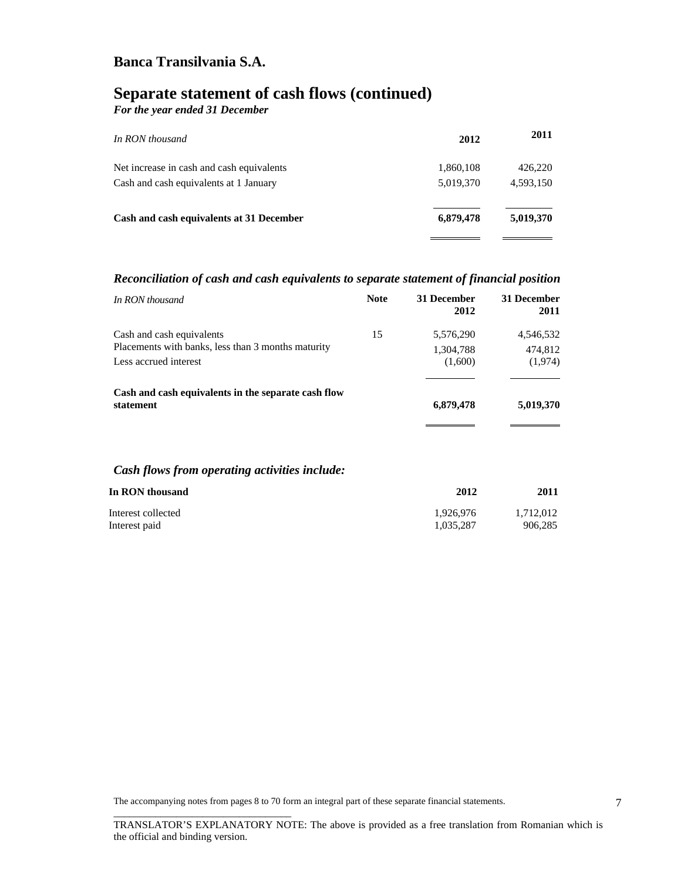# Banca Transilvania S.A.

# Separate statement of cash flows (continued)

***For the year ended 31 December***

| *In RON thousand* | 2012 | 2011 |
|---|---|---|
| Net increase in cash and cash equivalents | 1,860,108 | 426,220 |
| Cash and cash equivalents at 1 January | 5,019,370 | 4,593,150 |
| **Cash and cash equivalents at 31 December** | **6,879,478** | **5,019,370** |

### *Reconciliation of cash and cash equivalents to separate statement of financial position*

| *In RON thousand* | Note | 31 December 2012 | 31 December 2011 |
|---|---|---|---|
| Cash and cash equivalents | 15 | 5,576,290 | 4,546,532 |
| Placements with banks, less than 3 months maturity | | 1,304,788 | 474,812 |
| Less accrued interest | | (1,600) | (1,974) |
| **Cash and cash equivalents in the separate cash flow statement** | | **6,879,478** | **5,019,370** |

### *Cash flows from operating activities include:*

| In RON thousand | 2012 | 2011 |
|---|---|---|
| Interest collected | 1,926,976 | 1,712,012 |
| Interest paid | 1,035,287 | 906,285 |

The accompanying notes from pages 8 to 70 form an integral part of these separate financial statements.

TRANSLATOR'S EXPLANATORY NOTE: The above is provided as a free translation from Romanian which is the official and binding version.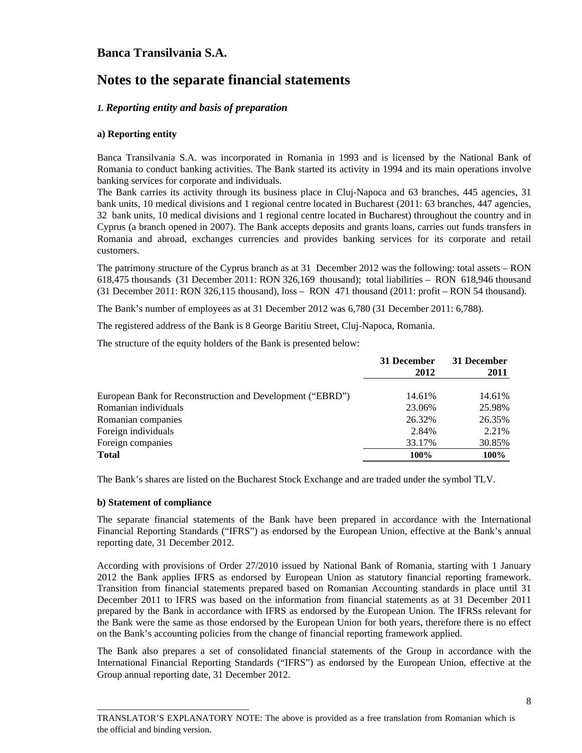# Banca Transilvania S.A.

# Notes to the separate financial statements

### *1. Reporting entity and basis of preparation*

**a) Reporting entity**

Banca Transilvania S.A. was incorporated in Romania in 1993 and is licensed by the National Bank of Romania to conduct banking activities. The Bank started its activity in 1994 and its main operations involve banking services for corporate and individuals.

The Bank carries its activity through its business place in Cluj-Napoca and 63 branches, 445 agencies, 31 bank units, 10 medical divisions and 1 regional centre located in Bucharest (2011: 63 branches, 447 agencies, 32 bank units, 10 medical divisions and 1 regional centre located in Bucharest) throughout the country and in Cyprus (a branch opened in 2007). The Bank accepts deposits and grants loans, carries out funds transfers in Romania and abroad, exchanges currencies and provides banking services for its corporate and retail customers.

The patrimony structure of the Cyprus branch as at 31 December 2012 was the following: total assets – RON 618,475 thousands (31 December 2011: RON 326,169 thousand); total liabilities – RON 618,946 thousand (31 December 2011: RON 326,115 thousand), loss – RON 471 thousand (2011: profit – RON 54 thousand).

The Bank's number of employees as at 31 December 2012 was 6,780 (31 December 2011: 6,788).

The registered address of the Bank is 8 George Baritiu Street, Cluj-Napoca, Romania.

The structure of the equity holders of the Bank is presented below:

| | 31 December 2012 | 31 December 2011 |
|---|---|---|
| European Bank for Reconstruction and Development ("EBRD") | 14.61% | 14.61% |
| Romanian individuals | 23.06% | 25.98% |
| Romanian companies | 26.32% | 26.35% |
| Foreign individuals | 2.84% | 2.21% |
| Foreign companies | 33.17% | 30.85% |
| **Total** | **100%** | **100%** |

The Bank's shares are listed on the Bucharest Stock Exchange and are traded under the symbol TLV.

**b) Statement of compliance**

The separate financial statements of the Bank have been prepared in accordance with the International Financial Reporting Standards ("IFRS") as endorsed by the European Union, effective at the Bank's annual reporting date, 31 December 2012.

According with provisions of Order 27/2010 issued by National Bank of Romania, starting with 1 January 2012 the Bank applies IFRS as endorsed by European Union as statutory financial reporting framework. Transition from financial statements prepared based on Romanian Accounting standards in place until 31 December 2011 to IFRS was based on the information from financial statements as at 31 December 2011 prepared by the Bank in accordance with IFRS as endorsed by the European Union. The IFRSs relevant for the Bank were the same as those endorsed by the European Union for both years, therefore there is no effect on the Bank's accounting policies from the change of financial reporting framework applied.

The Bank also prepares a set of consolidated financial statements of the Group in accordance with the International Financial Reporting Standards ("IFRS") as endorsed by the European Union, effective at the Group annual reporting date, 31 December 2012.

TRANSLATOR'S EXPLANATORY NOTE: The above is provided as a free translation from Romanian which is the official and binding version.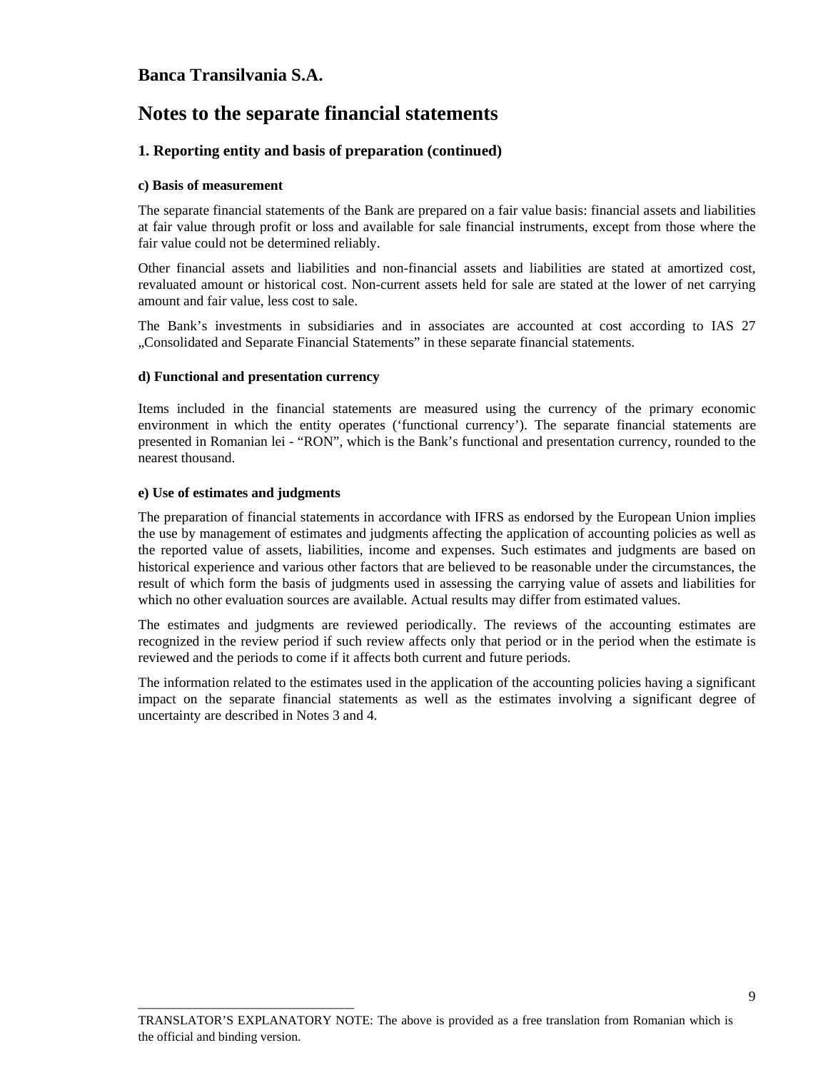# Banca Transilvania S.A.

# Notes to the separate financial statements

## 1. Reporting entity and basis of preparation (continued)

### c) Basis of measurement

The separate financial statements of the Bank are prepared on a fair value basis: financial assets and liabilities at fair value through profit or loss and available for sale financial instruments, except from those where the fair value could not be determined reliably.

Other financial assets and liabilities and non-financial assets and liabilities are stated at amortized cost, revaluated amount or historical cost. Non-current assets held for sale are stated at the lower of net carrying amount and fair value, less cost to sale.

The Bank's investments in subsidiaries and in associates are accounted at cost according to IAS 27 „Consolidated and Separate Financial Statements" in these separate financial statements.

### d) Functional and presentation currency

Items included in the financial statements are measured using the currency of the primary economic environment in which the entity operates ('functional currency'). The separate financial statements are presented in Romanian lei - "RON", which is the Bank's functional and presentation currency, rounded to the nearest thousand.

### e) Use of estimates and judgments

The preparation of financial statements in accordance with IFRS as endorsed by the European Union implies the use by management of estimates and judgments affecting the application of accounting policies as well as the reported value of assets, liabilities, income and expenses. Such estimates and judgments are based on historical experience and various other factors that are believed to be reasonable under the circumstances, the result of which form the basis of judgments used in assessing the carrying value of assets and liabilities for which no other evaluation sources are available. Actual results may differ from estimated values.

The estimates and judgments are reviewed periodically. The reviews of the accounting estimates are recognized in the review period if such review affects only that period or in the period when the estimate is reviewed and the periods to come if it affects both current and future periods.

The information related to the estimates used in the application of the accounting policies having a significant impact on the separate financial statements as well as the estimates involving a significant degree of uncertainty are described in Notes 3 and 4.

TRANSLATOR'S EXPLANATORY NOTE: The above is provided as a free translation from Romanian which is the official and binding version.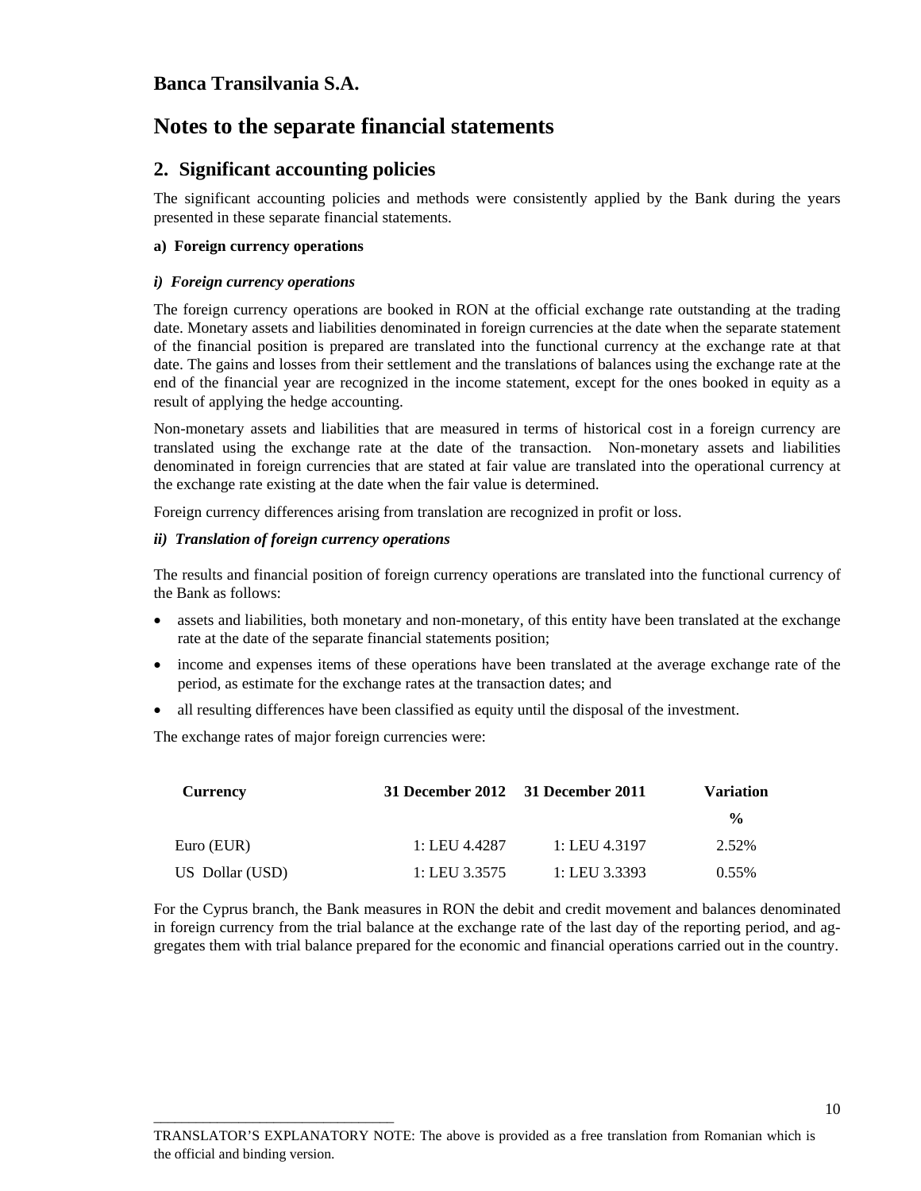# Banca Transilvania S.A.

# Notes to the separate financial statements

## 2. Significant accounting policies

The significant accounting policies and methods were consistently applied by the Bank during the years presented in these separate financial statements.

**a) Foreign currency operations**

***i) Foreign currency operations***

The foreign currency operations are booked in RON at the official exchange rate outstanding at the trading date. Monetary assets and liabilities denominated in foreign currencies at the date when the separate statement of the financial position is prepared are translated into the functional currency at the exchange rate at that date. The gains and losses from their settlement and the translations of balances using the exchange rate at the end of the financial year are recognized in the income statement, except for the ones booked in equity as a result of applying the hedge accounting.

Non-monetary assets and liabilities that are measured in terms of historical cost in a foreign currency are translated using the exchange rate at the date of the transaction. Non-monetary assets and liabilities denominated in foreign currencies that are stated at fair value are translated into the operational currency at the exchange rate existing at the date when the fair value is determined.

Foreign currency differences arising from translation are recognized in profit or loss.

***ii) Translation of foreign currency operations***

The results and financial position of foreign currency operations are translated into the functional currency of the Bank as follows:

- assets and liabilities, both monetary and non-monetary, of this entity have been translated at the exchange rate at the date of the separate financial statements position;
- income and expenses items of these operations have been translated at the average exchange rate of the period, as estimate for the exchange rates at the transaction dates; and
- all resulting differences have been classified as equity until the disposal of the investment.

The exchange rates of major foreign currencies were:

| Currency | 31 December 2012 | 31 December 2011 | Variation % |
|---|---|---|---|
| Euro (EUR) | 1: LEU 4.4287 | 1: LEU 4.3197 | 2.52% |
| US Dollar (USD) | 1: LEU 3.3575 | 1: LEU 3.3393 | 0.55% |

For the Cyprus branch, the Bank measures in RON the debit and credit movement and balances denominated in foreign currency from the trial balance at the exchange rate of the last day of the reporting period, and aggregates them with trial balance prepared for the economic and financial operations carried out in the country.

TRANSLATOR'S EXPLANATORY NOTE: The above is provided as a free translation from Romanian which is the official and binding version.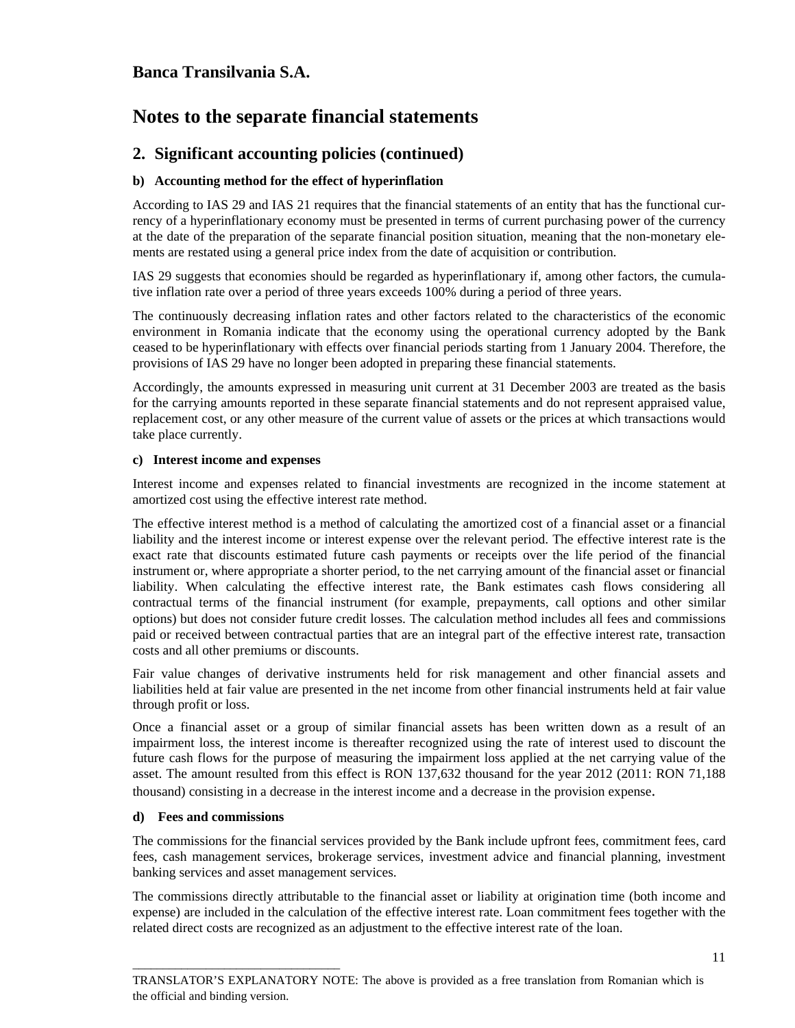# Banca Transilvania S.A.

# Notes to the separate financial statements

## 2. Significant accounting policies (continued)

### b) Accounting method for the effect of hyperinflation

According to IAS 29 and IAS 21 requires that the financial statements of an entity that has the functional currency of a hyperinflationary economy must be presented in terms of current purchasing power of the currency at the date of the preparation of the separate financial position situation, meaning that the non-monetary elements are restated using a general price index from the date of acquisition or contribution.

IAS 29 suggests that economies should be regarded as hyperinflationary if, among other factors, the cumulative inflation rate over a period of three years exceeds 100% during a period of three years.

The continuously decreasing inflation rates and other factors related to the characteristics of the economic environment in Romania indicate that the economy using the operational currency adopted by the Bank ceased to be hyperinflationary with effects over financial periods starting from 1 January 2004. Therefore, the provisions of IAS 29 have no longer been adopted in preparing these financial statements.

Accordingly, the amounts expressed in measuring unit current at 31 December 2003 are treated as the basis for the carrying amounts reported in these separate financial statements and do not represent appraised value, replacement cost, or any other measure of the current value of assets or the prices at which transactions would take place currently.

### c) Interest income and expenses

Interest income and expenses related to financial investments are recognized in the income statement at amortized cost using the effective interest rate method.

The effective interest method is a method of calculating the amortized cost of a financial asset or a financial liability and the interest income or interest expense over the relevant period. The effective interest rate is the exact rate that discounts estimated future cash payments or receipts over the life period of the financial instrument or, where appropriate a shorter period, to the net carrying amount of the financial asset or financial liability. When calculating the effective interest rate, the Bank estimates cash flows considering all contractual terms of the financial instrument (for example, prepayments, call options and other similar options) but does not consider future credit losses. The calculation method includes all fees and commissions paid or received between contractual parties that are an integral part of the effective interest rate, transaction costs and all other premiums or discounts.

Fair value changes of derivative instruments held for risk management and other financial assets and liabilities held at fair value are presented in the net income from other financial instruments held at fair value through profit or loss.

Once a financial asset or a group of similar financial assets has been written down as a result of an impairment loss, the interest income is thereafter recognized using the rate of interest used to discount the future cash flows for the purpose of measuring the impairment loss applied at the net carrying value of the asset. The amount resulted from this effect is RON 137,632 thousand for the year 2012 (2011: RON 71,188 thousand) consisting in a decrease in the interest income and a decrease in the provision expense.

### d) Fees and commissions

The commissions for the financial services provided by the Bank include upfront fees, commitment fees, card fees, cash management services, brokerage services, investment advice and financial planning, investment banking services and asset management services.

The commissions directly attributable to the financial asset or liability at origination time (both income and expense) are included in the calculation of the effective interest rate. Loan commitment fees together with the related direct costs are recognized as an adjustment to the effective interest rate of the loan.

TRANSLATOR'S EXPLANATORY NOTE: The above is provided as a free translation from Romanian which is the official and binding version.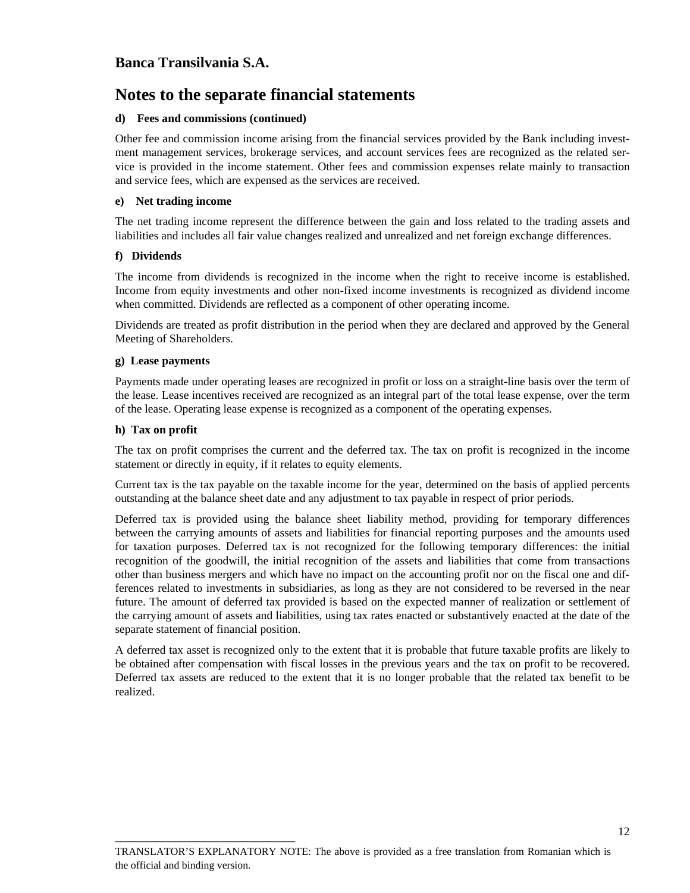# Banca Transilvania S.A.

# Notes to the separate financial statements

### d) Fees and commissions (continued)

Other fee and commission income arising from the financial services provided by the Bank including investment management services, brokerage services, and account services fees are recognized as the related service is provided in the income statement. Other fees and commission expenses relate mainly to transaction and service fees, which are expensed as the services are received.

### e) Net trading income

The net trading income represent the difference between the gain and loss related to the trading assets and liabilities and includes all fair value changes realized and unrealized and net foreign exchange differences.

### f) Dividends

The income from dividends is recognized in the income when the right to receive income is established. Income from equity investments and other non-fixed income investments is recognized as dividend income when committed. Dividends are reflected as a component of other operating income.

Dividends are treated as profit distribution in the period when they are declared and approved by the General Meeting of Shareholders.

### g) Lease payments

Payments made under operating leases are recognized in profit or loss on a straight-line basis over the term of the lease. Lease incentives received are recognized as an integral part of the total lease expense, over the term of the lease. Operating lease expense is recognized as a component of the operating expenses.

### h) Tax on profit

The tax on profit comprises the current and the deferred tax. The tax on profit is recognized in the income statement or directly in equity, if it relates to equity elements.

Current tax is the tax payable on the taxable income for the year, determined on the basis of applied percents outstanding at the balance sheet date and any adjustment to tax payable in respect of prior periods.

Deferred tax is provided using the balance sheet liability method, providing for temporary differences between the carrying amounts of assets and liabilities for financial reporting purposes and the amounts used for taxation purposes. Deferred tax is not recognized for the following temporary differences: the initial recognition of the goodwill, the initial recognition of the assets and liabilities that come from transactions other than business mergers and which have no impact on the accounting profit nor on the fiscal one and differences related to investments in subsidiaries, as long as they are not considered to be reversed in the near future. The amount of deferred tax provided is based on the expected manner of realization or settlement of the carrying amount of assets and liabilities, using tax rates enacted or substantively enacted at the date of the separate statement of financial position.

A deferred tax asset is recognized only to the extent that it is probable that future taxable profits are likely to be obtained after compensation with fiscal losses in the previous years and the tax on profit to be recovered. Deferred tax assets are reduced to the extent that it is no longer probable that the related tax benefit to be realized.

TRANSLATOR'S EXPLANATORY NOTE: The above is provided as a free translation from Romanian which is the official and binding version.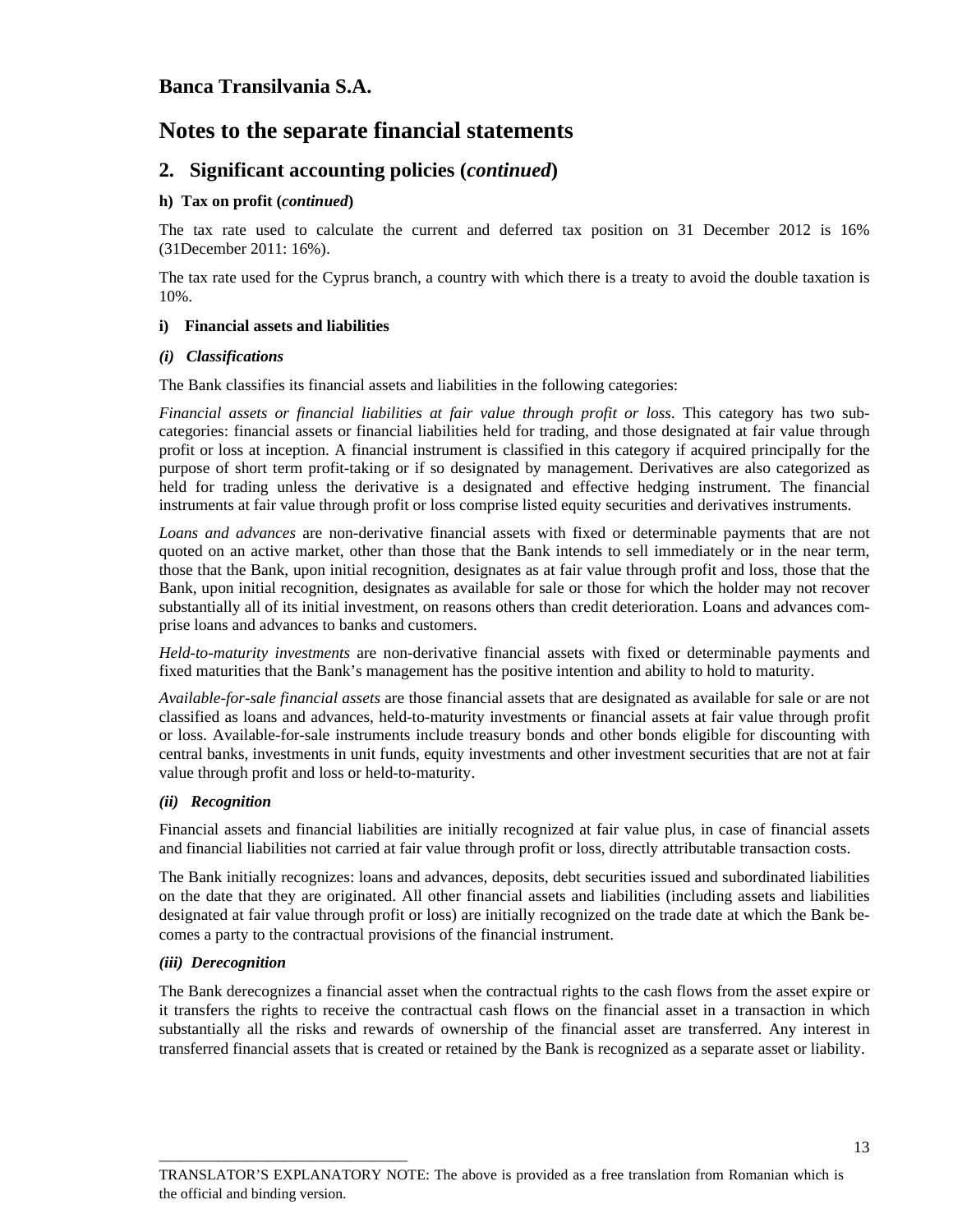# Banca Transilvania S.A.

# Notes to the separate financial statements

## 2. Significant accounting policies (*continued*)

### h) Tax on profit (*continued*)

The tax rate used to calculate the current and deferred tax position on 31 December 2012 is 16% (31December 2011: 16%).

The tax rate used for the Cyprus branch, a country with which there is a treaty to avoid the double taxation is 10%.

### i) Financial assets and liabilities

#### *(i) Classifications*

The Bank classifies its financial assets and liabilities in the following categories:

*Financial assets or financial liabilities at fair value through profit or loss*. This category has two sub-categories: financial assets or financial liabilities held for trading, and those designated at fair value through profit or loss at inception. A financial instrument is classified in this category if acquired principally for the purpose of short term profit-taking or if so designated by management. Derivatives are also categorized as held for trading unless the derivative is a designated and effective hedging instrument. The financial instruments at fair value through profit or loss comprise listed equity securities and derivatives instruments.

*Loans and advances* are non-derivative financial assets with fixed or determinable payments that are not quoted on an active market, other than those that the Bank intends to sell immediately or in the near term, those that the Bank, upon initial recognition, designates as at fair value through profit and loss, those that the Bank, upon initial recognition, designates as available for sale or those for which the holder may not recover substantially all of its initial investment, on reasons others than credit deterioration. Loans and advances comprise loans and advances to banks and customers.

*Held-to-maturity investments* are non-derivative financial assets with fixed or determinable payments and fixed maturities that the Bank's management has the positive intention and ability to hold to maturity.

*Available-for-sale financial assets* are those financial assets that are designated as available for sale or are not classified as loans and advances, held-to-maturity investments or financial assets at fair value through profit or loss. Available-for-sale instruments include treasury bonds and other bonds eligible for discounting with central banks, investments in unit funds, equity investments and other investment securities that are not at fair value through profit and loss or held-to-maturity.

#### *(ii) Recognition*

Financial assets and financial liabilities are initially recognized at fair value plus, in case of financial assets and financial liabilities not carried at fair value through profit or loss, directly attributable transaction costs.

The Bank initially recognizes: loans and advances, deposits, debt securities issued and subordinated liabilities on the date that they are originated. All other financial assets and liabilities (including assets and liabilities designated at fair value through profit or loss) are initially recognized on the trade date at which the Bank becomes a party to the contractual provisions of the financial instrument.

#### *(iii) Derecognition*

The Bank derecognizes a financial asset when the contractual rights to the cash flows from the asset expire or it transfers the rights to receive the contractual cash flows on the financial asset in a transaction in which substantially all the risks and rewards of ownership of the financial asset are transferred. Any interest in transferred financial assets that is created or retained by the Bank is recognized as a separate asset or liability.

TRANSLATOR'S EXPLANATORY NOTE: The above is provided as a free translation from Romanian which is the official and binding version.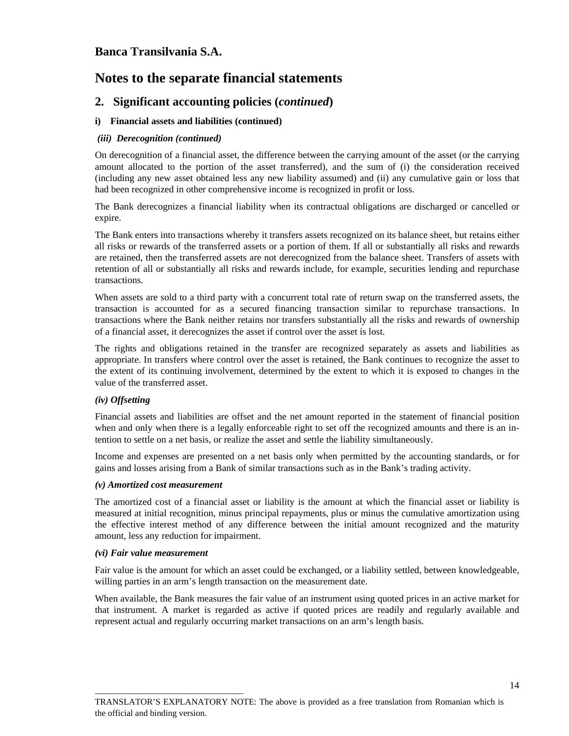# Banca Transilvania S.A.

# Notes to the separate financial statements

## 2. Significant accounting policies (*continued*)

### i) Financial assets and liabilities (continued)

#### *(iii) Derecognition (continued)*

On derecognition of a financial asset, the difference between the carrying amount of the asset (or the carrying amount allocated to the portion of the asset transferred), and the sum of (i) the consideration received (including any new asset obtained less any new liability assumed) and (ii) any cumulative gain or loss that had been recognized in other comprehensive income is recognized in profit or loss.

The Bank derecognizes a financial liability when its contractual obligations are discharged or cancelled or expire.

The Bank enters into transactions whereby it transfers assets recognized on its balance sheet, but retains either all risks or rewards of the transferred assets or a portion of them. If all or substantially all risks and rewards are retained, then the transferred assets are not derecognized from the balance sheet. Transfers of assets with retention of all or substantially all risks and rewards include, for example, securities lending and repurchase transactions.

When assets are sold to a third party with a concurrent total rate of return swap on the transferred assets, the transaction is accounted for as a secured financing transaction similar to repurchase transactions. In transactions where the Bank neither retains nor transfers substantially all the risks and rewards of ownership of a financial asset, it derecognizes the asset if control over the asset is lost.

The rights and obligations retained in the transfer are recognized separately as assets and liabilities as appropriate. In transfers where control over the asset is retained, the Bank continues to recognize the asset to the extent of its continuing involvement, determined by the extent to which it is exposed to changes in the value of the transferred asset.

#### *(iv) Offsetting*

Financial assets and liabilities are offset and the net amount reported in the statement of financial position when and only when there is a legally enforceable right to set off the recognized amounts and there is an intention to settle on a net basis, or realize the asset and settle the liability simultaneously.

Income and expenses are presented on a net basis only when permitted by the accounting standards, or for gains and losses arising from a Bank of similar transactions such as in the Bank's trading activity.

#### *(v) Amortized cost measurement*

The amortized cost of a financial asset or liability is the amount at which the financial asset or liability is measured at initial recognition, minus principal repayments, plus or minus the cumulative amortization using the effective interest method of any difference between the initial amount recognized and the maturity amount, less any reduction for impairment.

#### *(vi) Fair value measurement*

Fair value is the amount for which an asset could be exchanged, or a liability settled, between knowledgeable, willing parties in an arm's length transaction on the measurement date.

When available, the Bank measures the fair value of an instrument using quoted prices in an active market for that instrument. A market is regarded as active if quoted prices are readily and regularly available and represent actual and regularly occurring market transactions on an arm's length basis.

TRANSLATOR'S EXPLANATORY NOTE: The above is provided as a free translation from Romanian which is the official and binding version.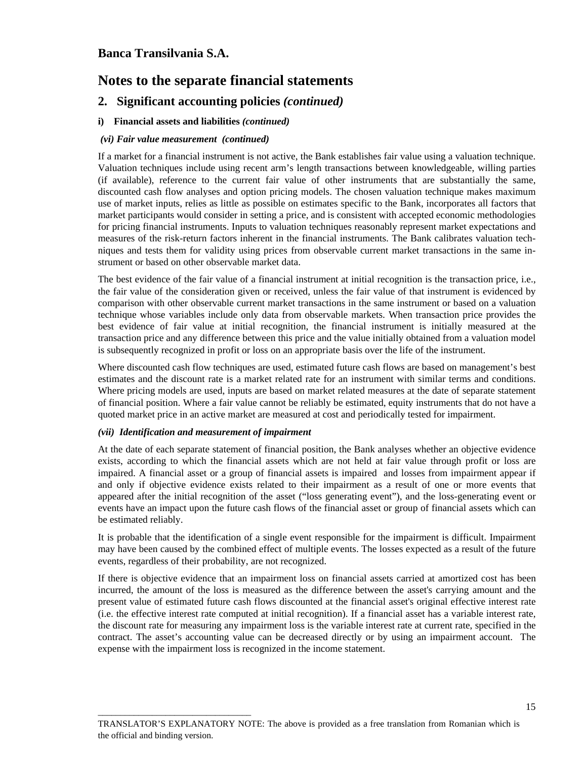**Banca Transilvania S.A.**

# Notes to the separate financial statements

## 2. Significant accounting policies *(continued)*

**i) Financial assets and liabilities** ***(continued)***

***(vi) Fair value measurement (continued)***

If a market for a financial instrument is not active, the Bank establishes fair value using a valuation technique. Valuation techniques include using recent arm's length transactions between knowledgeable, willing parties (if available), reference to the current fair value of other instruments that are substantially the same, discounted cash flow analyses and option pricing models. The chosen valuation technique makes maximum use of market inputs, relies as little as possible on estimates specific to the Bank, incorporates all factors that market participants would consider in setting a price, and is consistent with accepted economic methodologies for pricing financial instruments. Inputs to valuation techniques reasonably represent market expectations and measures of the risk-return factors inherent in the financial instruments. The Bank calibrates valuation techniques and tests them for validity using prices from observable current market transactions in the same instrument or based on other observable market data.

The best evidence of the fair value of a financial instrument at initial recognition is the transaction price, i.e., the fair value of the consideration given or received, unless the fair value of that instrument is evidenced by comparison with other observable current market transactions in the same instrument or based on a valuation technique whose variables include only data from observable markets. When transaction price provides the best evidence of fair value at initial recognition, the financial instrument is initially measured at the transaction price and any difference between this price and the value initially obtained from a valuation model is subsequently recognized in profit or loss on an appropriate basis over the life of the instrument.

Where discounted cash flow techniques are used, estimated future cash flows are based on management's best estimates and the discount rate is a market related rate for an instrument with similar terms and conditions. Where pricing models are used, inputs are based on market related measures at the date of separate statement of financial position. Where a fair value cannot be reliably be estimated, equity instruments that do not have a quoted market price in an active market are measured at cost and periodically tested for impairment.

***(vii) Identification and measurement of impairment***

At the date of each separate statement of financial position, the Bank analyses whether an objective evidence exists, according to which the financial assets which are not held at fair value through profit or loss are impaired. A financial asset or a group of financial assets is impaired and losses from impairment appear if and only if objective evidence exists related to their impairment as a result of one or more events that appeared after the initial recognition of the asset ("loss generating event"), and the loss-generating event or events have an impact upon the future cash flows of the financial asset or group of financial assets which can be estimated reliably.

It is probable that the identification of a single event responsible for the impairment is difficult. Impairment may have been caused by the combined effect of multiple events. The losses expected as a result of the future events, regardless of their probability, are not recognized.

If there is objective evidence that an impairment loss on financial assets carried at amortized cost has been incurred, the amount of the loss is measured as the difference between the asset's carrying amount and the present value of estimated future cash flows discounted at the financial asset's original effective interest rate (i.e. the effective interest rate computed at initial recognition). If a financial asset has a variable interest rate, the discount rate for measuring any impairment loss is the variable interest rate at current rate, specified in the contract. The asset's accounting value can be decreased directly or by using an impairment account. The expense with the impairment loss is recognized in the income statement.

TRANSLATOR'S EXPLANATORY NOTE: The above is provided as a free translation from Romanian which is the official and binding version.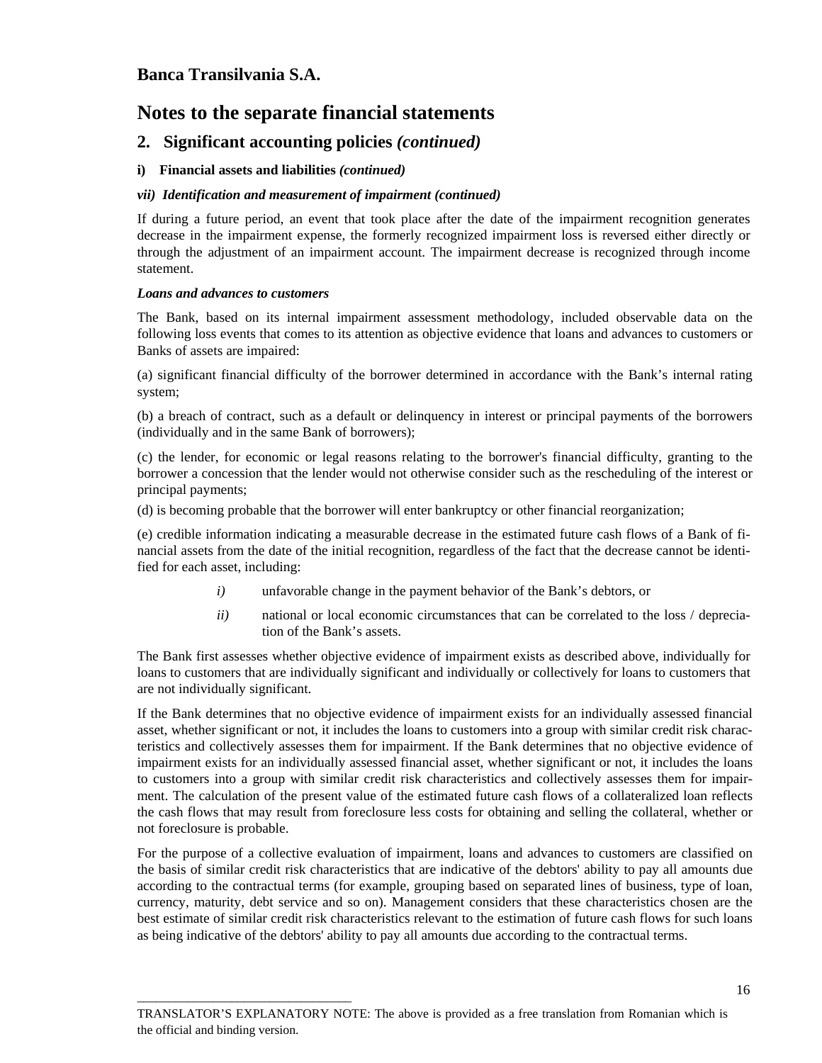# Banca Transilvania S.A.

# Notes to the separate financial statements

## 2. Significant accounting policies *(continued)*

**i) Financial assets and liabilities *(continued)***

***vii) Identification and measurement of impairment (continued)***

If during a future period, an event that took place after the date of the impairment recognition generates decrease in the impairment expense, the formerly recognized impairment loss is reversed either directly or through the adjustment of an impairment account. The impairment decrease is recognized through income statement.

***Loans and advances to customers***

The Bank, based on its internal impairment assessment methodology, included observable data on the following loss events that comes to its attention as objective evidence that loans and advances to customers or Banks of assets are impaired:

(a) significant financial difficulty of the borrower determined in accordance with the Bank's internal rating system;

(b) a breach of contract, such as a default or delinquency in interest or principal payments of the borrowers (individually and in the same Bank of borrowers);

(c) the lender, for economic or legal reasons relating to the borrower's financial difficulty, granting to the borrower a concession that the lender would not otherwise consider such as the rescheduling of the interest or principal payments;

(d) is becoming probable that the borrower will enter bankruptcy or other financial reorganization;

(e) credible information indicating a measurable decrease in the estimated future cash flows of a Bank of financial assets from the date of the initial recognition, regardless of the fact that the decrease cannot be identified for each asset, including:

- *i)* unfavorable change in the payment behavior of the Bank's debtors, or
- *ii)* national or local economic circumstances that can be correlated to the loss / depreciation of the Bank's assets.

The Bank first assesses whether objective evidence of impairment exists as described above, individually for loans to customers that are individually significant and individually or collectively for loans to customers that are not individually significant.

If the Bank determines that no objective evidence of impairment exists for an individually assessed financial asset, whether significant or not, it includes the loans to customers into a group with similar credit risk characteristics and collectively assesses them for impairment. If the Bank determines that no objective evidence of impairment exists for an individually assessed financial asset, whether significant or not, it includes the loans to customers into a group with similar credit risk characteristics and collectively assesses them for impairment. The calculation of the present value of the estimated future cash flows of a collateralized loan reflects the cash flows that may result from foreclosure less costs for obtaining and selling the collateral, whether or not foreclosure is probable.

For the purpose of a collective evaluation of impairment, loans and advances to customers are classified on the basis of similar credit risk characteristics that are indicative of the debtors' ability to pay all amounts due according to the contractual terms (for example, grouping based on separated lines of business, type of loan, currency, maturity, debt service and so on). Management considers that these characteristics chosen are the best estimate of similar credit risk characteristics relevant to the estimation of future cash flows for such loans as being indicative of the debtors' ability to pay all amounts due according to the contractual terms.

TRANSLATOR'S EXPLANATORY NOTE: The above is provided as a free translation from Romanian which is the official and binding version.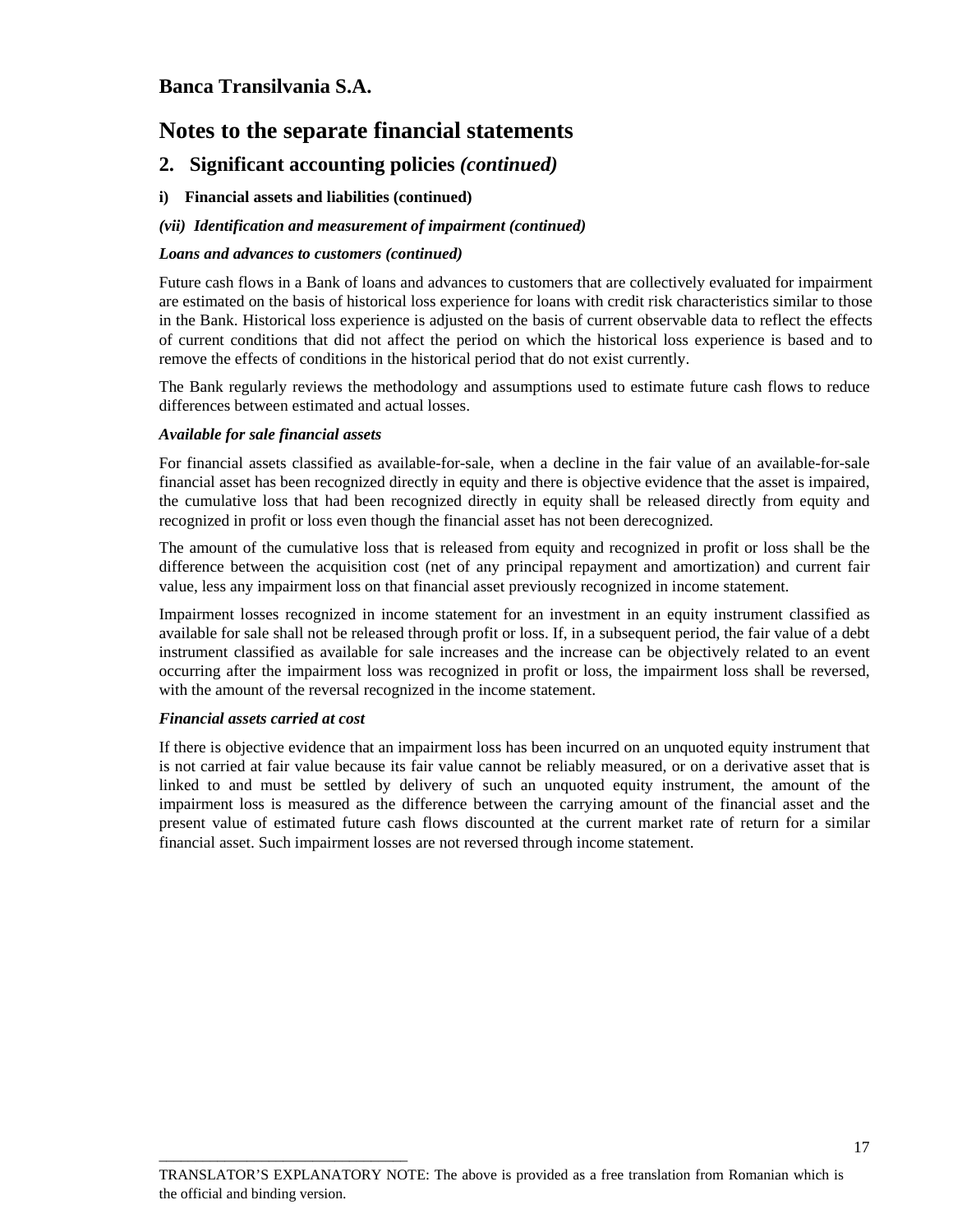# Banca Transilvania S.A.

# Notes to the separate financial statements

## 2. Significant accounting policies *(continued)*

**i) Financial assets and liabilities (continued)**

***(vii) Identification and measurement of impairment (continued)***

***Loans and advances to customers (continued)***

Future cash flows in a Bank of loans and advances to customers that are collectively evaluated for impairment are estimated on the basis of historical loss experience for loans with credit risk characteristics similar to those in the Bank. Historical loss experience is adjusted on the basis of current observable data to reflect the effects of current conditions that did not affect the period on which the historical loss experience is based and to remove the effects of conditions in the historical period that do not exist currently.

The Bank regularly reviews the methodology and assumptions used to estimate future cash flows to reduce differences between estimated and actual losses.

***Available for sale financial assets***

For financial assets classified as available-for-sale, when a decline in the fair value of an available-for-sale financial asset has been recognized directly in equity and there is objective evidence that the asset is impaired, the cumulative loss that had been recognized directly in equity shall be released directly from equity and recognized in profit or loss even though the financial asset has not been derecognized.

The amount of the cumulative loss that is released from equity and recognized in profit or loss shall be the difference between the acquisition cost (net of any principal repayment and amortization) and current fair value, less any impairment loss on that financial asset previously recognized in income statement.

Impairment losses recognized in income statement for an investment in an equity instrument classified as available for sale shall not be released through profit or loss. If, in a subsequent period, the fair value of a debt instrument classified as available for sale increases and the increase can be objectively related to an event occurring after the impairment loss was recognized in profit or loss, the impairment loss shall be reversed, with the amount of the reversal recognized in the income statement.

***Financial assets carried at cost***

If there is objective evidence that an impairment loss has been incurred on an unquoted equity instrument that is not carried at fair value because its fair value cannot be reliably measured, or on a derivative asset that is linked to and must be settled by delivery of such an unquoted equity instrument, the amount of the impairment loss is measured as the difference between the carrying amount of the financial asset and the present value of estimated future cash flows discounted at the current market rate of return for a similar financial asset. Such impairment losses are not reversed through income statement.

TRANSLATOR'S EXPLANATORY NOTE: The above is provided as a free translation from Romanian which is the official and binding version.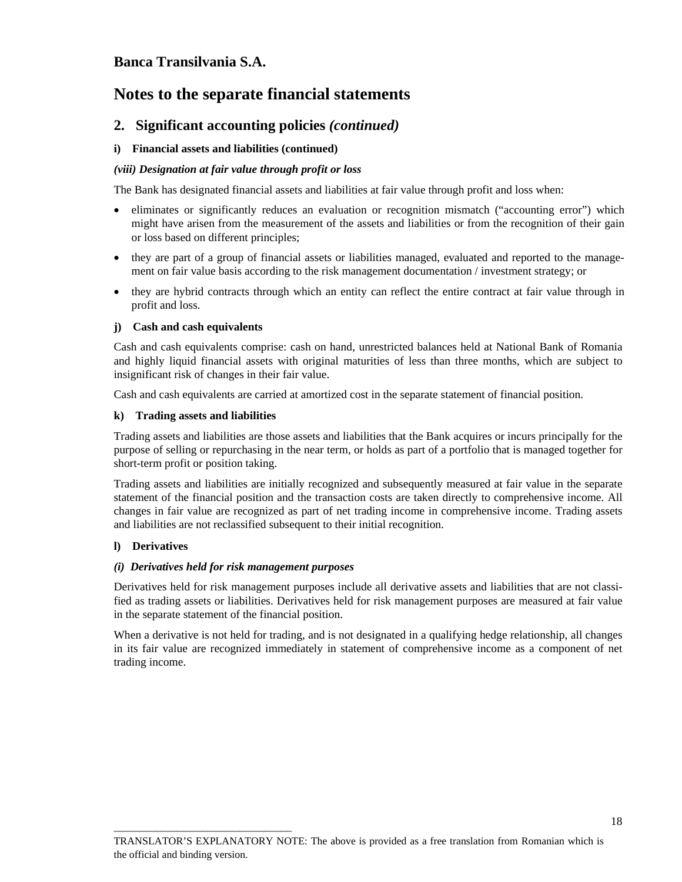## 2. Significant accounting policies *(continued)*

### i) Financial assets and liabilities (continued)

#### *(viii) Designation at fair value through profit or loss*

The Bank has designated financial assets and liabilities at fair value through profit and loss when:

- eliminates or significantly reduces an evaluation or recognition mismatch ("accounting error") which might have arisen from the measurement of the assets and liabilities or from the recognition of their gain or loss based on different principles;
- they are part of a group of financial assets or liabilities managed, evaluated and reported to the management on fair value basis according to the risk management documentation / investment strategy; or
- they are hybrid contracts through which an entity can reflect the entire contract at fair value through in profit and loss.

### j) Cash and cash equivalents

Cash and cash equivalents comprise: cash on hand, unrestricted balances held at National Bank of Romania and highly liquid financial assets with original maturities of less than three months, which are subject to insignificant risk of changes in their fair value.

Cash and cash equivalents are carried at amortized cost in the separate statement of financial position.

### k) Trading assets and liabilities

Trading assets and liabilities are those assets and liabilities that the Bank acquires or incurs principally for the purpose of selling or repurchasing in the near term, or holds as part of a portfolio that is managed together for short-term profit or position taking.

Trading assets and liabilities are initially recognized and subsequently measured at fair value in the separate statement of the financial position and the transaction costs are taken directly to comprehensive income. All changes in fair value are recognized as part of net trading income in comprehensive income. Trading assets and liabilities are not reclassified subsequent to their initial recognition.

### l) Derivatives

#### *(i) Derivatives held for risk management purposes*

Derivatives held for risk management purposes include all derivative assets and liabilities that are not classified as trading assets or liabilities. Derivatives held for risk management purposes are measured at fair value in the separate statement of the financial position.

When a derivative is not held for trading, and is not designated in a qualifying hedge relationship, all changes in its fair value are recognized immediately in statement of comprehensive income as a component of net trading income.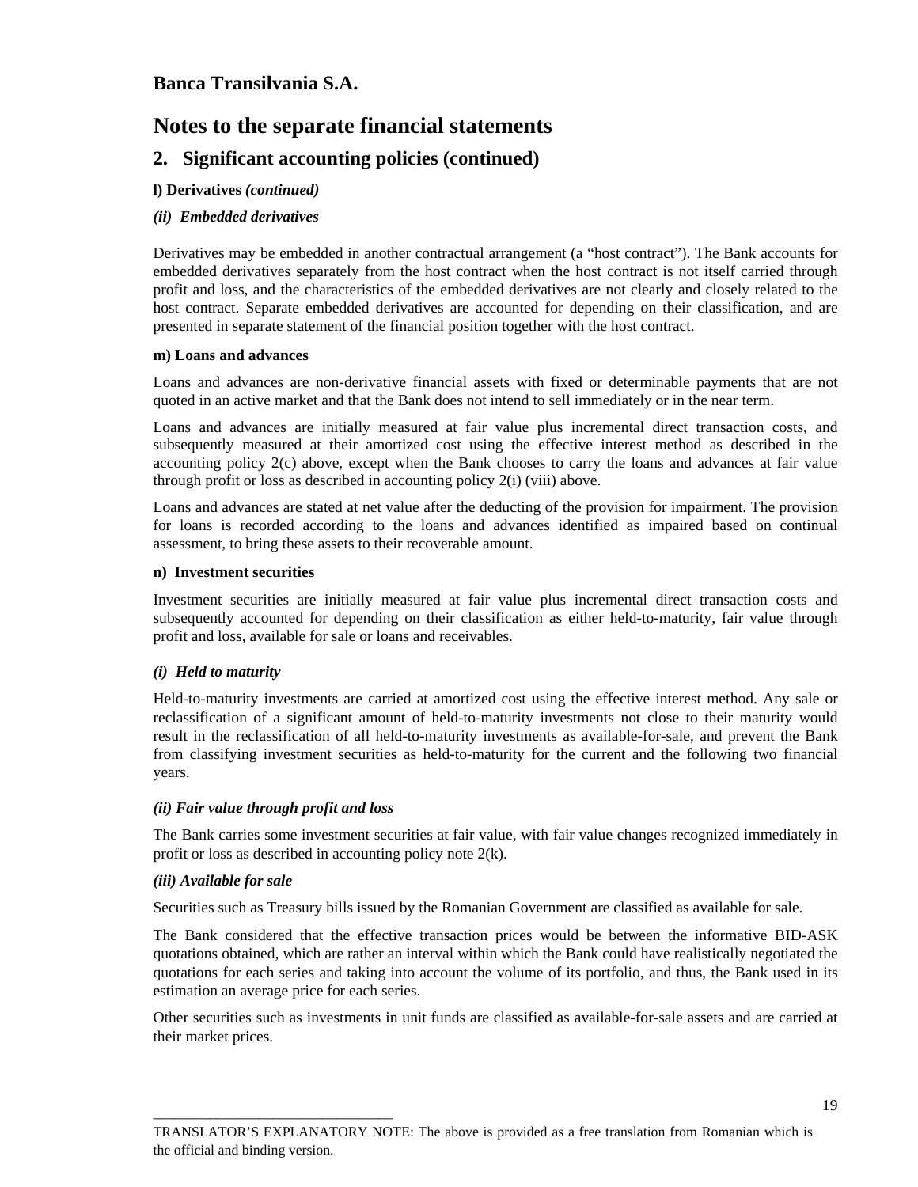# Banca Transilvania S.A.

# Notes to the separate financial statements

## 2. Significant accounting policies (continued)

**l) Derivatives** ***(continued)***

***(ii) Embedded derivatives***

Derivatives may be embedded in another contractual arrangement (a “host contract”). The Bank accounts for embedded derivatives separately from the host contract when the host contract is not itself carried through profit and loss, and the characteristics of the embedded derivatives are not clearly and closely related to the host contract. Separate embedded derivatives are accounted for depending on their classification, and are presented in separate statement of the financial position together with the host contract.

**m) Loans and advances**

Loans and advances are non-derivative financial assets with fixed or determinable payments that are not quoted in an active market and that the Bank does not intend to sell immediately or in the near term.

Loans and advances are initially measured at fair value plus incremental direct transaction costs, and subsequently measured at their amortized cost using the effective interest method as described in the accounting policy 2(c) above, except when the Bank chooses to carry the loans and advances at fair value through profit or loss as described in accounting policy 2(i) (viii) above.

Loans and advances are stated at net value after the deducting of the provision for impairment. The provision for loans is recorded according to the loans and advances identified as impaired based on continual assessment, to bring these assets to their recoverable amount.

**n) Investment securities**

Investment securities are initially measured at fair value plus incremental direct transaction costs and subsequently accounted for depending on their classification as either held-to-maturity, fair value through profit and loss, available for sale or loans and receivables.

***(i) Held to maturity***

Held-to-maturity investments are carried at amortized cost using the effective interest method. Any sale or reclassification of a significant amount of held-to-maturity investments not close to their maturity would result in the reclassification of all held-to-maturity investments as available-for-sale, and prevent the Bank from classifying investment securities as held-to-maturity for the current and the following two financial years.

***(ii) Fair value through profit and loss***

The Bank carries some investment securities at fair value, with fair value changes recognized immediately in profit or loss as described in accounting policy note 2(k).

***(iii) Available for sale***

Securities such as Treasury bills issued by the Romanian Government are classified as available for sale.

The Bank considered that the effective transaction prices would be between the informative BID-ASK quotations obtained, which are rather an interval within which the Bank could have realistically negotiated the quotations for each series and taking into account the volume of its portfolio, and thus, the Bank used in its estimation an average price for each series.

Other securities such as investments in unit funds are classified as available-for-sale assets and are carried at their market prices.

TRANSLATOR’S EXPLANATORY NOTE: The above is provided as a free translation from Romanian which is the official and binding version.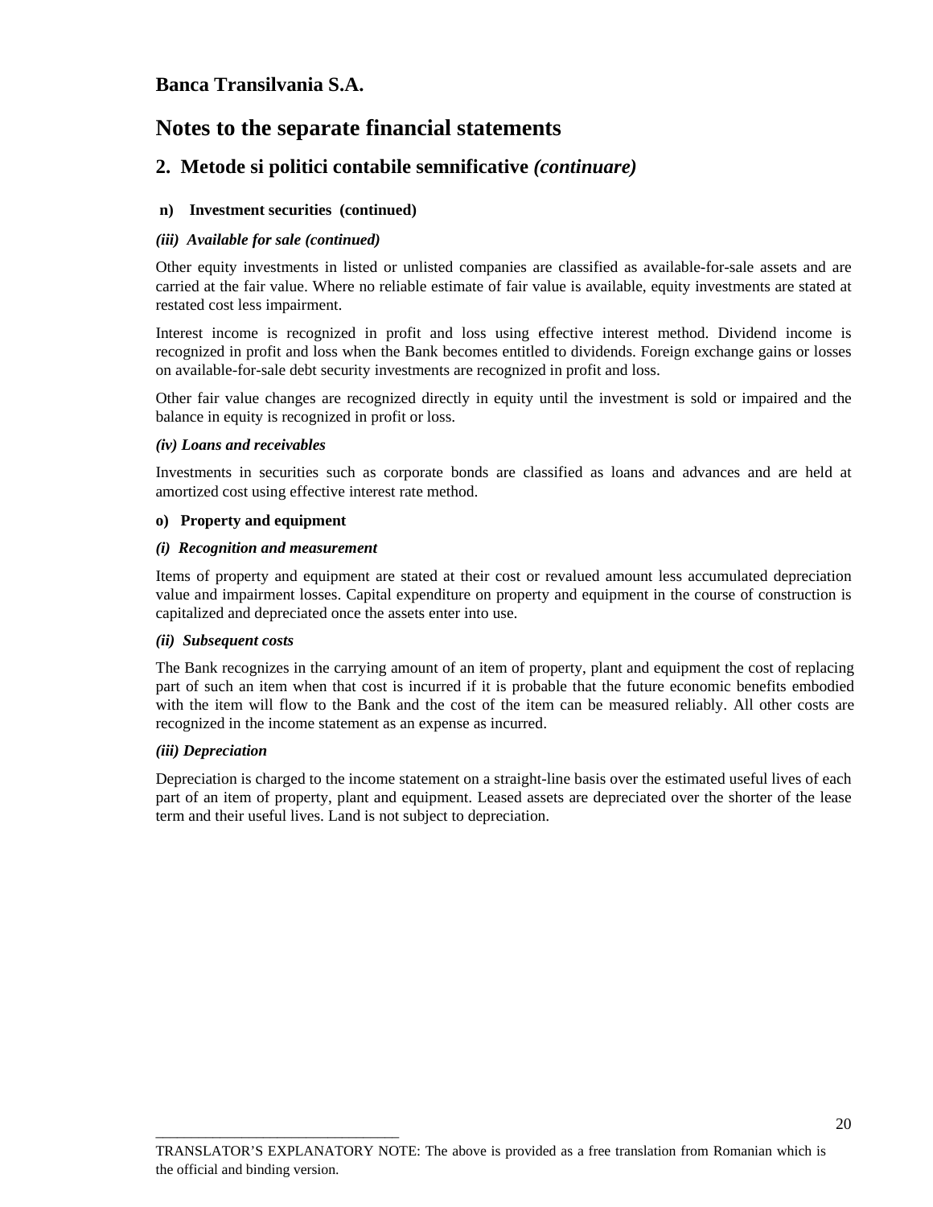# Banca Transilvania S.A.

# Notes to the separate financial statements

## 2. Metode si politici contabile semnificative *(continuare)*

**n) Investment securities (continued)**

***(iii) Available for sale (continued)***

Other equity investments in listed or unlisted companies are classified as available-for-sale assets and are carried at the fair value. Where no reliable estimate of fair value is available, equity investments are stated at restated cost less impairment.

Interest income is recognized in profit and loss using effective interest method. Dividend income is recognized in profit and loss when the Bank becomes entitled to dividends. Foreign exchange gains or losses on available-for-sale debt security investments are recognized in profit and loss.

Other fair value changes are recognized directly in equity until the investment is sold or impaired and the balance in equity is recognized in profit or loss.

***(iv) Loans and receivables***

Investments in securities such as corporate bonds are classified as loans and advances and are held at amortized cost using effective interest rate method.

**o) Property and equipment**

***(i) Recognition and measurement***

Items of property and equipment are stated at their cost or revalued amount less accumulated depreciation value and impairment losses. Capital expenditure on property and equipment in the course of construction is capitalized and depreciated once the assets enter into use.

***(ii) Subsequent costs***

The Bank recognizes in the carrying amount of an item of property, plant and equipment the cost of replacing part of such an item when that cost is incurred if it is probable that the future economic benefits embodied with the item will flow to the Bank and the cost of the item can be measured reliably. All other costs are recognized in the income statement as an expense as incurred.

***(iii) Depreciation***

Depreciation is charged to the income statement on a straight-line basis over the estimated useful lives of each part of an item of property, plant and equipment. Leased assets are depreciated over the shorter of the lease term and their useful lives. Land is not subject to depreciation.

TRANSLATOR'S EXPLANATORY NOTE: The above is provided as a free translation from Romanian which is the official and binding version.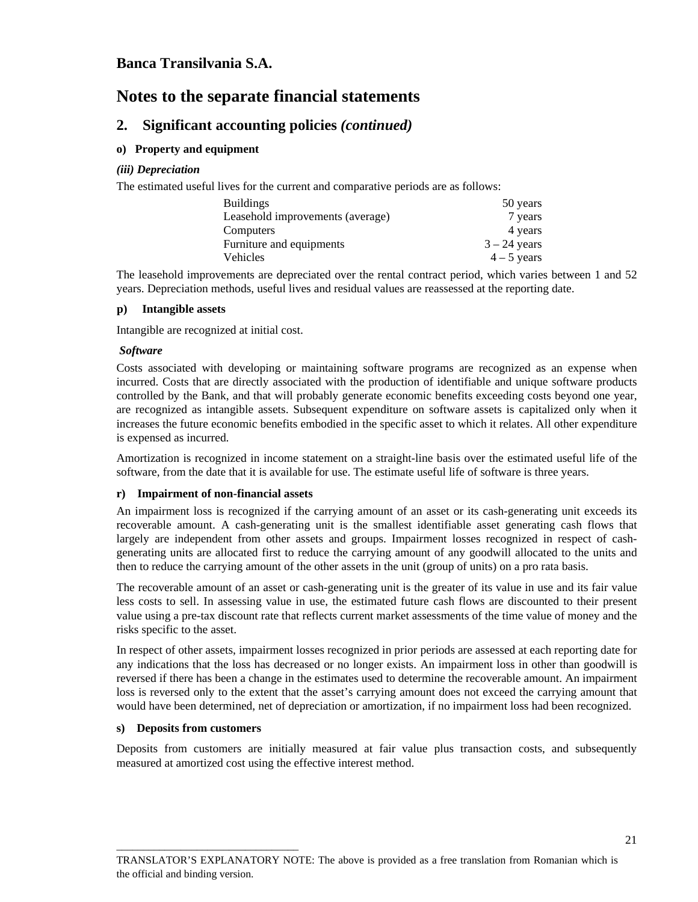## Banca Transilvania S.A.

# Notes to the separate financial statements

## 2. Significant accounting policies *(continued)*

### o) Property and equipment

#### *(iii) Depreciation*

The estimated useful lives for the current and comparative periods are as follows:

| | |
|---|---|
| Buildings | 50 years |
| Leasehold improvements (average) | 7 years |
| Computers | 4 years |
| Furniture and equipments | 3 – 24 years |
| Vehicles | 4 – 5 years |

The leasehold improvements are depreciated over the rental contract period, which varies between 1 and 52 years. Depreciation methods, useful lives and residual values are reassessed at the reporting date.

### p) Intangible assets

Intangible are recognized at initial cost.

#### *Software*

Costs associated with developing or maintaining software programs are recognized as an expense when incurred. Costs that are directly associated with the production of identifiable and unique software products controlled by the Bank, and that will probably generate economic benefits exceeding costs beyond one year, are recognized as intangible assets. Subsequent expenditure on software assets is capitalized only when it increases the future economic benefits embodied in the specific asset to which it relates. All other expenditure is expensed as incurred.

Amortization is recognized in income statement on a straight-line basis over the estimated useful life of the software, from the date that it is available for use. The estimate useful life of software is three years.

### r) Impairment of non-financial assets

An impairment loss is recognized if the carrying amount of an asset or its cash-generating unit exceeds its recoverable amount. A cash-generating unit is the smallest identifiable asset generating cash flows that largely are independent from other assets and groups. Impairment losses recognized in respect of cash-generating units are allocated first to reduce the carrying amount of any goodwill allocated to the units and then to reduce the carrying amount of the other assets in the unit (group of units) on a pro rata basis.

The recoverable amount of an asset or cash-generating unit is the greater of its value in use and its fair value less costs to sell. In assessing value in use, the estimated future cash flows are discounted to their present value using a pre-tax discount rate that reflects current market assessments of the time value of money and the risks specific to the asset.

In respect of other assets, impairment losses recognized in prior periods are assessed at each reporting date for any indications that the loss has decreased or no longer exists. An impairment loss in other than goodwill is reversed if there has been a change in the estimates used to determine the recoverable amount. An impairment loss is reversed only to the extent that the asset's carrying amount does not exceed the carrying amount that would have been determined, net of depreciation or amortization, if no impairment loss had been recognized.

### s) Deposits from customers

Deposits from customers are initially measured at fair value plus transaction costs, and subsequently measured at amortized cost using the effective interest method.

TRANSLATOR'S EXPLANATORY NOTE: The above is provided as a free translation from Romanian which is the official and binding version.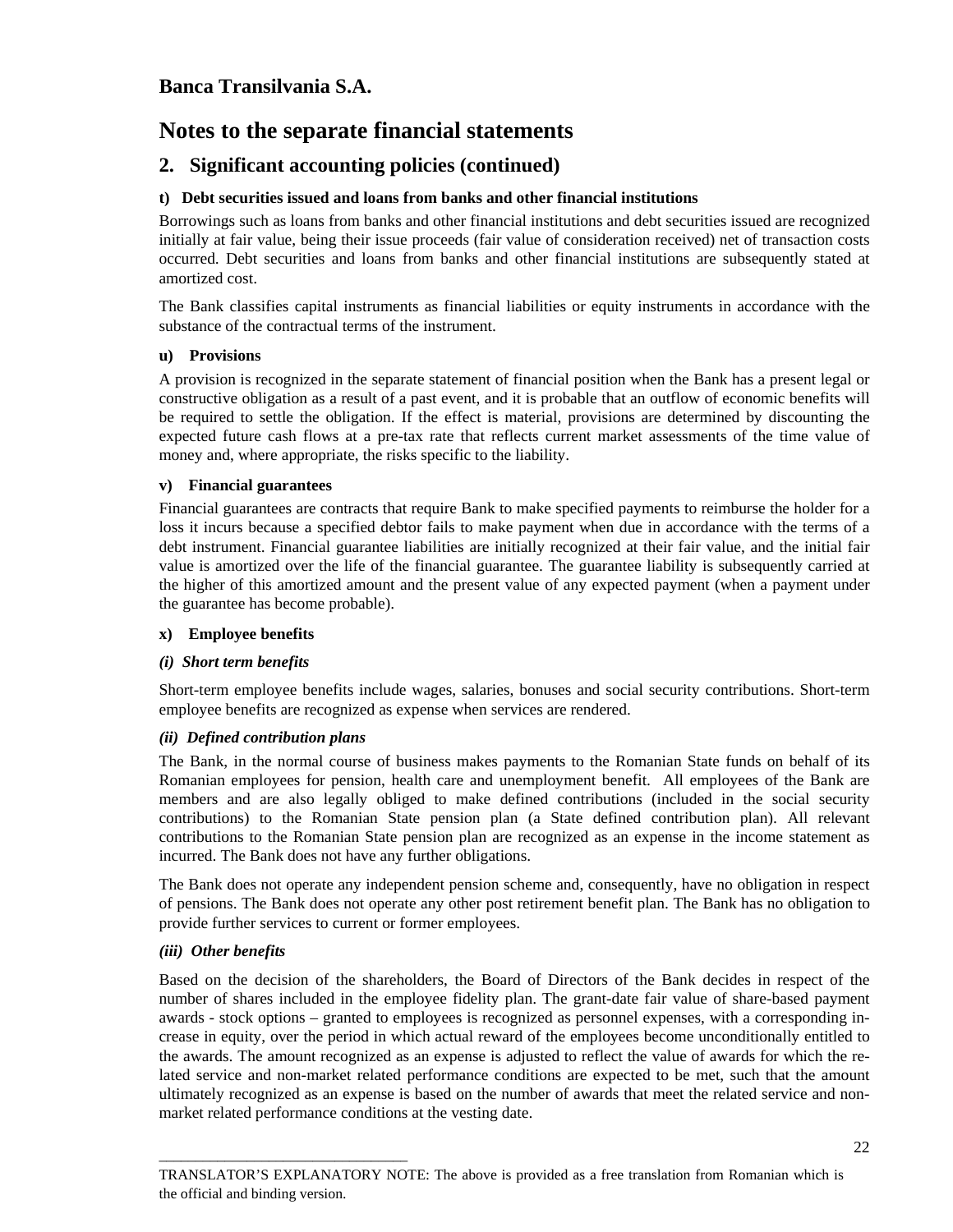# Banca Transilvania S.A.

# Notes to the separate financial statements

## 2. Significant accounting policies (continued)

### t) Debt securities issued and loans from banks and other financial institutions

Borrowings such as loans from banks and other financial institutions and debt securities issued are recognized initially at fair value, being their issue proceeds (fair value of consideration received) net of transaction costs occurred. Debt securities and loans from banks and other financial institutions are subsequently stated at amortized cost.

The Bank classifies capital instruments as financial liabilities or equity instruments in accordance with the substance of the contractual terms of the instrument.

### u) Provisions

A provision is recognized in the separate statement of financial position when the Bank has a present legal or constructive obligation as a result of a past event, and it is probable that an outflow of economic benefits will be required to settle the obligation. If the effect is material, provisions are determined by discounting the expected future cash flows at a pre-tax rate that reflects current market assessments of the time value of money and, where appropriate, the risks specific to the liability.

### v) Financial guarantees

Financial guarantees are contracts that require Bank to make specified payments to reimburse the holder for a loss it incurs because a specified debtor fails to make payment when due in accordance with the terms of a debt instrument. Financial guarantee liabilities are initially recognized at their fair value, and the initial fair value is amortized over the life of the financial guarantee. The guarantee liability is subsequently carried at the higher of this amortized amount and the present value of any expected payment (when a payment under the guarantee has become probable).

### x) Employee benefits

***(i) Short term benefits***

Short-term employee benefits include wages, salaries, bonuses and social security contributions. Short-term employee benefits are recognized as expense when services are rendered.

***(ii) Defined contribution plans***

The Bank, in the normal course of business makes payments to the Romanian State funds on behalf of its Romanian employees for pension, health care and unemployment benefit. All employees of the Bank are members and are also legally obliged to make defined contributions (included in the social security contributions) to the Romanian State pension plan (a State defined contribution plan). All relevant contributions to the Romanian State pension plan are recognized as an expense in the income statement as incurred. The Bank does not have any further obligations.

The Bank does not operate any independent pension scheme and, consequently, have no obligation in respect of pensions. The Bank does not operate any other post retirement benefit plan. The Bank has no obligation to provide further services to current or former employees.

***(iii) Other benefits***

Based on the decision of the shareholders, the Board of Directors of the Bank decides in respect of the number of shares included in the employee fidelity plan. The grant-date fair value of share-based payment awards - stock options – granted to employees is recognized as personnel expenses, with a corresponding increase in equity, over the period in which actual reward of the employees become unconditionally entitled to the awards. The amount recognized as an expense is adjusted to reflect the value of awards for which the related service and non-market related performance conditions are expected to be met, such that the amount ultimately recognized as an expense is based on the number of awards that meet the related service and non-market related performance conditions at the vesting date.

TRANSLATOR'S EXPLANATORY NOTE: The above is provided as a free translation from Romanian which is the official and binding version.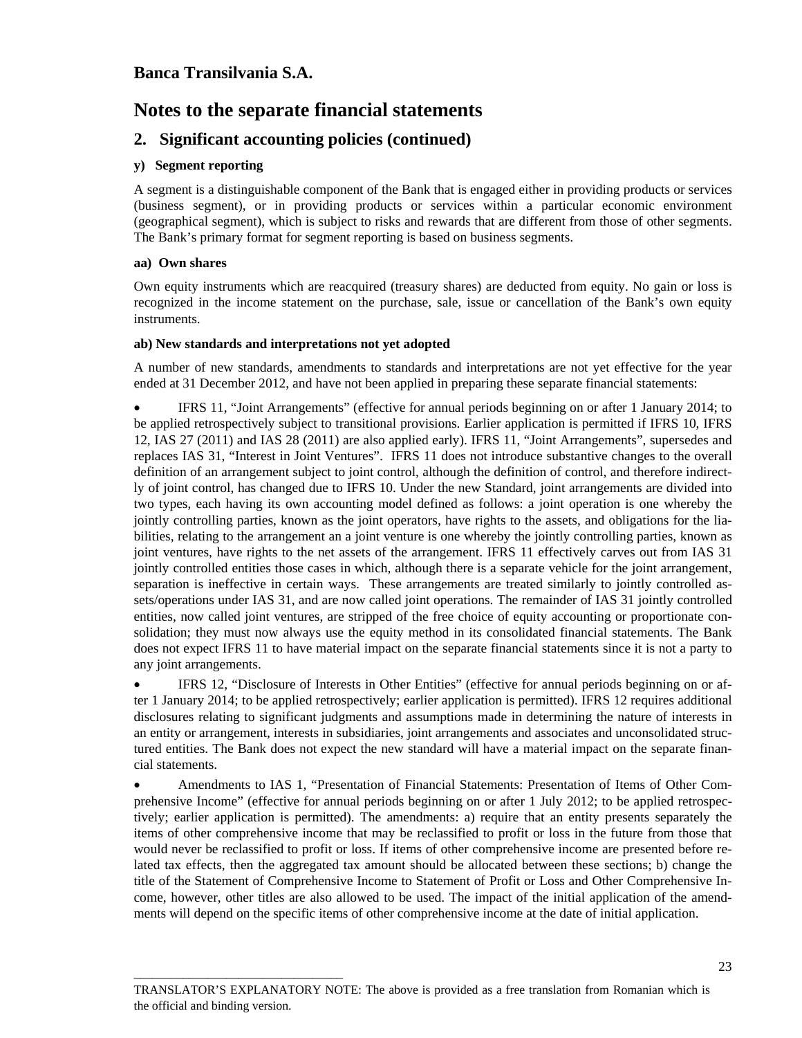Banca Transilvania S.A.

# Notes to the separate financial statements

## 2. Significant accounting policies (continued)

### y) Segment reporting

A segment is a distinguishable component of the Bank that is engaged either in providing products or services (business segment), or in providing products or services within a particular economic environment (geographical segment), which is subject to risks and rewards that are different from those of other segments. The Bank's primary format for segment reporting is based on business segments.

### aa) Own shares

Own equity instruments which are reacquired (treasury shares) are deducted from equity. No gain or loss is recognized in the income statement on the purchase, sale, issue or cancellation of the Bank's own equity instruments.

### ab) New standards and interpretations not yet adopted

A number of new standards, amendments to standards and interpretations are not yet effective for the year ended at 31 December 2012, and have not been applied in preparing these separate financial statements:

- IFRS 11, "Joint Arrangements" (effective for annual periods beginning on or after 1 January 2014; to be applied retrospectively subject to transitional provisions. Earlier application is permitted if IFRS 10, IFRS 12, IAS 27 (2011) and IAS 28 (2011) are also applied early). IFRS 11, "Joint Arrangements", supersedes and replaces IAS 31, "Interest in Joint Ventures". IFRS 11 does not introduce substantive changes to the overall definition of an arrangement subject to joint control, although the definition of control, and therefore indirectly of joint control, has changed due to IFRS 10. Under the new Standard, joint arrangements are divided into two types, each having its own accounting model defined as follows: a joint operation is one whereby the jointly controlling parties, known as the joint operators, have rights to the assets, and obligations for the liabilities, relating to the arrangement an a joint venture is one whereby the jointly controlling parties, known as joint ventures, have rights to the net assets of the arrangement. IFRS 11 effectively carves out from IAS 31 jointly controlled entities those cases in which, although there is a separate vehicle for the joint arrangement, separation is ineffective in certain ways. These arrangements are treated similarly to jointly controlled assets/operations under IAS 31, and are now called joint operations. The remainder of IAS 31 jointly controlled entities, now called joint ventures, are stripped of the free choice of equity accounting or proportionate consolidation; they must now always use the equity method in its consolidated financial statements. The Bank does not expect IFRS 11 to have material impact on the separate financial statements since it is not a party to any joint arrangements.

- IFRS 12, "Disclosure of Interests in Other Entities" (effective for annual periods beginning on or after 1 January 2014; to be applied retrospectively; earlier application is permitted). IFRS 12 requires additional disclosures relating to significant judgments and assumptions made in determining the nature of interests in an entity or arrangement, interests in subsidiaries, joint arrangements and associates and unconsolidated structured entities. The Bank does not expect the new standard will have a material impact on the separate financial statements.

- Amendments to IAS 1, "Presentation of Financial Statements: Presentation of Items of Other Comprehensive Income" (effective for annual periods beginning on or after 1 July 2012; to be applied retrospectively; earlier application is permitted). The amendments: a) require that an entity presents separately the items of other comprehensive income that may be reclassified to profit or loss in the future from those that would never be reclassified to profit or loss. If items of other comprehensive income are presented before related tax effects, then the aggregated tax amount should be allocated between these sections; b) change the title of the Statement of Comprehensive Income to Statement of Profit or Loss and Other Comprehensive Income, however, other titles are also allowed to be used. The impact of the initial application of the amendments will depend on the specific items of other comprehensive income at the date of initial application.

TRANSLATOR'S EXPLANATORY NOTE: The above is provided as a free translation from Romanian which is the official and binding version.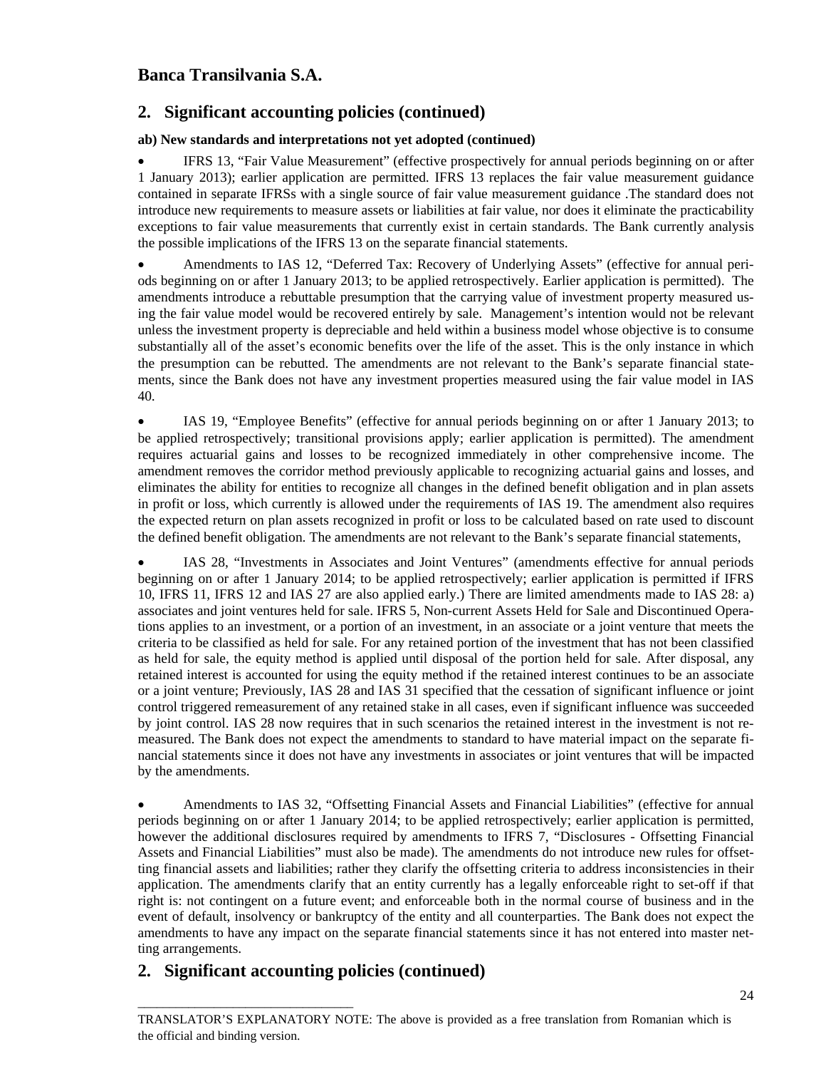# Banca Transilvania S.A.

## 2. Significant accounting policies (continued)

**ab) New standards and interpretations not yet adopted (continued)**

- IFRS 13, "Fair Value Measurement" (effective prospectively for annual periods beginning on or after 1 January 2013); earlier application are permitted. IFRS 13 replaces the fair value measurement guidance contained in separate IFRSs with a single source of fair value measurement guidance .The standard does not introduce new requirements to measure assets or liabilities at fair value, nor does it eliminate the practicability exceptions to fair value measurements that currently exist in certain standards. The Bank currently analysis the possible implications of the IFRS 13 on the separate financial statements.

- Amendments to IAS 12, "Deferred Tax: Recovery of Underlying Assets" (effective for annual periods beginning on or after 1 January 2013; to be applied retrospectively. Earlier application is permitted). The amendments introduce a rebuttable presumption that the carrying value of investment property measured using the fair value model would be recovered entirely by sale. Management's intention would not be relevant unless the investment property is depreciable and held within a business model whose objective is to consume substantially all of the asset's economic benefits over the life of the asset. This is the only instance in which the presumption can be rebutted. The amendments are not relevant to the Bank's separate financial statements, since the Bank does not have any investment properties measured using the fair value model in IAS 40.

- IAS 19, "Employee Benefits" (effective for annual periods beginning on or after 1 January 2013; to be applied retrospectively; transitional provisions apply; earlier application is permitted). The amendment requires actuarial gains and losses to be recognized immediately in other comprehensive income. The amendment removes the corridor method previously applicable to recognizing actuarial gains and losses, and eliminates the ability for entities to recognize all changes in the defined benefit obligation and in plan assets in profit or loss, which currently is allowed under the requirements of IAS 19. The amendment also requires the expected return on plan assets recognized in profit or loss to be calculated based on rate used to discount the defined benefit obligation. The amendments are not relevant to the Bank's separate financial statements,

- IAS 28, "Investments in Associates and Joint Ventures" (amendments effective for annual periods beginning on or after 1 January 2014; to be applied retrospectively; earlier application is permitted if IFRS 10, IFRS 11, IFRS 12 and IAS 27 are also applied early.) There are limited amendments made to IAS 28: a) associates and joint ventures held for sale. IFRS 5, Non-current Assets Held for Sale and Discontinued Operations applies to an investment, or a portion of an investment, in an associate or a joint venture that meets the criteria to be classified as held for sale. For any retained portion of the investment that has not been classified as held for sale, the equity method is applied until disposal of the portion held for sale. After disposal, any retained interest is accounted for using the equity method if the retained interest continues to be an associate or a joint venture; Previously, IAS 28 and IAS 31 specified that the cessation of significant influence or joint control triggered remeasurement of any retained stake in all cases, even if significant influence was succeeded by joint control. IAS 28 now requires that in such scenarios the retained interest in the investment is not remeasured. The Bank does not expect the amendments to standard to have material impact on the separate financial statements since it does not have any investments in associates or joint ventures that will be impacted by the amendments.

- Amendments to IAS 32, "Offsetting Financial Assets and Financial Liabilities" (effective for annual periods beginning on or after 1 January 2014; to be applied retrospectively; earlier application is permitted, however the additional disclosures required by amendments to IFRS 7, "Disclosures - Offsetting Financial Assets and Financial Liabilities" must also be made). The amendments do not introduce new rules for offsetting financial assets and liabilities; rather they clarify the offsetting criteria to address inconsistencies in their application. The amendments clarify that an entity currently has a legally enforceable right to set-off if that right is: not contingent on a future event; and enforceable both in the normal course of business and in the event of default, insolvency or bankruptcy of the entity and all counterparties. The Bank does not expect the amendments to have any impact on the separate financial statements since it has not entered into master netting arrangements.

## 2. Significant accounting policies (continued)

TRANSLATOR'S EXPLANATORY NOTE: The above is provided as a free translation from Romanian which is the official and binding version.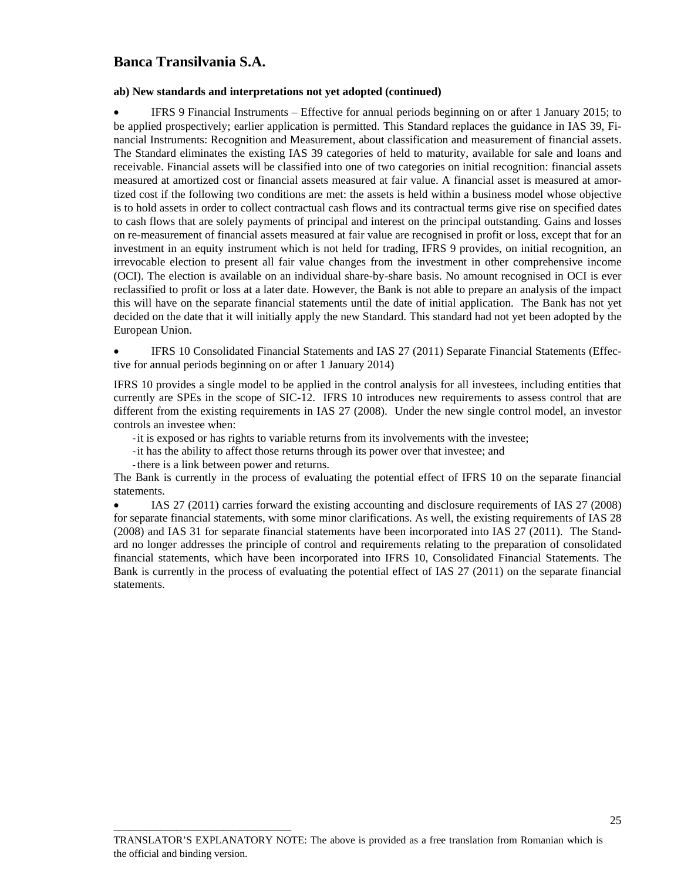## Banca Transilvania S.A.

**ab) New standards and interpretations not yet adopted (continued)**

- IFRS 9 Financial Instruments – Effective for annual periods beginning on or after 1 January 2015; to be applied prospectively; earlier application is permitted. This Standard replaces the guidance in IAS 39, Financial Instruments: Recognition and Measurement, about classification and measurement of financial assets. The Standard eliminates the existing IAS 39 categories of held to maturity, available for sale and loans and receivable. Financial assets will be classified into one of two categories on initial recognition: financial assets measured at amortized cost or financial assets measured at fair value. A financial asset is measured at amortized cost if the following two conditions are met: the assets is held within a business model whose objective is to hold assets in order to collect contractual cash flows and its contractual terms give rise on specified dates to cash flows that are solely payments of principal and interest on the principal outstanding. Gains and losses on re-measurement of financial assets measured at fair value are recognised in profit or loss, except that for an investment in an equity instrument which is not held for trading, IFRS 9 provides, on initial recognition, an irrevocable election to present all fair value changes from the investment in other comprehensive income (OCI). The election is available on an individual share-by-share basis. No amount recognised in OCI is ever reclassified to profit or loss at a later date. However, the Bank is not able to prepare an analysis of the impact this will have on the separate financial statements until the date of initial application. The Bank has not yet decided on the date that it will initially apply the new Standard. This standard had not yet been adopted by the European Union.

- IFRS 10 Consolidated Financial Statements and IAS 27 (2011) Separate Financial Statements (Effective for annual periods beginning on or after 1 January 2014)

IFRS 10 provides a single model to be applied in the control analysis for all investees, including entities that currently are SPEs in the scope of SIC-12. IFRS 10 introduces new requirements to assess control that are different from the existing requirements in IAS 27 (2008). Under the new single control model, an investor controls an investee when:

- it is exposed or has rights to variable returns from its involvements with the investee;
- it has the ability to affect those returns through its power over that investee; and
- there is a link between power and returns.

The Bank is currently in the process of evaluating the potential effect of IFRS 10 on the separate financial statements.

- IAS 27 (2011) carries forward the existing accounting and disclosure requirements of IAS 27 (2008) for separate financial statements, with some minor clarifications. As well, the existing requirements of IAS 28 (2008) and IAS 31 for separate financial statements have been incorporated into IAS 27 (2011). The Standard no longer addresses the principle of control and requirements relating to the preparation of consolidated financial statements, which have been incorporated into IFRS 10, Consolidated Financial Statements. The Bank is currently in the process of evaluating the potential effect of IAS 27 (2011) on the separate financial statements.

TRANSLATOR'S EXPLANATORY NOTE: The above is provided as a free translation from Romanian which is the official and binding version.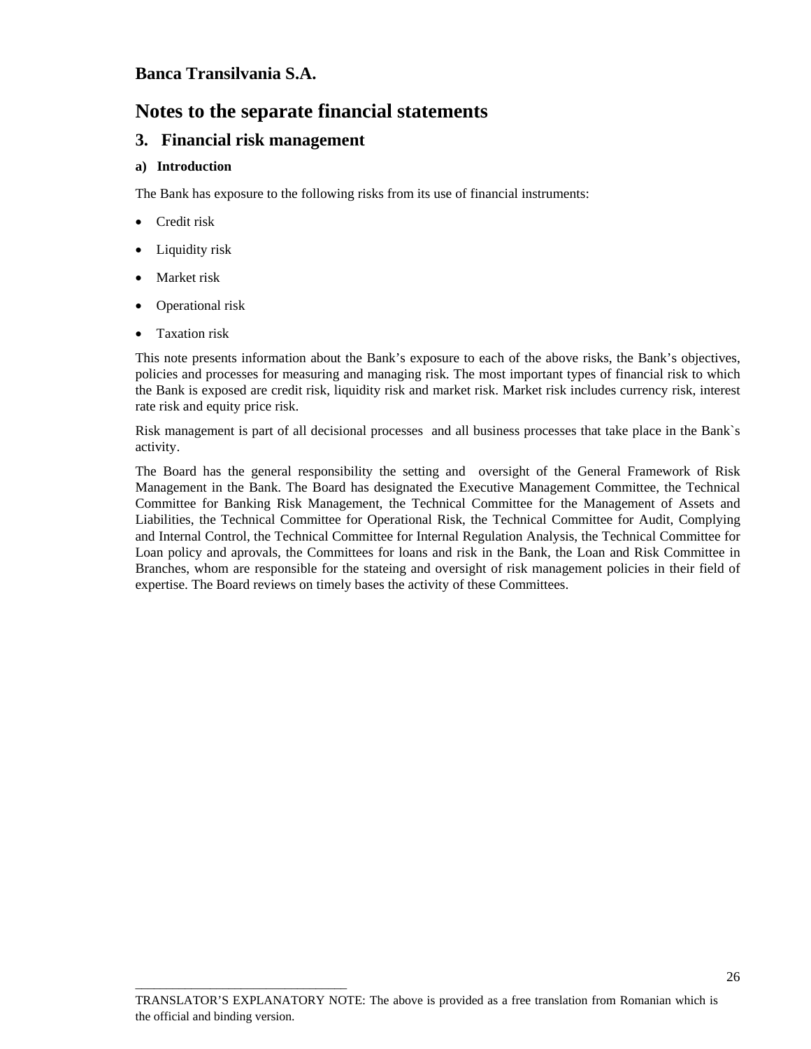# Banca Transilvania S.A.

# Notes to the separate financial statements

## 3. Financial risk management

### a) Introduction

The Bank has exposure to the following risks from its use of financial instruments:

- Credit risk
- Liquidity risk
- Market risk
- Operational risk
- Taxation risk

This note presents information about the Bank's exposure to each of the above risks, the Bank's objectives, policies and processes for measuring and managing risk. The most important types of financial risk to which the Bank is exposed are credit risk, liquidity risk and market risk. Market risk includes currency risk, interest rate risk and equity price risk.

Risk management is part of all decisional processes and all business processes that take place in the Bank`s activity.

The Board has the general responsibility the setting and oversight of the General Framework of Risk Management in the Bank. The Board has designated the Executive Management Committee, the Technical Committee for Banking Risk Management, the Technical Committee for the Management of Assets and Liabilities, the Technical Committee for Operational Risk, the Technical Committee for Audit, Complying and Internal Control, the Technical Committee for Internal Regulation Analysis, the Technical Committee for Loan policy and aprovals, the Committees for loans and risk in the Bank, the Loan and Risk Committee in Branches, whom are responsible for the stateing and oversight of risk management policies in their field of expertise. The Board reviews on timely bases the activity of these Committees.

TRANSLATOR'S EXPLANATORY NOTE: The above is provided as a free translation from Romanian which is the official and binding version.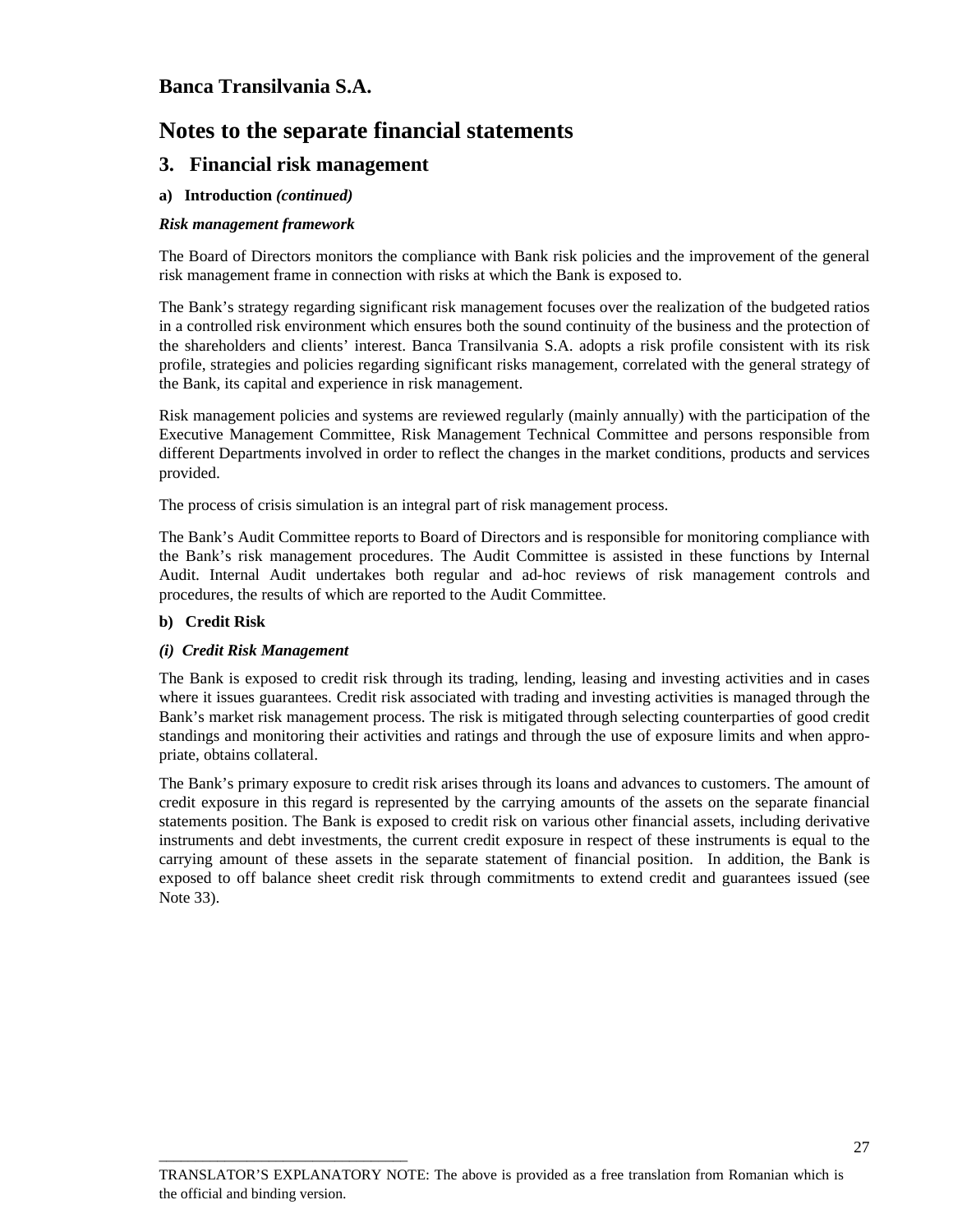# Banca Transilvania S.A.

# Notes to the separate financial statements

## 3. Financial risk management

**a) Introduction *(continued)***

***Risk management framework***

The Board of Directors monitors the compliance with Bank risk policies and the improvement of the general risk management frame in connection with risks at which the Bank is exposed to.

The Bank's strategy regarding significant risk management focuses over the realization of the budgeted ratios in a controlled risk environment which ensures both the sound continuity of the business and the protection of the shareholders and clients' interest. Banca Transilvania S.A. adopts a risk profile consistent with its risk profile, strategies and policies regarding significant risks management, correlated with the general strategy of the Bank, its capital and experience in risk management.

Risk management policies and systems are reviewed regularly (mainly annually) with the participation of the Executive Management Committee, Risk Management Technical Committee and persons responsible from different Departments involved in order to reflect the changes in the market conditions, products and services provided.

The process of crisis simulation is an integral part of risk management process.

The Bank's Audit Committee reports to Board of Directors and is responsible for monitoring compliance with the Bank's risk management procedures. The Audit Committee is assisted in these functions by Internal Audit. Internal Audit undertakes both regular and ad-hoc reviews of risk management controls and procedures, the results of which are reported to the Audit Committee.

**b) Credit Risk**

***(i) Credit Risk Management***

The Bank is exposed to credit risk through its trading, lending, leasing and investing activities and in cases where it issues guarantees. Credit risk associated with trading and investing activities is managed through the Bank's market risk management process. The risk is mitigated through selecting counterparties of good credit standings and monitoring their activities and ratings and through the use of exposure limits and when appropriate, obtains collateral.

The Bank's primary exposure to credit risk arises through its loans and advances to customers. The amount of credit exposure in this regard is represented by the carrying amounts of the assets on the separate financial statements position. The Bank is exposed to credit risk on various other financial assets, including derivative instruments and debt investments, the current credit exposure in respect of these instruments is equal to the carrying amount of these assets in the separate statement of financial position. In addition, the Bank is exposed to off balance sheet credit risk through commitments to extend credit and guarantees issued (see Note 33).

TRANSLATOR'S EXPLANATORY NOTE: The above is provided as a free translation from Romanian which is the official and binding version.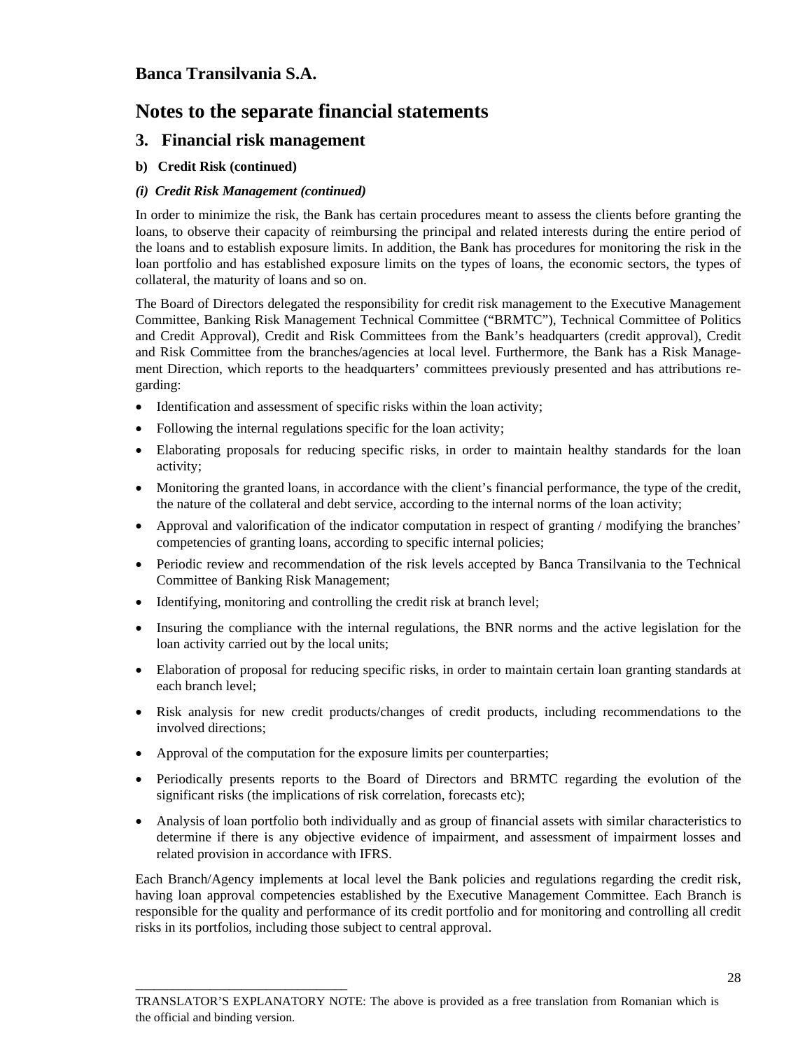## Banca Transilvania S.A.

# Notes to the separate financial statements

## 3. Financial risk management

### b) Credit Risk (continued)

#### *(i) Credit Risk Management (continued)*

In order to minimize the risk, the Bank has certain procedures meant to assess the clients before granting the loans, to observe their capacity of reimbursing the principal and related interests during the entire period of the loans and to establish exposure limits. In addition, the Bank has procedures for monitoring the risk in the loan portfolio and has established exposure limits on the types of loans, the economic sectors, the types of collateral, the maturity of loans and so on.

The Board of Directors delegated the responsibility for credit risk management to the Executive Management Committee, Banking Risk Management Technical Committee ("BRMTC"), Technical Committee of Politics and Credit Approval), Credit and Risk Committees from the Bank's headquarters (credit approval), Credit and Risk Committee from the branches/agencies at local level. Furthermore, the Bank has a Risk Management Direction, which reports to the headquarters' committees previously presented and has attributions regarding:

- Identification and assessment of specific risks within the loan activity;
- Following the internal regulations specific for the loan activity;
- Elaborating proposals for reducing specific risks, in order to maintain healthy standards for the loan activity;
- Monitoring the granted loans, in accordance with the client's financial performance, the type of the credit, the nature of the collateral and debt service, according to the internal norms of the loan activity;
- Approval and valorification of the indicator computation in respect of granting / modifying the branches' competencies of granting loans, according to specific internal policies;
- Periodic review and recommendation of the risk levels accepted by Banca Transilvania to the Technical Committee of Banking Risk Management;
- Identifying, monitoring and controlling the credit risk at branch level;
- Insuring the compliance with the internal regulations, the BNR norms and the active legislation for the loan activity carried out by the local units;
- Elaboration of proposal for reducing specific risks, in order to maintain certain loan granting standards at each branch level;
- Risk analysis for new credit products/changes of credit products, including recommendations to the involved directions;
- Approval of the computation for the exposure limits per counterparties;
- Periodically presents reports to the Board of Directors and BRMTC regarding the evolution of the significant risks (the implications of risk correlation, forecasts etc);
- Analysis of loan portfolio both individually and as group of financial assets with similar characteristics to determine if there is any objective evidence of impairment, and assessment of impairment losses and related provision in accordance with IFRS.

Each Branch/Agency implements at local level the Bank policies and regulations regarding the credit risk, having loan approval competencies established by the Executive Management Committee. Each Branch is responsible for the quality and performance of its credit portfolio and for monitoring and controlling all credit risks in its portfolios, including those subject to central approval.

TRANSLATOR'S EXPLANATORY NOTE: The above is provided as a free translation from Romanian which is the official and binding version.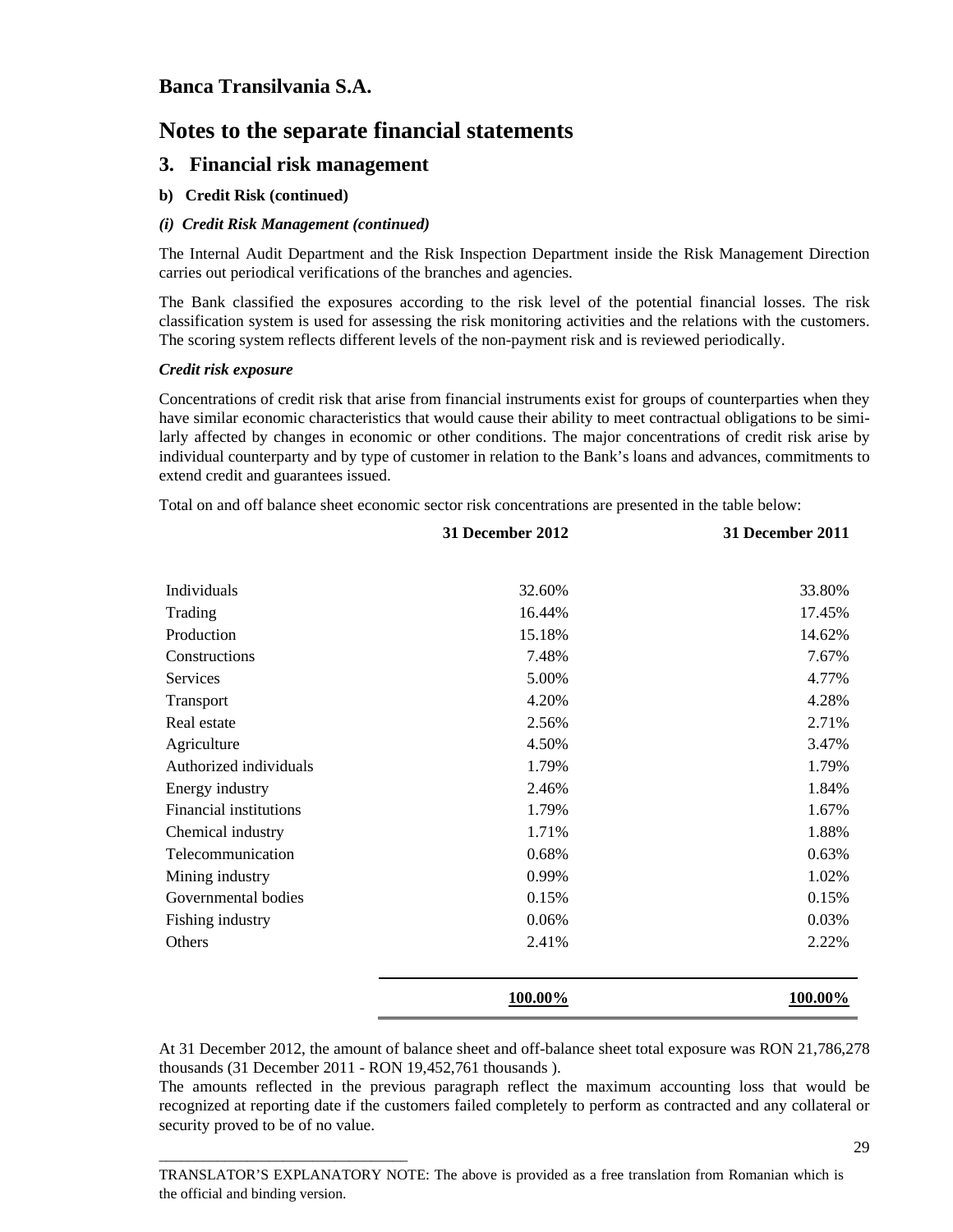# Banca Transilvania S.A.

# Notes to the separate financial statements

## 3. Financial risk management

### b) Credit Risk (continued)

#### *(i) Credit Risk Management (continued)*

The Internal Audit Department and the Risk Inspection Department inside the Risk Management Direction carries out periodical verifications of the branches and agencies.

The Bank classified the exposures according to the risk level of the potential financial losses. The risk classification system is used for assessing the risk monitoring activities and the relations with the customers. The scoring system reflects different levels of the non-payment risk and is reviewed periodically.

***Credit risk exposure***

Concentrations of credit risk that arise from financial instruments exist for groups of counterparties when they have similar economic characteristics that would cause their ability to meet contractual obligations to be similarly affected by changes in economic or other conditions. The major concentrations of credit risk arise by individual counterparty and by type of customer in relation to the Bank's loans and advances, commitments to extend credit and guarantees issued.

Total on and off balance sheet economic sector risk concentrations are presented in the table below:

| | 31 December 2012 | 31 December 2011 |
|---|---|---|
| Individuals | 32.60% | 33.80% |
| Trading | 16.44% | 17.45% |
| Production | 15.18% | 14.62% |
| Constructions | 7.48% | 7.67% |
| Services | 5.00% | 4.77% |
| Transport | 4.20% | 4.28% |
| Real estate | 2.56% | 2.71% |
| Agriculture | 4.50% | 3.47% |
| Authorized individuals | 1.79% | 1.79% |
| Energy industry | 2.46% | 1.84% |
| Financial institutions | 1.79% | 1.67% |
| Chemical industry | 1.71% | 1.88% |
| Telecommunication | 0.68% | 0.63% |
| Mining industry | 0.99% | 1.02% |
| Governmental bodies | 0.15% | 0.15% |
| Fishing industry | 0.06% | 0.03% |
| Others | 2.41% | 2.22% |
| | **100.00%** | **100.00%** |

At 31 December 2012, the amount of balance sheet and off-balance sheet total exposure was RON 21,786,278 thousands (31 December 2011 - RON 19,452,761 thousands ).

The amounts reflected in the previous paragraph reflect the maximum accounting loss that would be recognized at reporting date if the customers failed completely to perform as contracted and any collateral or security proved to be of no value.

TRANSLATOR'S EXPLANATORY NOTE: The above is provided as a free translation from Romanian which is the official and binding version.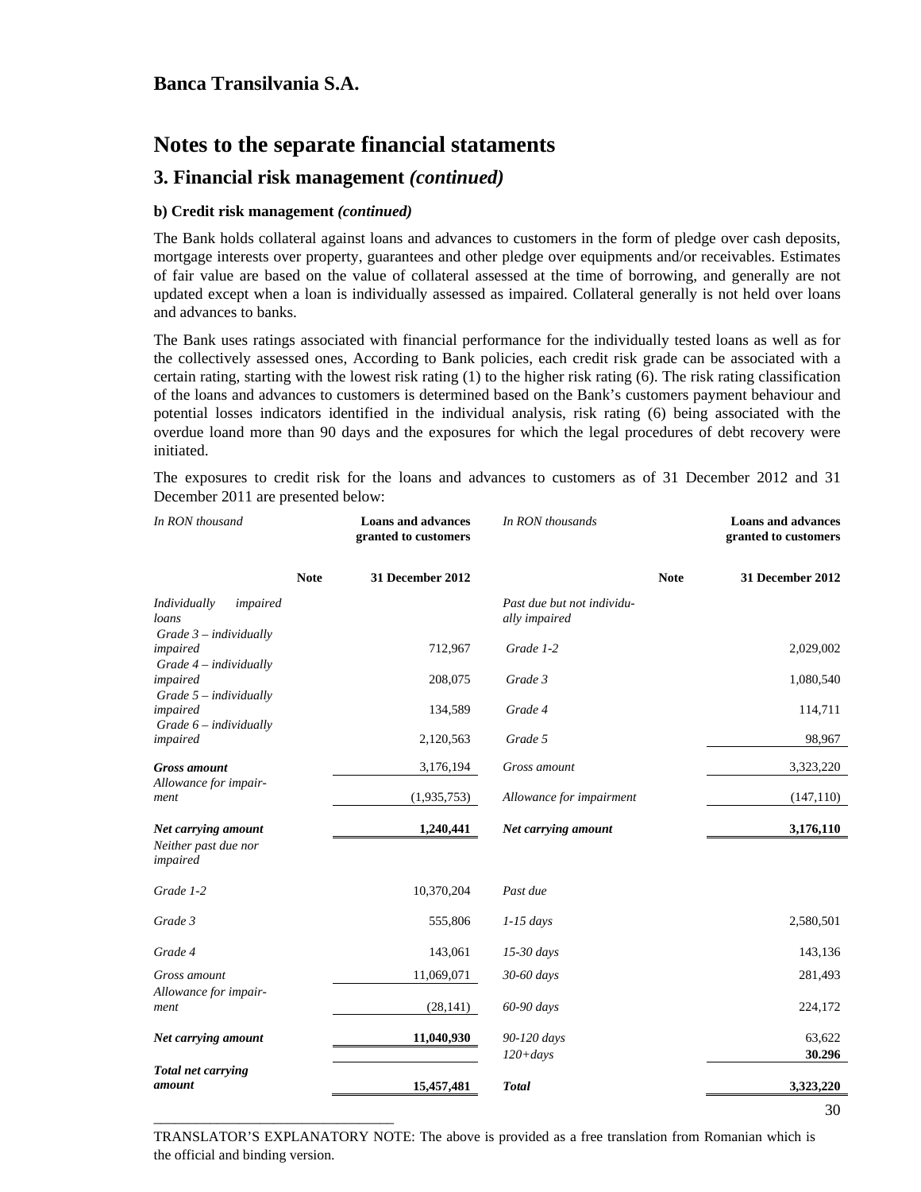## Banca Transilvania S.A.

# Notes to the separate financial stataments

## 3. Financial risk management *(continued)*

**b) Credit risk management *(continued)***

The Bank holds collateral against loans and advances to customers in the form of pledge over cash deposits, mortgage interests over property, guarantees and other pledge over equipments and/or receivables. Estimates of fair value are based on the value of collateral assessed at the time of borrowing, and generally are not updated except when a loan is individually assessed as impaired. Collateral generally is not held over loans and advances to banks.

The Bank uses ratings associated with financial performance for the individually tested loans as well as for the collectively assessed ones, According to Bank policies, each credit risk grade can be associated with a certain rating, starting with the lowest risk rating (1) to the higher risk rating (6). The risk rating classification of the loans and advances to customers is determined based on the Bank's customers payment behaviour and potential losses indicators identified in the individual analysis, risk rating (6) being associated with the overdue loand more than 90 days and the exposures for which the legal procedures of debt recovery were initiated.

The exposures to credit risk for the loans and advances to customers as of 31 December 2012 and 31 December 2011 are presented below:

| *In RON thousand* | | **Loans and advances granted to customers** | *In RON thousands* | | **Loans and advances granted to customers** |
|---|---|---|---|---|---|
| | **Note** | **31 December 2012** | | **Note** | **31 December 2012** |
| *Individually impaired loans* | | | *Past due but not individually impaired* | | |
| *Grade 3 – individually impaired* | | 712,967 | *Grade 1-2* | | 2,029,002 |
| *Grade 4 – individually impaired* | | 208,075 | *Grade 3* | | 1,080,540 |
| *Grade 5 – individually impaired* | | 134,589 | *Grade 4* | | 114,711 |
| *Grade 6 – individually impaired* | | 2,120,563 | *Grade 5* | | 98,967 |
| ***Gross amount*** | | 3,176,194 | *Gross amount* | | 3,323,220 |
| *Allowance for impairment* | | (1,935,753) | *Allowance for impairment* | | (147,110) |
| ***Net carrying amount*** | | **1,240,441** | ***Net carrying amount*** | | **3,176,110** |
| *Neither past due nor impaired* | | | | | |
| *Grade 1-2* | | 10,370,204 | *Past due* | | |
| *Grade 3* | | 555,806 | *1-15 days* | | 2,580,501 |
| *Grade 4* | | 143,061 | *15-30 days* | | 143,136 |
| *Gross amount* | | 11,069,071 | *30-60 days* | | 281,493 |
| *Allowance for impairment* | | (28,141) | *60-90 days* | | 224,172 |
| ***Net carrying amount*** | | **11,040,930** | *90-120 days* | | 63,622 |
| | | | *120+days* | | **30.296** |
| ***Total net carrying amount*** | | **15,457,481** | ***Total*** | | **3,323,220** |

TRANSLATOR'S EXPLANATORY NOTE: The above is provided as a free translation from Romanian which is the official and binding version.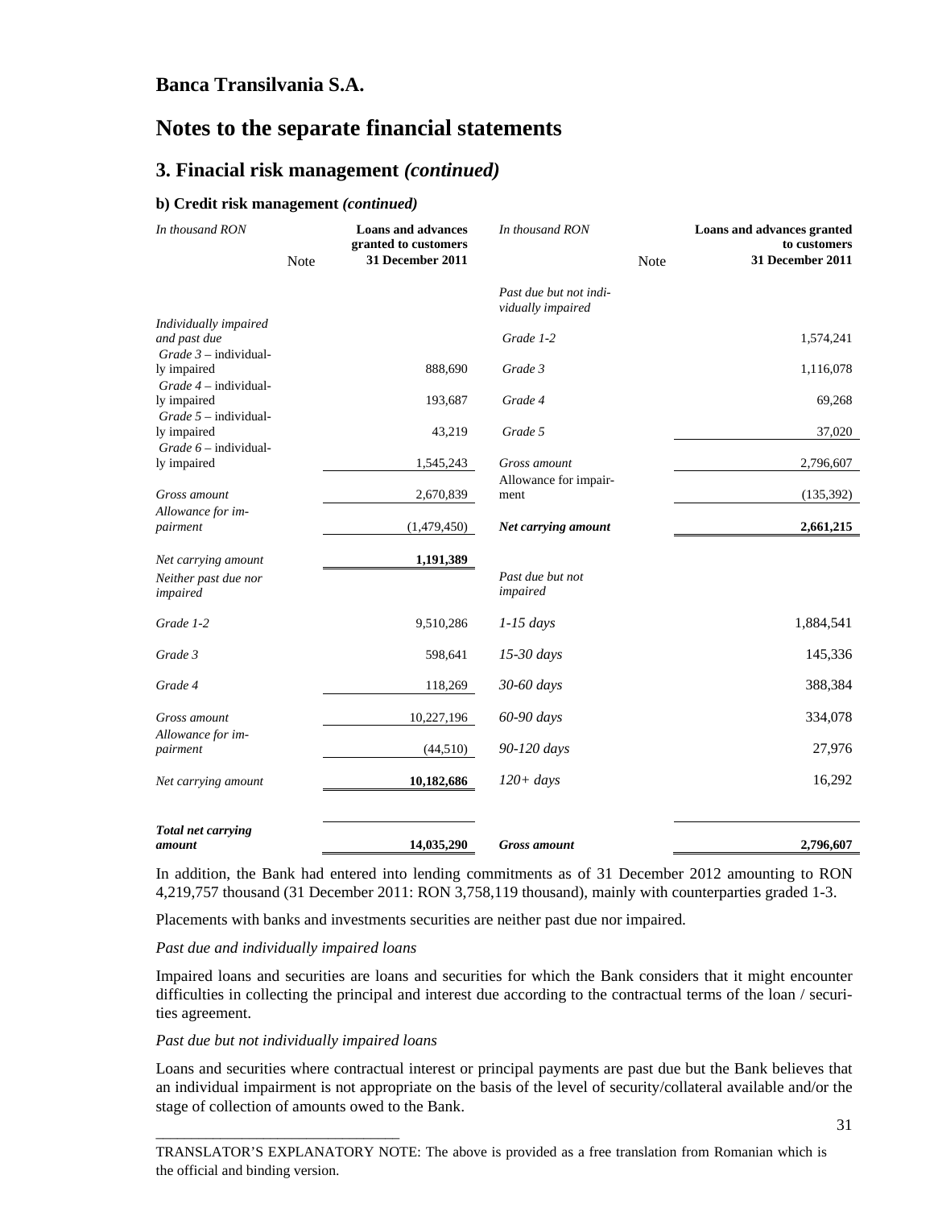# Banca Transilvania S.A.

# Notes to the separate financial statements

## 3. Finacial risk management *(continued)*

### b) Credit risk management *(continued)*

| *In thousand RON* | Note | **Loans and advances granted to customers 31 December 2011** |
|---|---|---|
| *Individually impaired and past due* | | |
| *Grade 3* – individually impaired | | 888,690 |
| *Grade 4* – individually impaired | | 193,687 |
| *Grade 5* – individually impaired | | 43,219 |
| *Grade 6* – individually impaired | | 1,545,243 |
| *Gross amount* | | 2,670,839 |
| *Allowance for impairment* | | (1,479,450) |
| *Net carrying amount* | | **1,191,389** |
| *Neither past due nor impaired* | | |
| *Grade 1-2* | | 9,510,286 |
| *Grade 3* | | 598,641 |
| *Grade 4* | | 118,269 |
| *Gross amount* | | 10,227,196 |
| *Allowance for impairment* | | (44,510) |
| *Net carrying amount* | | **10,182,686** |
| ***Total net carrying amount*** | | **14,035,290** |

| *In thousand RON* | Note | **Loans and advances granted to customers 31 December 2011** |
|---|---|---|
| *Past due but not individually impaired* | | |
| *Grade 1-2* | | 1,574,241 |
| *Grade 3* | | 1,116,078 |
| *Grade 4* | | 69,268 |
| *Grade 5* | | 37,020 |
| *Gross amount* | | 2,796,607 |
| Allowance for impairment | | (135,392) |
| ***Net carrying amount*** | | **2,661,215** |
| *Past due but not impaired* | | |
| *1-15 days* | | 1,884,541 |
| *15-30 days* | | 145,336 |
| *30-60 days* | | 388,384 |
| *60-90 days* | | 334,078 |
| *90-120 days* | | 27,976 |
| *120+ days* | | 16,292 |
| ***Gross amount*** | | **2,796,607** |

In addition, the Bank had entered into lending commitments as of 31 December 2012 amounting to RON 4,219,757 thousand (31 December 2011: RON 3,758,119 thousand), mainly with counterparties graded 1-3.

Placements with banks and investments securities are neither past due nor impaired.

*Past due and individually impaired loans*

Impaired loans and securities are loans and securities for which the Bank considers that it might encounter difficulties in collecting the principal and interest due according to the contractual terms of the loan / securities agreement.

*Past due but not individually impaired loans*

Loans and securities where contractual interest or principal payments are past due but the Bank believes that an individual impairment is not appropriate on the basis of the level of security/collateral available and/or the stage of collection of amounts owed to the Bank.

TRANSLATOR'S EXPLANATORY NOTE: The above is provided as a free translation from Romanian which is the official and binding version.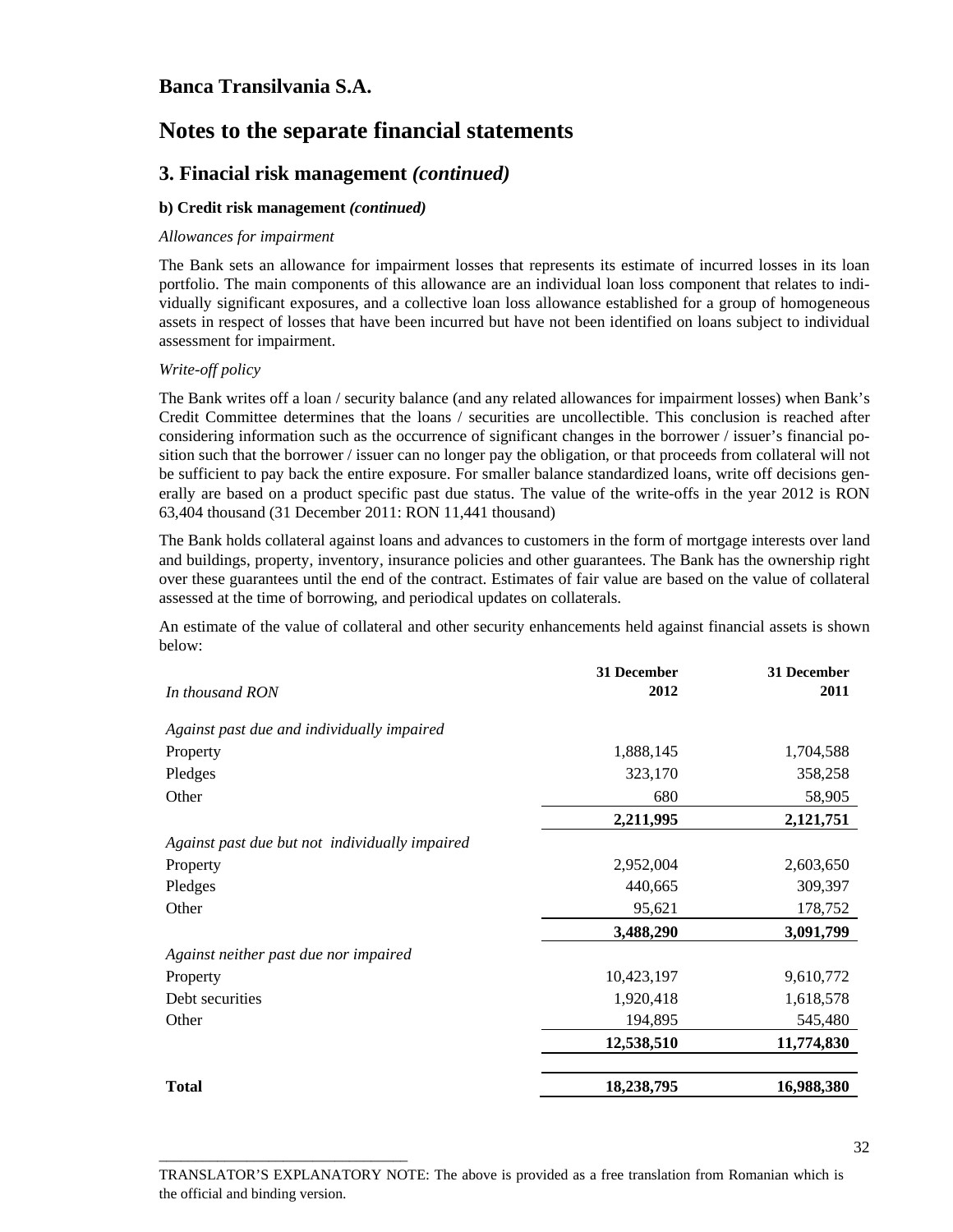# Banca Transilvania S.A.

# Notes to the separate financial statements

## 3. Finacial risk management *(continued)*

### b) Credit risk management *(continued)*

*Allowances for impairment*

The Bank sets an allowance for impairment losses that represents its estimate of incurred losses in its loan portfolio. The main components of this allowance are an individual loan loss component that relates to individually significant exposures, and a collective loan loss allowance established for a group of homogeneous assets in respect of losses that have been incurred but have not been identified on loans subject to individual assessment for impairment.

*Write-off policy*

The Bank writes off a loan / security balance (and any related allowances for impairment losses) when Bank's Credit Committee determines that the loans / securities are uncollectible. This conclusion is reached after considering information such as the occurrence of significant changes in the borrower / issuer's financial position such that the borrower / issuer can no longer pay the obligation, or that proceeds from collateral will not be sufficient to pay back the entire exposure. For smaller balance standardized loans, write off decisions generally are based on a product specific past due status. The value of the write-offs in the year 2012 is RON 63,404 thousand (31 December 2011: RON 11,441 thousand)

The Bank holds collateral against loans and advances to customers in the form of mortgage interests over land and buildings, property, inventory, insurance policies and other guarantees. The Bank has the ownership right over these guarantees until the end of the contract. Estimates of fair value are based on the value of collateral assessed at the time of borrowing, and periodical updates on collaterals.

An estimate of the value of collateral and other security enhancements held against financial assets is shown below:

| *In thousand RON* | 31 December 2012 | 31 December 2011 |
|---|---|---|
| *Against past due and individually impaired* | | |
| Property | 1,888,145 | 1,704,588 |
| Pledges | 323,170 | 358,258 |
| Other | 680 | 58,905 |
| | **2,211,995** | **2,121,751** |
| *Against past due but not individually impaired* | | |
| Property | 2,952,004 | 2,603,650 |
| Pledges | 440,665 | 309,397 |
| Other | 95,621 | 178,752 |
| | **3,488,290** | **3,091,799** |
| *Against neither past due nor impaired* | | |
| Property | 10,423,197 | 9,610,772 |
| Debt securities | 1,920,418 | 1,618,578 |
| Other | 194,895 | 545,480 |
| | **12,538,510** | **11,774,830** |
| **Total** | **18,238,795** | **16,988,380** |

TRANSLATOR'S EXPLANATORY NOTE: The above is provided as a free translation from Romanian which is the official and binding version.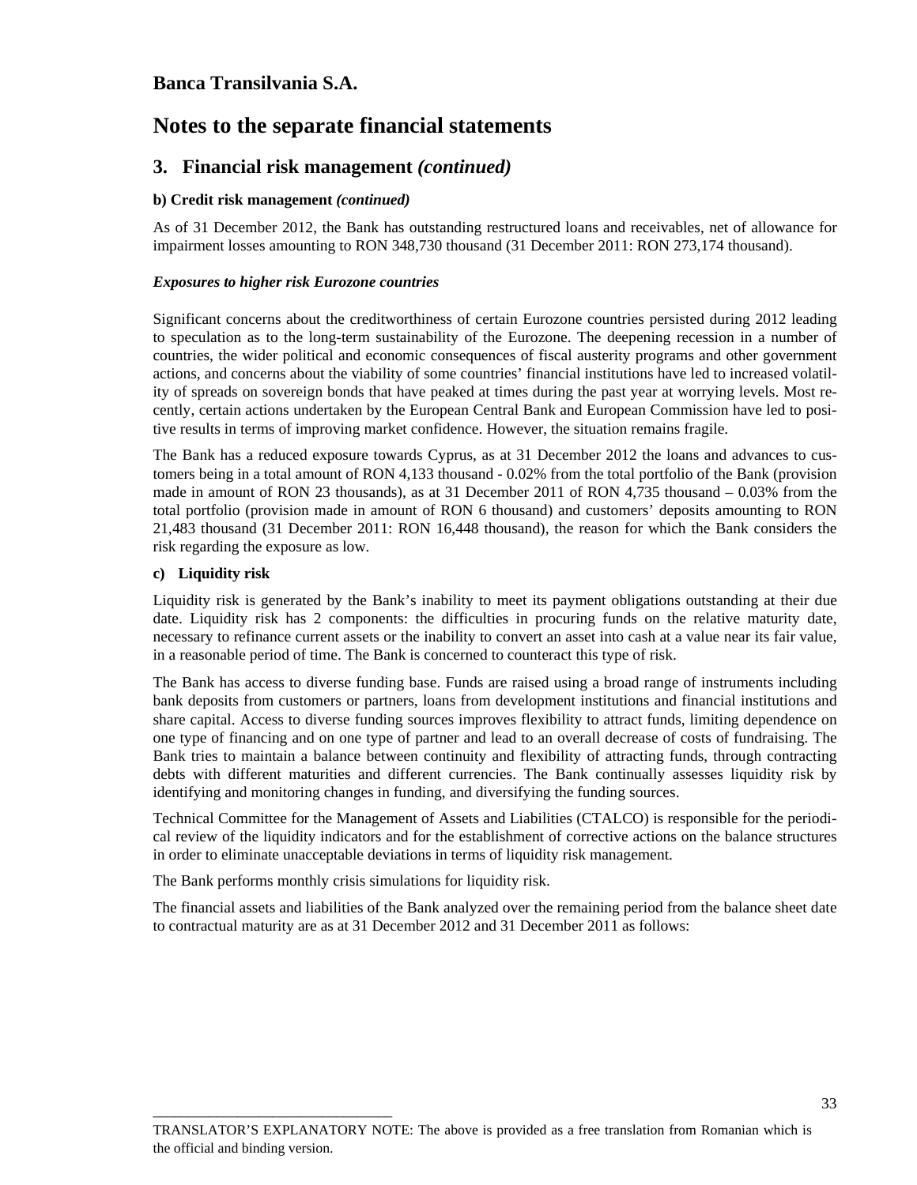## 3. Financial risk management *(continued)*

**b) Credit risk management *(continued)***

As of 31 December 2012, the Bank has outstanding restructured loans and receivables, net of allowance for impairment losses amounting to RON 348,730 thousand (31 December 2011: RON 273,174 thousand).

***Exposures to higher risk Eurozone countries***

Significant concerns about the creditworthiness of certain Eurozone countries persisted during 2012 leading to speculation as to the long-term sustainability of the Eurozone. The deepening recession in a number of countries, the wider political and economic consequences of fiscal austerity programs and other government actions, and concerns about the viability of some countries' financial institutions have led to increased volatility of spreads on sovereign bonds that have peaked at times during the past year at worrying levels. Most recently, certain actions undertaken by the European Central Bank and European Commission have led to positive results in terms of improving market confidence. However, the situation remains fragile.

The Bank has a reduced exposure towards Cyprus, as at 31 December 2012 the loans and advances to customers being in a total amount of RON 4,133 thousand - 0.02% from the total portfolio of the Bank (provision made in amount of RON 23 thousands), as at 31 December 2011 of RON 4,735 thousand – 0.03% from the total portfolio (provision made in amount of RON 6 thousand) and customers' deposits amounting to RON 21,483 thousand (31 December 2011: RON 16,448 thousand), the reason for which the Bank considers the risk regarding the exposure as low.

**c) Liquidity risk**

Liquidity risk is generated by the Bank's inability to meet its payment obligations outstanding at their due date. Liquidity risk has 2 components: the difficulties in procuring funds on the relative maturity date, necessary to refinance current assets or the inability to convert an asset into cash at a value near its fair value, in a reasonable period of time. The Bank is concerned to counteract this type of risk.

The Bank has access to diverse funding base. Funds are raised using a broad range of instruments including bank deposits from customers or partners, loans from development institutions and financial institutions and share capital. Access to diverse funding sources improves flexibility to attract funds, limiting dependence on one type of financing and on one type of partner and lead to an overall decrease of costs of fundraising. The Bank tries to maintain a balance between continuity and flexibility of attracting funds, through contracting debts with different maturities and different currencies. The Bank continually assesses liquidity risk by identifying and monitoring changes in funding, and diversifying the funding sources.

Technical Committee for the Management of Assets and Liabilities (CTALCO) is responsible for the periodical review of the liquidity indicators and for the establishment of corrective actions on the balance structures in order to eliminate unacceptable deviations in terms of liquidity risk management.

The Bank performs monthly crisis simulations for liquidity risk.

The financial assets and liabilities of the Bank analyzed over the remaining period from the balance sheet date to contractual maturity are as at 31 December 2012 and 31 December 2011 as follows:

TRANSLATOR'S EXPLANATORY NOTE: The above is provided as a free translation from Romanian which is the official and binding version.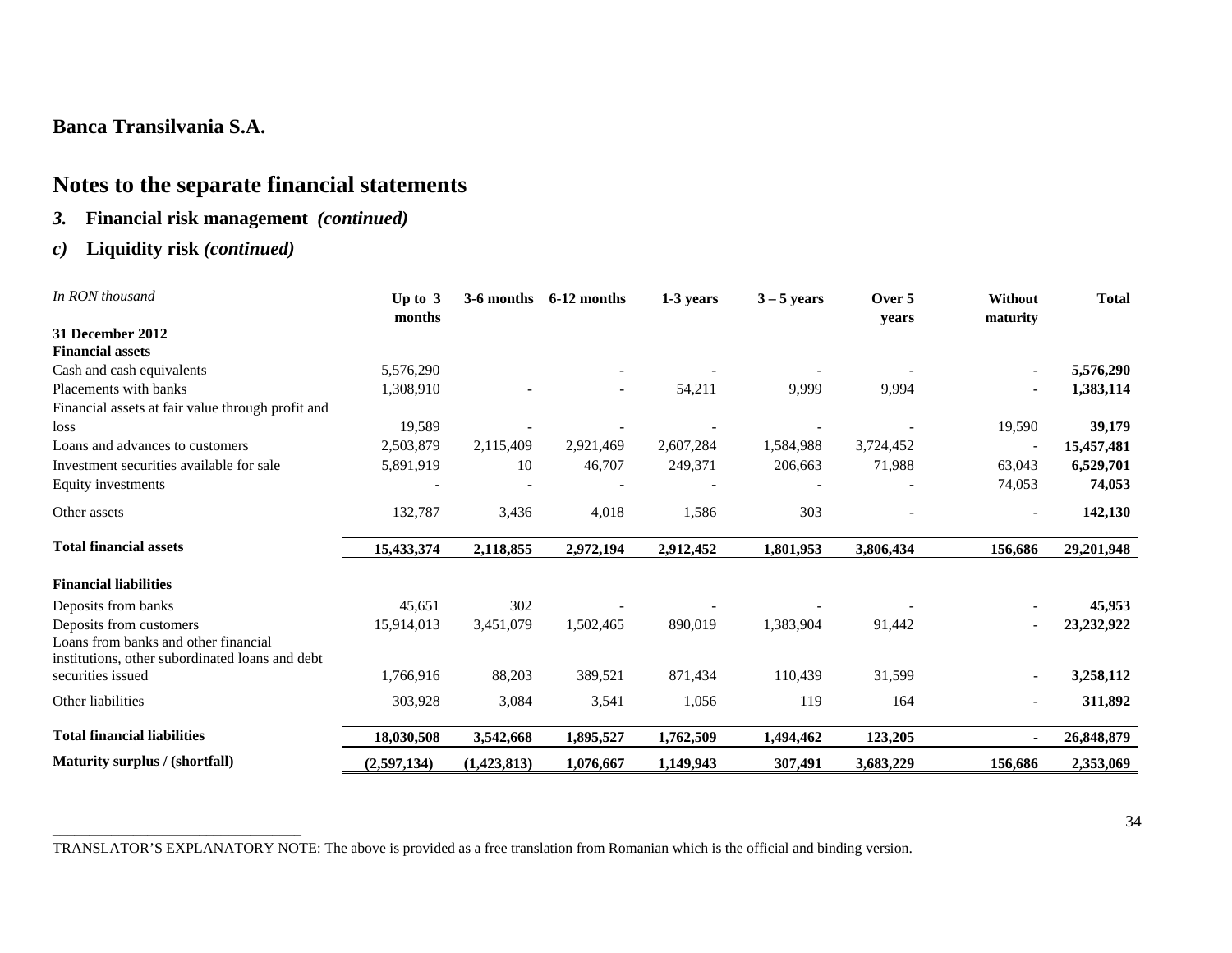Banca Transilvania S.A.

# Notes to the separate financial statements

## *3.* Financial risk management *(continued)*

### *c)* Liquidity risk *(continued)*

| *In RON thousand* | Up to 3 months | 3-6 months | 6-12 months | 1-3 years | 3 – 5 years | Over 5 years | Without maturity | Total |
|---|---|---|---|---|---|---|---|---|
| **31 December 2012** | | | | | | | | |
| **Financial assets** | | | | | | | | |
| Cash and cash equivalents | 5,576,290 | | - | - | - | - | - | **5,576,290** |
| Placements with banks | 1,308,910 | - | - | 54,211 | 9,999 | 9,994 | - | **1,383,114** |
| Financial assets at fair value through profit and loss | 19,589 | - | - | - | - | - | 19,590 | **39,179** |
| Loans and advances to customers | 2,503,879 | 2,115,409 | 2,921,469 | 2,607,284 | 1,584,988 | 3,724,452 | - | **15,457,481** |
| Investment securities available for sale | 5,891,919 | 10 | 46,707 | 249,371 | 206,663 | 71,988 | 63,043 | **6,529,701** |
| Equity investments | - | - | - | - | - | - | 74,053 | **74,053** |
| Other assets | 132,787 | 3,436 | 4,018 | 1,586 | 303 | - | - | **142,130** |
| **Total financial assets** | **15,433,374** | **2,118,855** | **2,972,194** | **2,912,452** | **1,801,953** | **3,806,434** | **156,686** | **29,201,948** |
| **Financial liabilities** | | | | | | | | |
| Deposits from banks | 45,651 | 302 | - | - | - | - | - | **45,953** |
| Deposits from customers | 15,914,013 | 3,451,079 | 1,502,465 | 890,019 | 1,383,904 | 91,442 | - | **23,232,922** |
| Loans from banks and other financial institutions, other subordinated loans and debt securities issued | 1,766,916 | 88,203 | 389,521 | 871,434 | 110,439 | 31,599 | - | **3,258,112** |
| Other liabilities | 303,928 | 3,084 | 3,541 | 1,056 | 119 | 164 | - | **311,892** |
| **Total financial liabilities** | **18,030,508** | **3,542,668** | **1,895,527** | **1,762,509** | **1,494,462** | **123,205** | **-** | **26,848,879** |
| **Maturity surplus / (shortfall)** | **(2,597,134)** | **(1,423,813)** | **1,076,667** | **1,149,943** | **307,491** | **3,683,229** | **156,686** | **2,353,069** |

TRANSLATOR'S EXPLANATORY NOTE: The above is provided as a free translation from Romanian which is the official and binding version.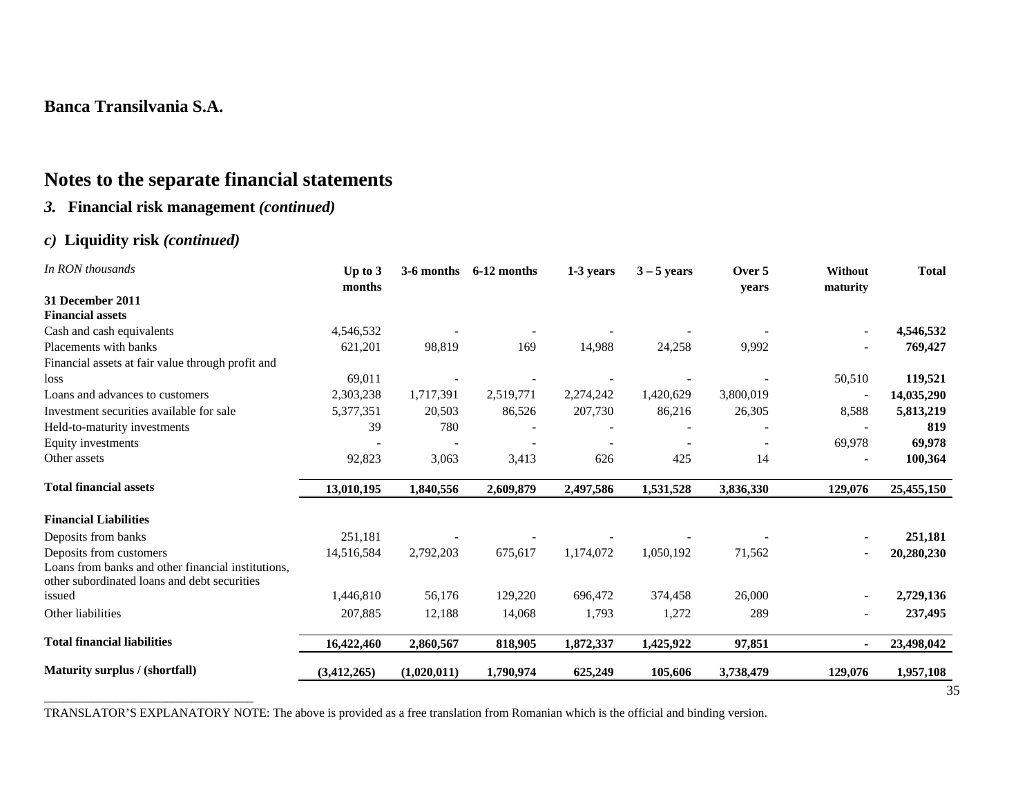**Banca Transilvania S.A.**

# Notes to the separate financial statements

## *3.* Financial risk management *(continued)*

### *c)* Liquidity risk *(continued)*

| *In RON thousands* | Up to 3 months | 3-6 months | 6-12 months | 1-3 years | 3 – 5 years | Over 5 years | Without maturity | Total |
|---|---|---|---|---|---|---|---|---|
| **31 December 2011** | | | | | | | | |
| **Financial assets** | | | | | | | | |
| Cash and cash equivalents | 4,546,532 | - | - | - | - | - | - | **4,546,532** |
| Placements with banks | 621,201 | 98,819 | 169 | 14,988 | 24,258 | 9,992 | - | **769,427** |
| Financial assets at fair value through profit and loss | 69,011 | - | - | - | - | - | 50,510 | **119,521** |
| Loans and advances to customers | 2,303,238 | 1,717,391 | 2,519,771 | 2,274,242 | 1,420,629 | 3,800,019 | - | **14,035,290** |
| Investment securities available for sale | 5,377,351 | 20,503 | 86,526 | 207,730 | 86,216 | 26,305 | 8,588 | **5,813,219** |
| Held-to-maturity investments | 39 | 780 | - | - | - | - | - | **819** |
| Equity investments | - | - | - | - | - | - | 69,978 | **69,978** |
| Other assets | 92,823 | 3,063 | 3,413 | 626 | 425 | 14 | - | **100,364** |
| **Total financial assets** | **13,010,195** | **1,840,556** | **2,609,879** | **2,497,586** | **1,531,528** | **3,836,330** | **129,076** | **25,455,150** |
| **Financial Liabilities** | | | | | | | | |
| Deposits from banks | 251,181 | - | - | - | - | - | - | **251,181** |
| Deposits from customers | 14,516,584 | 2,792,203 | 675,617 | 1,174,072 | 1,050,192 | 71,562 | - | **20,280,230** |
| Loans from banks and other financial institutions, other subordinated loans and debt securities issued | 1,446,810 | 56,176 | 129,220 | 696,472 | 374,458 | 26,000 | - | **2,729,136** |
| Other liabilities | 207,885 | 12,188 | 14,068 | 1,793 | 1,272 | 289 | - | **237,495** |
| **Total financial liabilities** | **16,422,460** | **2,860,567** | **818,905** | **1,872,337** | **1,425,922** | **97,851** | **-** | **23,498,042** |
| **Maturity surplus / (shortfall)** | **(3,412,265)** | **(1,020,011)** | **1,790,974** | **625,249** | **105,606** | **3,738,479** | **129,076** | **1,957,108** |

TRANSLATOR'S EXPLANATORY NOTE: The above is provided as a free translation from Romanian which is the official and binding version.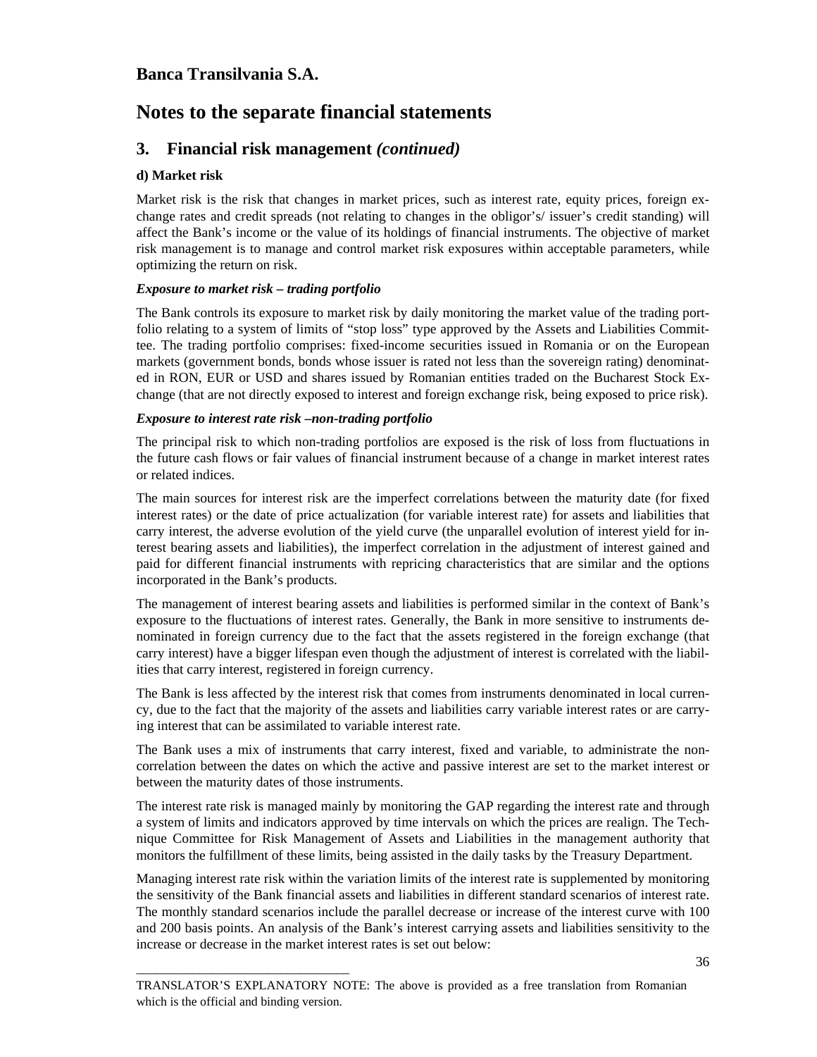# Banca Transilvania S.A.

# Notes to the separate financial statements

## 3. Financial risk management *(continued)*

**d) Market risk**

Market risk is the risk that changes in market prices, such as interest rate, equity prices, foreign exchange rates and credit spreads (not relating to changes in the obligor's/ issuer's credit standing) will affect the Bank's income or the value of its holdings of financial instruments. The objective of market risk management is to manage and control market risk exposures within acceptable parameters, while optimizing the return on risk.

***Exposure to market risk – trading portfolio***

The Bank controls its exposure to market risk by daily monitoring the market value of the trading portfolio relating to a system of limits of "stop loss" type approved by the Assets and Liabilities Committee. The trading portfolio comprises: fixed-income securities issued in Romania or on the European markets (government bonds, bonds whose issuer is rated not less than the sovereign rating) denominated in RON, EUR or USD and shares issued by Romanian entities traded on the Bucharest Stock Exchange (that are not directly exposed to interest and foreign exchange risk, being exposed to price risk).

***Exposure to interest rate risk –non-trading portfolio***

The principal risk to which non-trading portfolios are exposed is the risk of loss from fluctuations in the future cash flows or fair values of financial instrument because of a change in market interest rates or related indices.

The main sources for interest risk are the imperfect correlations between the maturity date (for fixed interest rates) or the date of price actualization (for variable interest rate) for assets and liabilities that carry interest, the adverse evolution of the yield curve (the unparallel evolution of interest yield for interest bearing assets and liabilities), the imperfect correlation in the adjustment of interest gained and paid for different financial instruments with repricing characteristics that are similar and the options incorporated in the Bank's products.

The management of interest bearing assets and liabilities is performed similar in the context of Bank's exposure to the fluctuations of interest rates. Generally, the Bank in more sensitive to instruments denominated in foreign currency due to the fact that the assets registered in the foreign exchange (that carry interest) have a bigger lifespan even though the adjustment of interest is correlated with the liabilities that carry interest, registered in foreign currency.

The Bank is less affected by the interest risk that comes from instruments denominated in local currency, due to the fact that the majority of the assets and liabilities carry variable interest rates or are carrying interest that can be assimilated to variable interest rate.

The Bank uses a mix of instruments that carry interest, fixed and variable, to administrate the non-correlation between the dates on which the active and passive interest are set to the market interest or between the maturity dates of those instruments.

The interest rate risk is managed mainly by monitoring the GAP regarding the interest rate and through a system of limits and indicators approved by time intervals on which the prices are realign. The Technique Committee for Risk Management of Assets and Liabilities in the management authority that monitors the fulfillment of these limits, being assisted in the daily tasks by the Treasury Department.

Managing interest rate risk within the variation limits of the interest rate is supplemented by monitoring the sensitivity of the Bank financial assets and liabilities in different standard scenarios of interest rate. The monthly standard scenarios include the parallel decrease or increase of the interest curve with 100 and 200 basis points. An analysis of the Bank's interest carrying assets and liabilities sensitivity to the increase or decrease in the market interest rates is set out below:

TRANSLATOR'S EXPLANATORY NOTE: The above is provided as a free translation from Romanian which is the official and binding version.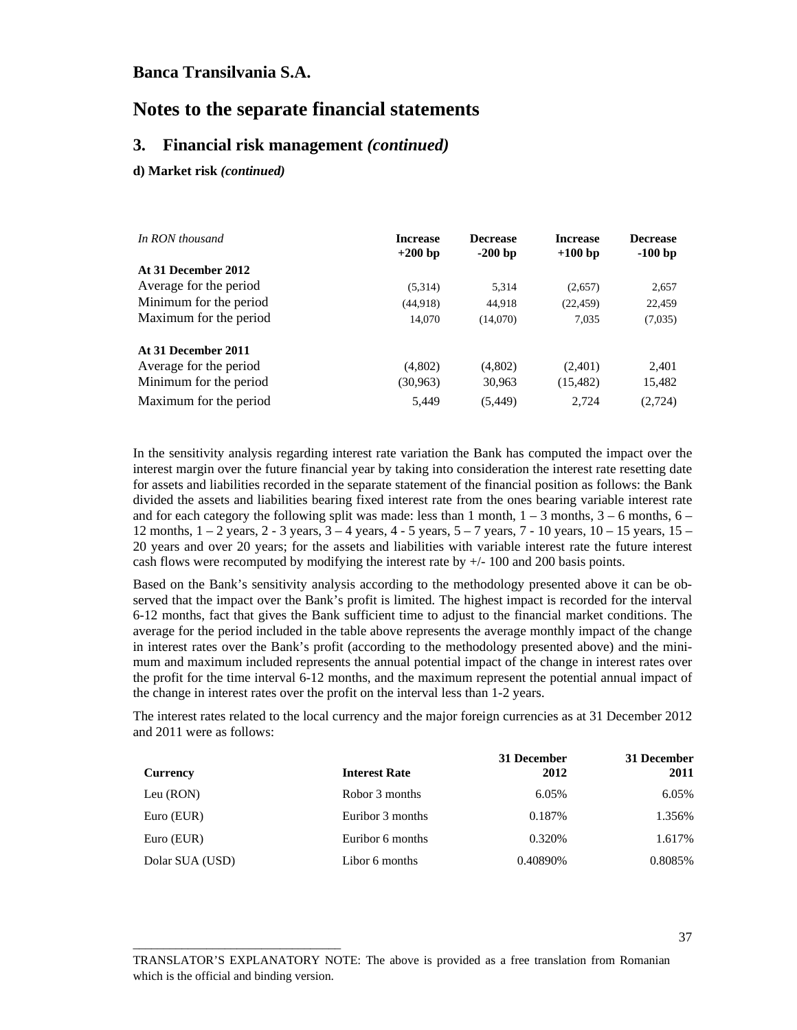**Banca Transilvania S.A.**

# Notes to the separate financial statements

## 3. Financial risk management *(continued)*

**d) Market risk *(continued)***

| *In RON thousand* | **Increase +200 bp** | **Decrease -200 bp** | **Increase +100 bp** | **Decrease -100 bp** |
|---|---|---|---|---|
| **At 31 December 2012** | | | | |
| Average for the period | (5,314) | 5,314 | (2,657) | 2,657 |
| Minimum for the period | (44,918) | 44,918 | (22,459) | 22,459 |
| Maximum for the period | 14,070 | (14,070) | 7,035 | (7,035) |
| **At 31 December 2011** | | | | |
| Average for the period | (4,802) | (4,802) | (2,401) | 2,401 |
| Minimum for the period | (30,963) | 30,963 | (15,482) | 15,482 |
| Maximum for the period | 5,449 | (5,449) | 2,724 | (2,724) |

In the sensitivity analysis regarding interest rate variation the Bank has computed the impact over the interest margin over the future financial year by taking into consideration the interest rate resetting date for assets and liabilities recorded in the separate statement of the financial position as follows: the Bank divided the assets and liabilities bearing fixed interest rate from the ones bearing variable interest rate and for each category the following split was made: less than 1 month, 1 – 3 months, 3 – 6 months, 6 – 12 months, 1 – 2 years, 2 - 3 years, 3 – 4 years, 4 - 5 years, 5 – 7 years, 7 - 10 years, 10 – 15 years, 15 – 20 years and over 20 years; for the assets and liabilities with variable interest rate the future interest cash flows were recomputed by modifying the interest rate by +/- 100 and 200 basis points.

Based on the Bank's sensitivity analysis according to the methodology presented above it can be observed that the impact over the Bank's profit is limited. The highest impact is recorded for the interval 6-12 months, fact that gives the Bank sufficient time to adjust to the financial market conditions. The average for the period included in the table above represents the average monthly impact of the change in interest rates over the Bank's profit (according to the methodology presented above) and the minimum and maximum included represents the annual potential impact of the change in interest rates over the profit for the time interval 6-12 months, and the maximum represent the potential annual impact of the change in interest rates over the profit on the interval less than 1-2 years.

The interest rates related to the local currency and the major foreign currencies as at 31 December 2012 and 2011 were as follows:

| **Currency** | **Interest Rate** | **31 December 2012** | **31 December 2011** |
|---|---|---|---|
| Leu (RON) | Robor 3 months | 6.05% | 6.05% |
| Euro (EUR) | Euribor 3 months | 0.187% | 1.356% |
| Euro (EUR) | Euribor 6 months | 0.320% | 1.617% |
| Dolar SUA (USD) | Libor 6 months | 0.40890% | 0.8085% |

TRANSLATOR'S EXPLANATORY NOTE: The above is provided as a free translation from Romanian which is the official and binding version.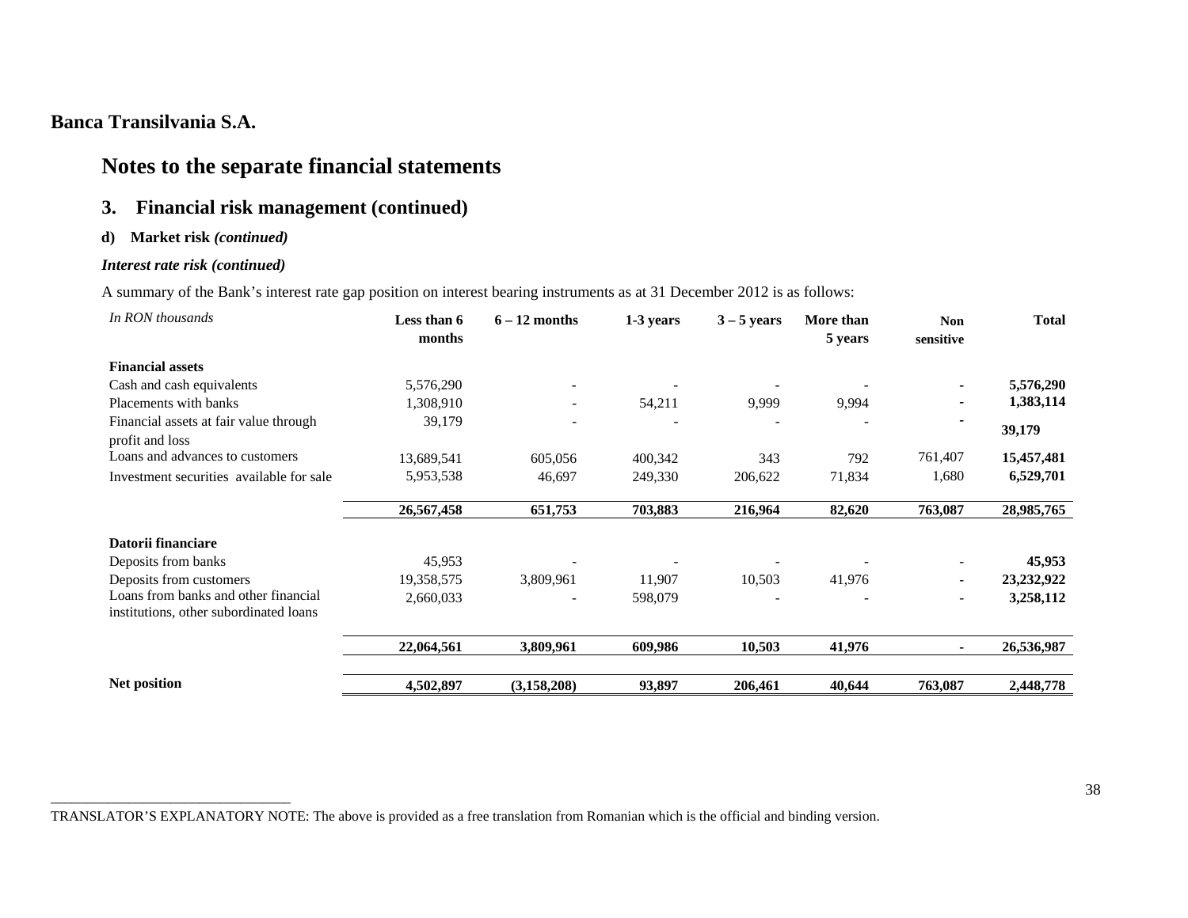**Banca Transilvania S.A.**

# Notes to the separate financial statements

## 3. Financial risk management (continued)

### d) Market risk *(continued)*

***Interest rate risk (continued)***

A summary of the Bank's interest rate gap position on interest bearing instruments as at 31 December 2012 is as follows:

| *In RON thousands* | Less than 6 months | 6 – 12 months | 1-3 years | 3 – 5 years | More than 5 years | Non sensitive | Total |
|---|---|---|---|---|---|---|---|
| **Financial assets** | | | | | | | |
| Cash and cash equivalents | 5,576,290 | - | - | - | - | - | **5,576,290** |
| Placements with banks | 1,308,910 | - | 54,211 | 9,999 | 9,994 | - | **1,383,114** |
| Financial assets at fair value through profit and loss | 39,179 | - | - | - | - | - | **39,179** |
| Loans and advances to customers | 13,689,541 | 605,056 | 400,342 | 343 | 792 | 761,407 | **15,457,481** |
| Investment securities available for sale | 5,953,538 | 46,697 | 249,330 | 206,622 | 71,834 | 1,680 | **6,529,701** |
| | **26,567,458** | **651,753** | **703,883** | **216,964** | **82,620** | **763,087** | **28,985,765** |
| **Datorii financiare** | | | | | | | |
| Deposits from banks | 45,953 | - | - | - | - | - | **45,953** |
| Deposits from customers | 19,358,575 | 3,809,961 | 11,907 | 10,503 | 41,976 | - | **23,232,922** |
| Loans from banks and other financial institutions, other subordinated loans | 2,660,033 | - | 598,079 | - | - | - | **3,258,112** |
| | **22,064,561** | **3,809,961** | **609,986** | **10,503** | **41,976** | **-** | **26,536,987** |
| **Net position** | **4,502,897** | **(3,158,208)** | **93,897** | **206,461** | **40,644** | **763,087** | **2,448,778** |

TRANSLATOR'S EXPLANATORY NOTE: The above is provided as a free translation from Romanian which is the official and binding version.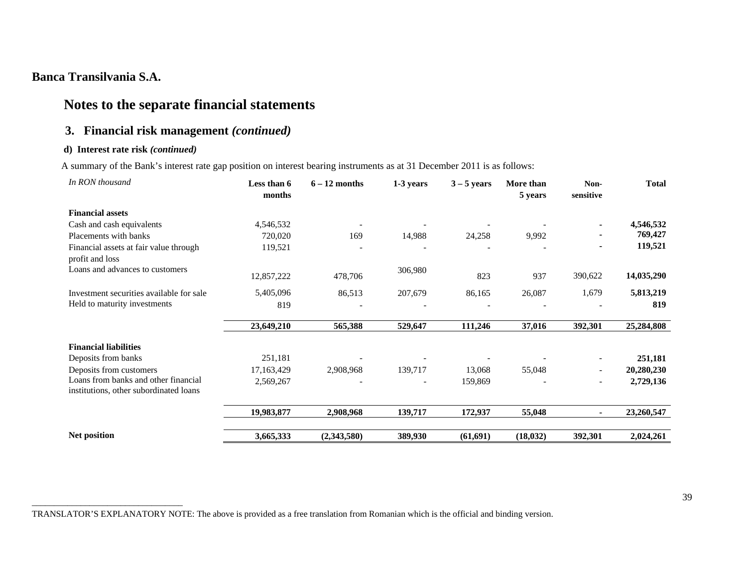**Banca Transilvania S.A.**

# Notes to the separate financial statements

## 3. Financial risk management *(continued)*

### d) Interest rate risk *(continued)*

A summary of the Bank's interest rate gap position on interest bearing instruments as at 31 December 2011 is as follows:

| *In RON thousand* | Less than 6 months | 6 – 12 months | 1-3 years | 3 – 5 years | More than 5 years | Non-sensitive | Total |
|---|---|---|---|---|---|---|---|
| **Financial assets** | | | | | | | |
| Cash and cash equivalents | 4,546,532 | - | - | - | - | - | **4,546,532** |
| Placements with banks | 720,020 | 169 | 14,988 | 24,258 | 9,992 | - | **769,427** |
| Financial assets at fair value through profit and loss | 119,521 | - | - | - | - | - | **119,521** |
| Loans and advances to customers | 12,857,222 | 478,706 | 306,980 | 823 | 937 | 390,622 | **14,035,290** |
| Investment securities available for sale | 5,405,096 | 86,513 | 207,679 | 86,165 | 26,087 | 1,679 | **5,813,219** |
| Held to maturity investments | 819 | - | - | - | - | - | **819** |
| | **23,649,210** | **565,388** | **529,647** | **111,246** | **37,016** | **392,301** | **25,284,808** |
| **Financial liabilities** | | | | | | | |
| Deposits from banks | 251,181 | - | - | - | - | - | **251,181** |
| Deposits from customers | 17,163,429 | 2,908,968 | 139,717 | 13,068 | 55,048 | - | **20,280,230** |
| Loans from banks and other financial institutions, other subordinated loans | 2,569,267 | - | - | 159,869 | - | - | **2,729,136** |
| | **19,983,877** | **2,908,968** | **139,717** | **172,937** | **55,048** | **-** | **23,260,547** |
| **Net position** | **3,665,333** | **(2,343,580)** | **389,930** | **(61,691)** | **(18,032)** | **392,301** | **2,024,261** |

TRANSLATOR'S EXPLANATORY NOTE: The above is provided as a free translation from Romanian which is the official and binding version.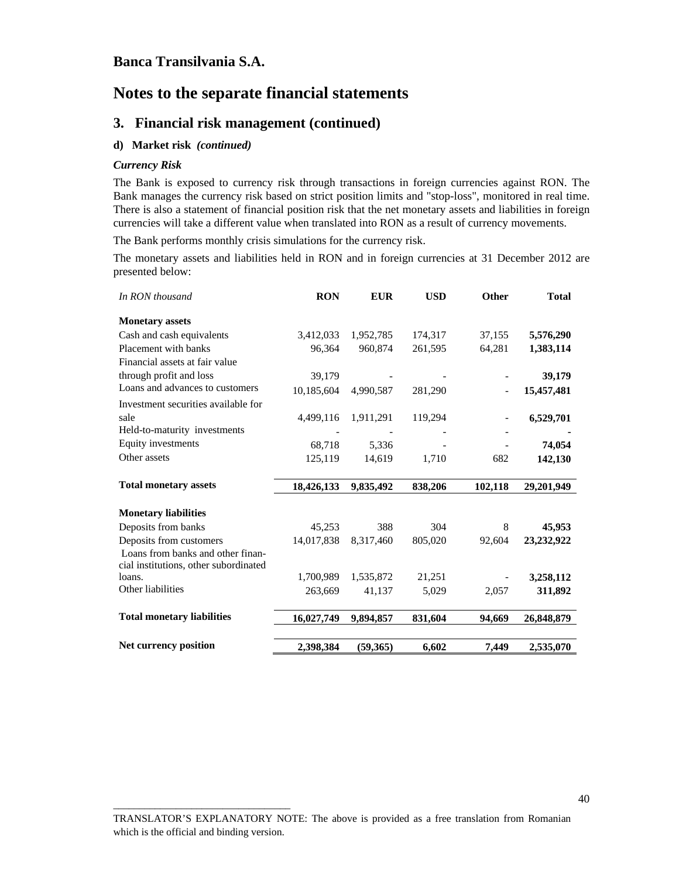**Banca Transilvania S.A.**

# Notes to the separate financial statements

## 3. Financial risk management (continued)

### d) Market risk *(continued)*

***Currency Risk***

The Bank is exposed to currency risk through transactions in foreign currencies against RON. The Bank manages the currency risk based on strict position limits and "stop-loss", monitored in real time. There is also a statement of financial position risk that the net monetary assets and liabilities in foreign currencies will take a different value when translated into RON as a result of currency movements.

The Bank performs monthly crisis simulations for the currency risk.

The monetary assets and liabilities held in RON and in foreign currencies at 31 December 2012 are presented below:

| *In RON thousand* | **RON** | **EUR** | **USD** | **Other** | **Total** |
|---|---|---|---|---|---|
| **Monetary assets** | | | | | |
| Cash and cash equivalents | 3,412,033 | 1,952,785 | 174,317 | 37,155 | **5,576,290** |
| Placement with banks | 96,364 | 960,874 | 261,595 | 64,281 | **1,383,114** |
| Financial assets at fair value through profit and loss | 39,179 | - | - | - | **39,179** |
| Loans and advances to customers | 10,185,604 | 4,990,587 | 281,290 | - | **15,457,481** |
| Investment securities available for sale | 4,499,116 | 1,911,291 | 119,294 | - | **6,529,701** |
| Held-to-maturity investments | - | - | - | - | **-** |
| Equity investments | 68,718 | 5,336 | - | - | **74,054** |
| Other assets | 125,119 | 14,619 | 1,710 | 682 | **142,130** |
| **Total monetary assets** | **18,426,133** | **9,835,492** | **838,206** | **102,118** | **29,201,949** |
| **Monetary liabilities** | | | | | |
| Deposits from banks | 45,253 | 388 | 304 | 8 | **45,953** |
| Deposits from customers | 14,017,838 | 8,317,460 | 805,020 | 92,604 | **23,232,922** |
| Loans from banks and other financial institutions, other subordinated loans. | 1,700,989 | 1,535,872 | 21,251 | - | **3,258,112** |
| Other liabilities | 263,669 | 41,137 | 5,029 | 2,057 | **311,892** |
| **Total monetary liabilities** | **16,027,749** | **9,894,857** | **831,604** | **94,669** | **26,848,879** |
| **Net currency position** | **2,398,384** | **(59,365)** | **6,602** | **7,449** | **2,535,070** |

TRANSLATOR'S EXPLANATORY NOTE: The above is provided as a free translation from Romanian which is the official and binding version.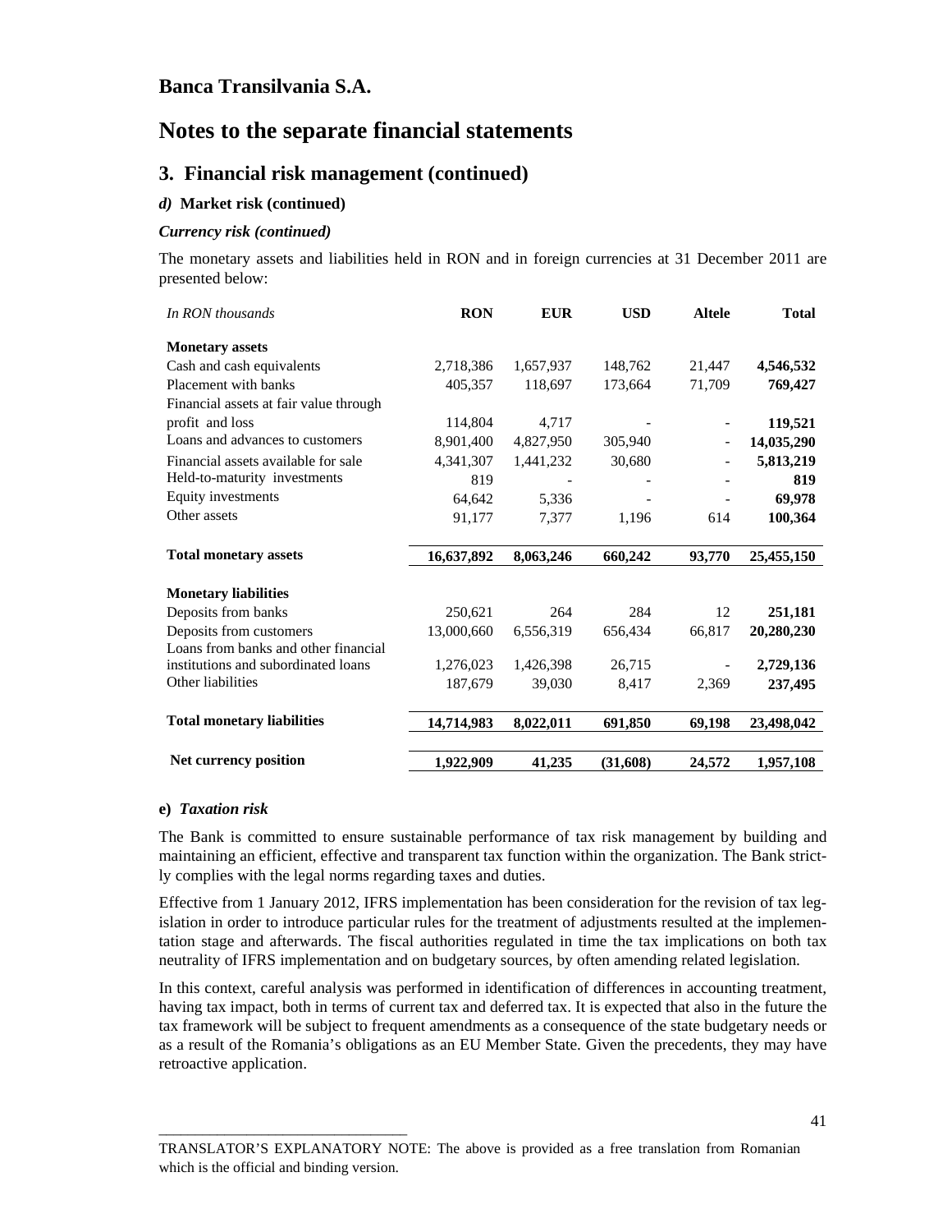# Banca Transilvania S.A.

# Notes to the separate financial statements

## 3. Financial risk management (continued)

### *d)* Market risk (continued)

#### *Currency risk (continued)*

The monetary assets and liabilities held in RON and in foreign currencies at 31 December 2011 are presented below:

| *In RON thousands* | RON | EUR | USD | Altele | Total |
|---|---|---|---|---|---|
| **Monetary assets** | | | | | |
| Cash and cash equivalents | 2,718,386 | 1,657,937 | 148,762 | 21,447 | **4,546,532** |
| Placement with banks | 405,357 | 118,697 | 173,664 | 71,709 | **769,427** |
| Financial assets at fair value through profit and loss | 114,804 | 4,717 | - | - | **119,521** |
| Loans and advances to customers | 8,901,400 | 4,827,950 | 305,940 | - | **14,035,290** |
| Financial assets available for sale | 4,341,307 | 1,441,232 | 30,680 | - | **5,813,219** |
| Held-to-maturity investments | 819 | - | - | - | **819** |
| Equity investments | 64,642 | 5,336 | - | - | **69,978** |
| Other assets | 91,177 | 7,377 | 1,196 | 614 | **100,364** |
| **Total monetary assets** | **16,637,892** | **8,063,246** | **660,242** | **93,770** | **25,455,150** |
| **Monetary liabilities** | | | | | |
| Deposits from banks | 250,621 | 264 | 284 | 12 | **251,181** |
| Deposits from customers | 13,000,660 | 6,556,319 | 656,434 | 66,817 | **20,280,230** |
| Loans from banks and other financial institutions and subordinated loans | 1,276,023 | 1,426,398 | 26,715 | - | **2,729,136** |
| Other liabilities | 187,679 | 39,030 | 8,417 | 2,369 | **237,495** |
| **Total monetary liabilities** | **14,714,983** | **8,022,011** | **691,850** | **69,198** | **23,498,042** |
| **Net currency position** | **1,922,909** | **41,235** | **(31,608)** | **24,572** | **1,957,108** |

### e) *Taxation risk*

The Bank is committed to ensure sustainable performance of tax risk management by building and maintaining an efficient, effective and transparent tax function within the organization. The Bank strictly complies with the legal norms regarding taxes and duties.

Effective from 1 January 2012, IFRS implementation has been consideration for the revision of tax legislation in order to introduce particular rules for the treatment of adjustments resulted at the implementation stage and afterwards. The fiscal authorities regulated in time the tax implications on both tax neutrality of IFRS implementation and on budgetary sources, by often amending related legislation.

In this context, careful analysis was performed in identification of differences in accounting treatment, having tax impact, both in terms of current tax and deferred tax. It is expected that also in the future the tax framework will be subject to frequent amendments as a consequence of the state budgetary needs or as a result of the Romania's obligations as an EU Member State. Given the precedents, they may have retroactive application.

TRANSLATOR'S EXPLANATORY NOTE: The above is provided as a free translation from Romanian which is the official and binding version.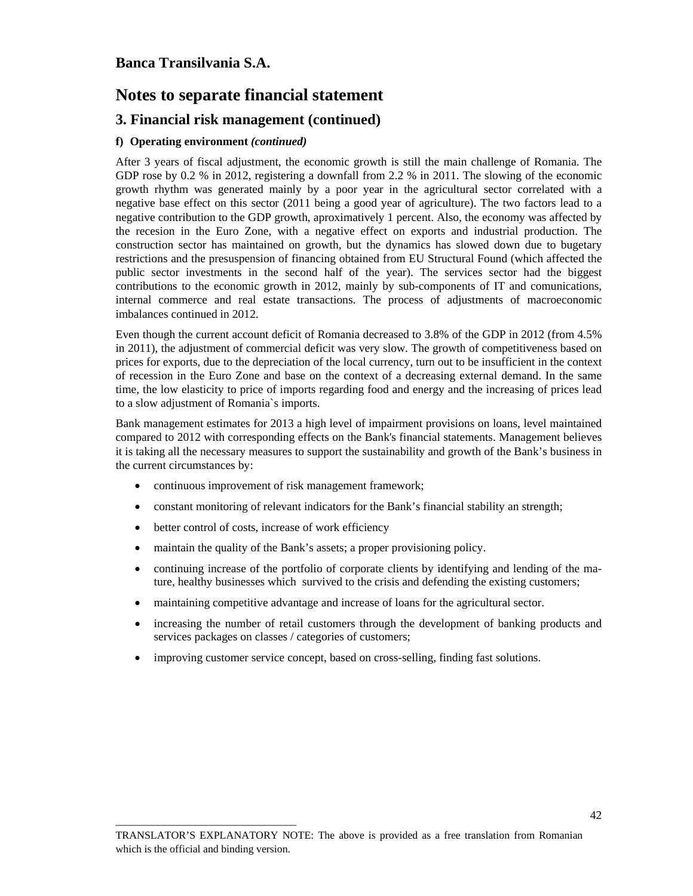## Banca Transilvania S.A.

# Notes to separate financial statement

## 3. Financial risk management (continued)

**f) Operating environment *(continued)***

After 3 years of fiscal adjustment, the economic growth is still the main challenge of Romania. The GDP rose by 0.2 % in 2012, registering a downfall from 2.2 % in 2011. The slowing of the economic growth rhythm was generated mainly by a poor year in the agricultural sector correlated with a negative base effect on this sector (2011 being a good year of agriculture). The two factors lead to a negative contribution to the GDP growth, aproximatively 1 percent. Also, the economy was affected by the recesion in the Euro Zone, with a negative effect on exports and industrial production. The construction sector has maintained on growth, but the dynamics has slowed down due to bugetary restrictions and the presuspension of financing obtained from EU Structural Found (which affected the public sector investments in the second half of the year). The services sector had the biggest contributions to the economic growth in 2012, mainly by sub-components of IT and comunications, internal commerce and real estate transactions. The process of adjustments of macroeconomic imbalances continued in 2012.

Even though the current account deficit of Romania decreased to 3.8% of the GDP in 2012 (from 4.5% in 2011), the adjustment of commercial deficit was very slow. The growth of competitiveness based on prices for exports, due to the depreciation of the local currency, turn out to be insufficient in the context of recession in the Euro Zone and base on the context of a decreasing external demand. In the same time, the low elasticity to price of imports regarding food and energy and the increasing of prices lead to a slow adjustment of Romania`s imports.

Bank management estimates for 2013 a high level of impairment provisions on loans, level maintained compared to 2012 with corresponding effects on the Bank's financial statements. Management believes it is taking all the necessary measures to support the sustainability and growth of the Bank’s business in the current circumstances by:

- continuous improvement of risk management framework;
- constant monitoring of relevant indicators for the Bank’s financial stability an strength;
- better control of costs, increase of work efficiency
- maintain the quality of the Bank’s assets; a proper provisioning policy.
- continuing increase of the portfolio of corporate clients by identifying and lending of the mature, healthy businesses which survived to the crisis and defending the existing customers;
- maintaining competitive advantage and increase of loans for the agricultural sector.
- increasing the number of retail customers through the development of banking products and services packages on classes / categories of customers;
- improving customer service concept, based on cross-selling, finding fast solutions.

TRANSLATOR’S EXPLANATORY NOTE: The above is provided as a free translation from Romanian which is the official and binding version.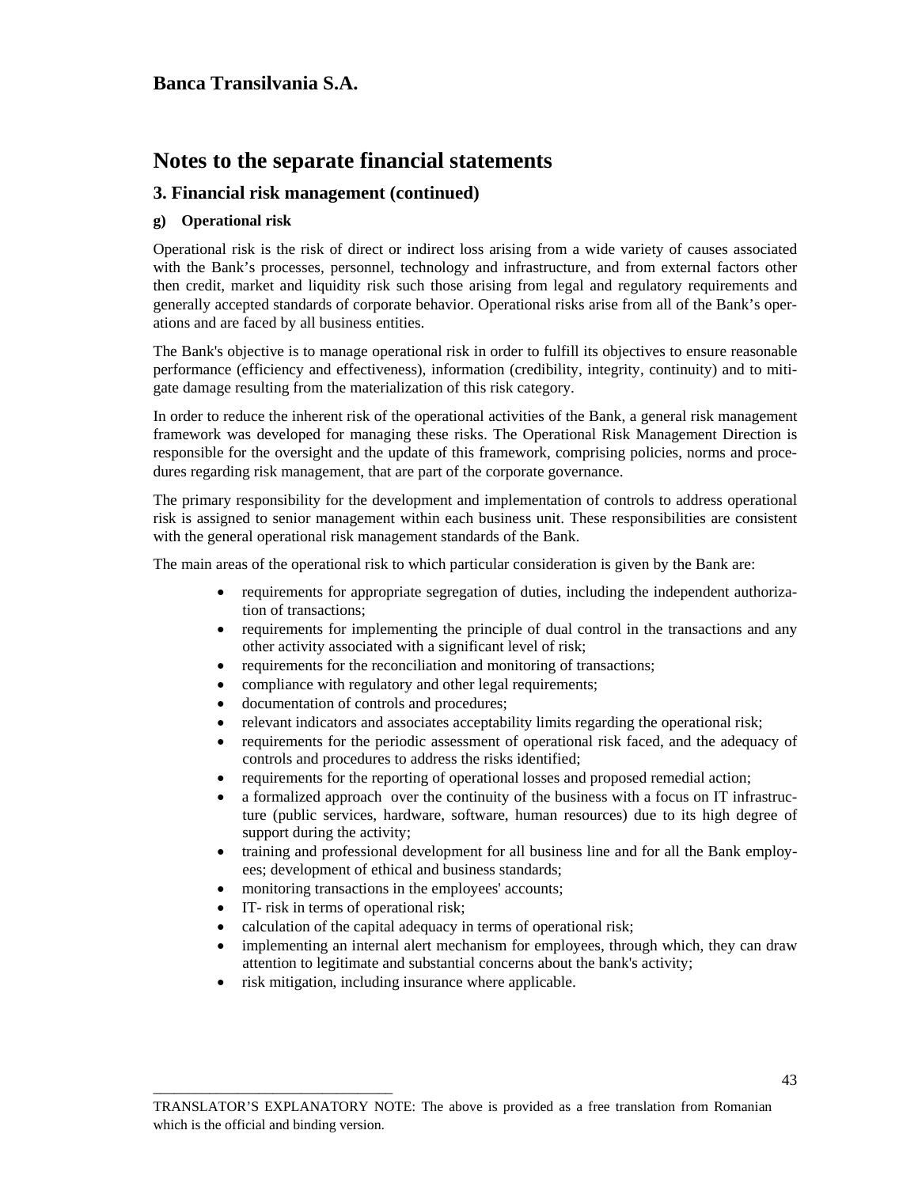# Banca Transilvania S.A.

# Notes to the separate financial statements

## 3. Financial risk management (continued)

### g) Operational risk

Operational risk is the risk of direct or indirect loss arising from a wide variety of causes associated with the Bank's processes, personnel, technology and infrastructure, and from external factors other then credit, market and liquidity risk such those arising from legal and regulatory requirements and generally accepted standards of corporate behavior. Operational risks arise from all of the Bank's operations and are faced by all business entities.

The Bank's objective is to manage operational risk in order to fulfill its objectives to ensure reasonable performance (efficiency and effectiveness), information (credibility, integrity, continuity) and to mitigate damage resulting from the materialization of this risk category.

In order to reduce the inherent risk of the operational activities of the Bank, a general risk management framework was developed for managing these risks. The Operational Risk Management Direction is responsible for the oversight and the update of this framework, comprising policies, norms and procedures regarding risk management, that are part of the corporate governance.

The primary responsibility for the development and implementation of controls to address operational risk is assigned to senior management within each business unit. These responsibilities are consistent with the general operational risk management standards of the Bank.

The main areas of the operational risk to which particular consideration is given by the Bank are:

- requirements for appropriate segregation of duties, including the independent authorization of transactions;
- requirements for implementing the principle of dual control in the transactions and any other activity associated with a significant level of risk;
- requirements for the reconciliation and monitoring of transactions;
- compliance with regulatory and other legal requirements;
- documentation of controls and procedures;
- relevant indicators and associates acceptability limits regarding the operational risk;
- requirements for the periodic assessment of operational risk faced, and the adequacy of controls and procedures to address the risks identified;
- requirements for the reporting of operational losses and proposed remedial action;
- a formalized approach over the continuity of the business with a focus on IT infrastructure (public services, hardware, software, human resources) due to its high degree of support during the activity;
- training and professional development for all business line and for all the Bank employees; development of ethical and business standards;
- monitoring transactions in the employees' accounts;
- IT- risk in terms of operational risk;
- calculation of the capital adequacy in terms of operational risk;
- implementing an internal alert mechanism for employees, through which, they can draw attention to legitimate and substantial concerns about the bank's activity;
- risk mitigation, including insurance where applicable.

TRANSLATOR'S EXPLANATORY NOTE: The above is provided as a free translation from Romanian which is the official and binding version.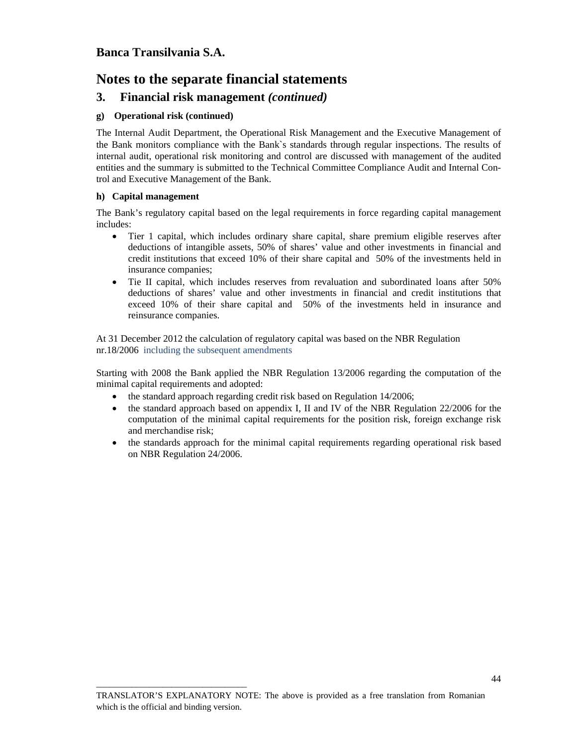**Banca Transilvania S.A.**

# Notes to the separate financial statements

## 3. Financial risk management *(continued)*

### g) Operational risk (continued)

The Internal Audit Department, the Operational Risk Management and the Executive Management of the Bank monitors compliance with the Bank`s standards through regular inspections. The results of internal audit, operational risk monitoring and control are discussed with management of the audited entities and the summary is submitted to the Technical Committee Compliance Audit and Internal Control and Executive Management of the Bank.

### h) Capital management

The Bank's regulatory capital based on the legal requirements in force regarding capital management includes:

- Tier 1 capital, which includes ordinary share capital, share premium eligible reserves after deductions of intangible assets, 50% of shares' value and other investments in financial and credit institutions that exceed 10% of their share capital and 50% of the investments held in insurance companies;
- Tie II capital, which includes reserves from revaluation and subordinated loans after 50% deductions of shares' value and other investments in financial and credit institutions that exceed 10% of their share capital and 50% of the investments held in insurance and reinsurance companies.

At 31 December 2012 the calculation of regulatory capital was based on the NBR Regulation nr.18/2006 including the subsequent amendments

Starting with 2008 the Bank applied the NBR Regulation 13/2006 regarding the computation of the minimal capital requirements and adopted:

- the standard approach regarding credit risk based on Regulation 14/2006;
- the standard approach based on appendix I, II and IV of the NBR Regulation 22/2006 for the computation of the minimal capital requirements for the position risk, foreign exchange risk and merchandise risk;
- the standards approach for the minimal capital requirements regarding operational risk based on NBR Regulation 24/2006.

TRANSLATOR'S EXPLANATORY NOTE: The above is provided as a free translation from Romanian which is the official and binding version.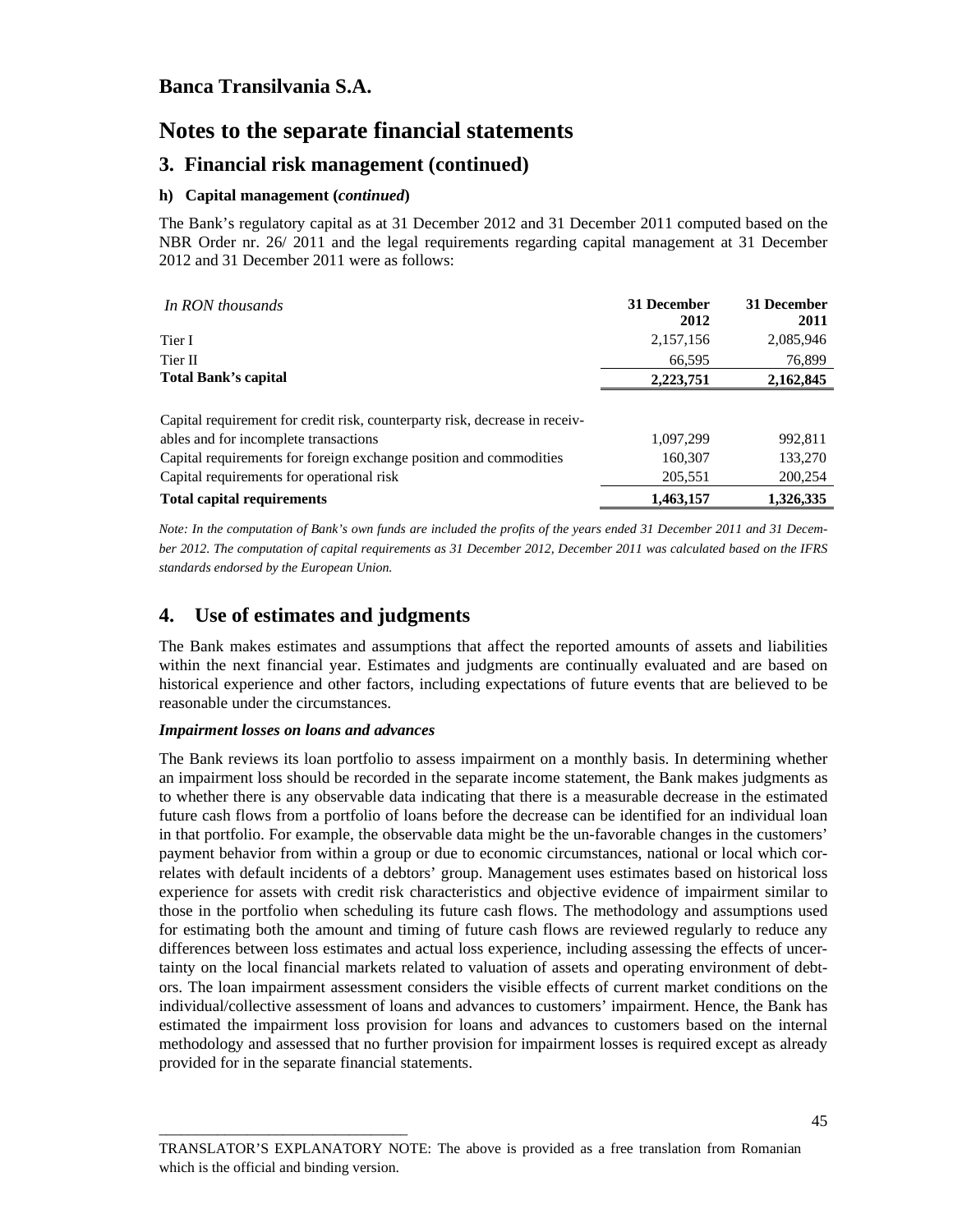# Banca Transilvania S.A.

# Notes to the separate financial statements

## 3. Financial risk management (continued)

### h) Capital management (*continued*)

The Bank's regulatory capital as at 31 December 2012 and 31 December 2011 computed based on the NBR Order nr. 26/ 2011 and the legal requirements regarding capital management at 31 December 2012 and 31 December 2011 were as follows:

| *In RON thousands* | **31 December 2012** | **31 December 2011** |
|---|---|---|
| Tier I | 2,157,156 | 2,085,946 |
| Tier II | 66,595 | 76,899 |
| **Total Bank's capital** | **2,223,751** | **2,162,845** |
| | | |
| Capital requirement for credit risk, counterparty risk, decrease in receivables and for incomplete transactions | 1,097,299 | 992,811 |
| Capital requirements for foreign exchange position and commodities | 160,307 | 133,270 |
| Capital requirements for operational risk | 205,551 | 200,254 |
| **Total capital requirements** | **1,463,157** | **1,326,335** |

*Note: In the computation of Bank's own funds are included the profits of the years ended 31 December 2011 and 31 December 2012. The computation of capital requirements as 31 December 2012, December 2011 was calculated based on the IFRS standards endorsed by the European Union.*

## 4. Use of estimates and judgments

The Bank makes estimates and assumptions that affect the reported amounts of assets and liabilities within the next financial year. Estimates and judgments are continually evaluated and are based on historical experience and other factors, including expectations of future events that are believed to be reasonable under the circumstances.

***Impairment losses on loans and advances***

The Bank reviews its loan portfolio to assess impairment on a monthly basis. In determining whether an impairment loss should be recorded in the separate income statement, the Bank makes judgments as to whether there is any observable data indicating that there is a measurable decrease in the estimated future cash flows from a portfolio of loans before the decrease can be identified for an individual loan in that portfolio. For example, the observable data might be the un-favorable changes in the customers' payment behavior from within a group or due to economic circumstances, national or local which correlates with default incidents of a debtors' group. Management uses estimates based on historical loss experience for assets with credit risk characteristics and objective evidence of impairment similar to those in the portfolio when scheduling its future cash flows. The methodology and assumptions used for estimating both the amount and timing of future cash flows are reviewed regularly to reduce any differences between loss estimates and actual loss experience, including assessing the effects of uncertainty on the local financial markets related to valuation of assets and operating environment of debtors. The loan impairment assessment considers the visible effects of current market conditions on the individual/collective assessment of loans and advances to customers' impairment. Hence, the Bank has estimated the impairment loss provision for loans and advances to customers based on the internal methodology and assessed that no further provision for impairment losses is required except as already provided for in the separate financial statements.

TRANSLATOR'S EXPLANATORY NOTE: The above is provided as a free translation from Romanian which is the official and binding version.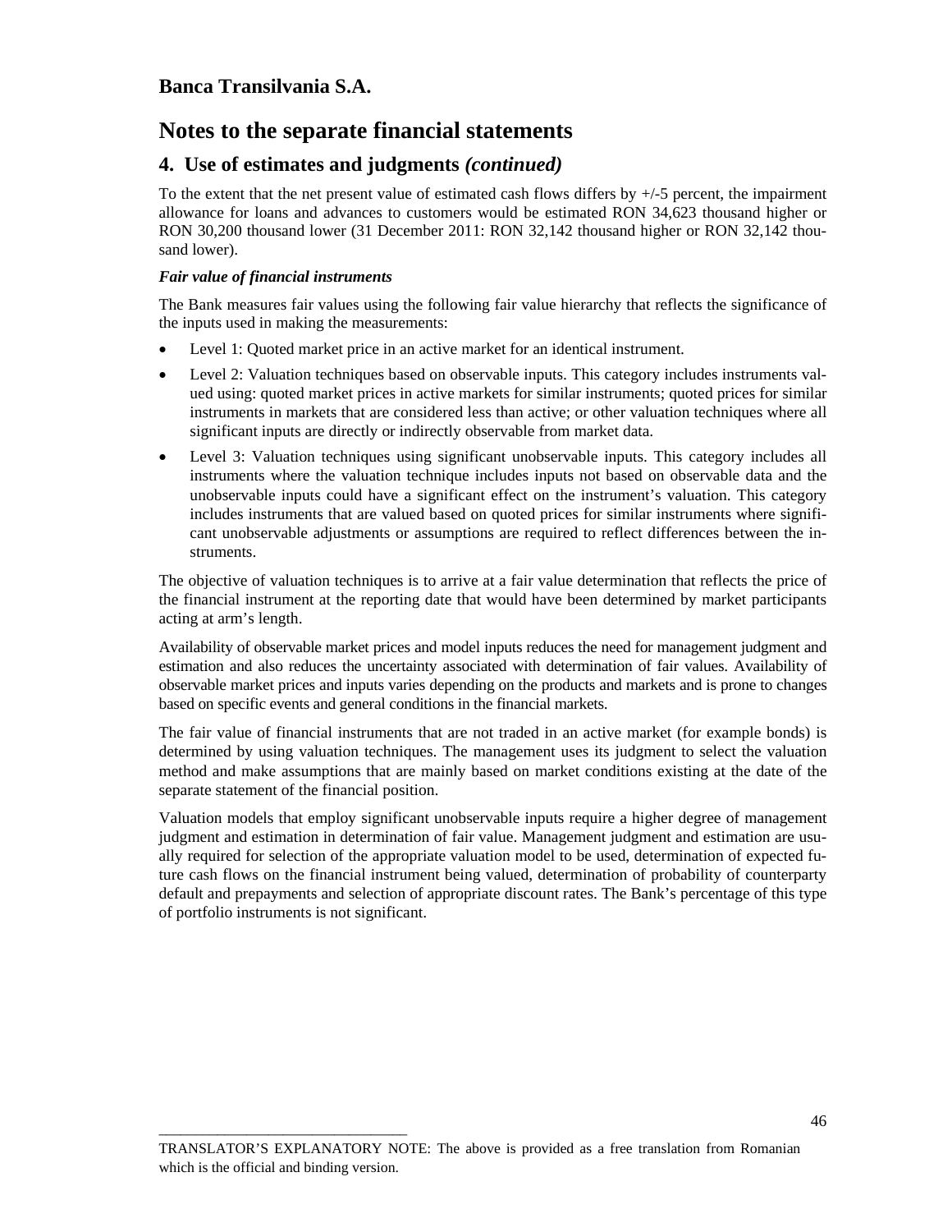## Banca Transilvania S.A.

# Notes to the separate financial statements

## 4. Use of estimates and judgments *(continued)*

To the extent that the net present value of estimated cash flows differs by +/-5 percent, the impairment allowance for loans and advances to customers would be estimated RON 34,623 thousand higher or RON 30,200 thousand lower (31 December 2011: RON 32,142 thousand higher or RON 32,142 thousand lower).

***Fair value of financial instruments***

The Bank measures fair values using the following fair value hierarchy that reflects the significance of the inputs used in making the measurements:

- Level 1: Quoted market price in an active market for an identical instrument.
- Level 2: Valuation techniques based on observable inputs. This category includes instruments valued using: quoted market prices in active markets for similar instruments; quoted prices for similar instruments in markets that are considered less than active; or other valuation techniques where all significant inputs are directly or indirectly observable from market data.
- Level 3: Valuation techniques using significant unobservable inputs. This category includes all instruments where the valuation technique includes inputs not based on observable data and the unobservable inputs could have a significant effect on the instrument's valuation. This category includes instruments that are valued based on quoted prices for similar instruments where significant unobservable adjustments or assumptions are required to reflect differences between the instruments.

The objective of valuation techniques is to arrive at a fair value determination that reflects the price of the financial instrument at the reporting date that would have been determined by market participants acting at arm's length.

Availability of observable market prices and model inputs reduces the need for management judgment and estimation and also reduces the uncertainty associated with determination of fair values. Availability of observable market prices and inputs varies depending on the products and markets and is prone to changes based on specific events and general conditions in the financial markets.

The fair value of financial instruments that are not traded in an active market (for example bonds) is determined by using valuation techniques. The management uses its judgment to select the valuation method and make assumptions that are mainly based on market conditions existing at the date of the separate statement of the financial position.

Valuation models that employ significant unobservable inputs require a higher degree of management judgment and estimation in determination of fair value. Management judgment and estimation are usually required for selection of the appropriate valuation model to be used, determination of expected future cash flows on the financial instrument being valued, determination of probability of counterparty default and prepayments and selection of appropriate discount rates. The Bank's percentage of this type of portfolio instruments is not significant.

TRANSLATOR'S EXPLANATORY NOTE: The above is provided as a free translation from Romanian which is the official and binding version.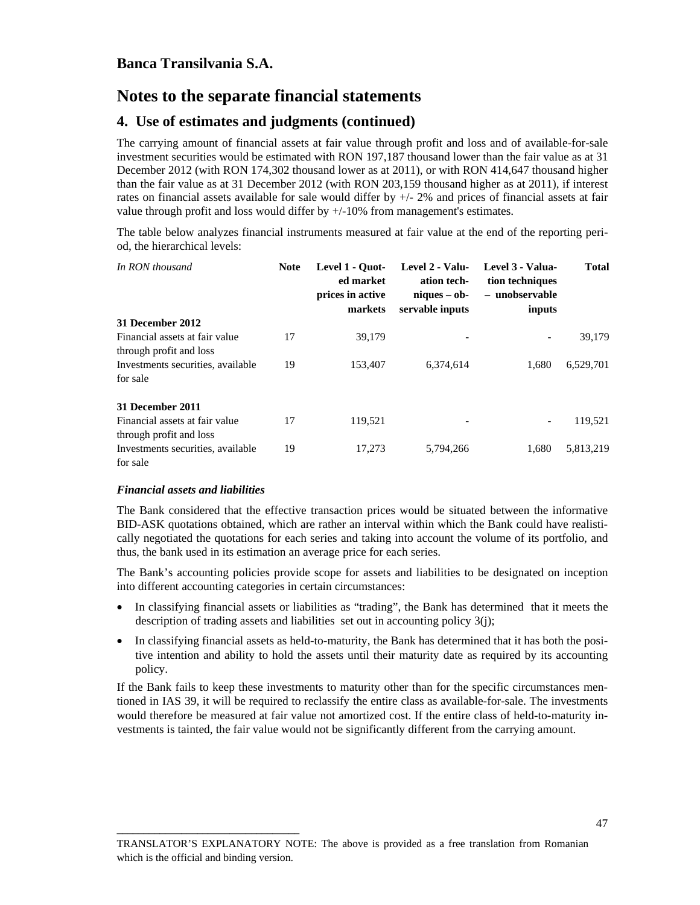# Banca Transilvania S.A.

# Notes to the separate financial statements

## 4. Use of estimates and judgments (continued)

The carrying amount of financial assets at fair value through profit and loss and of available-for-sale investment securities would be estimated with RON 197,187 thousand lower than the fair value as at 31 December 2012 (with RON 174,302 thousand lower as at 2011), or with RON 414,647 thousand higher than the fair value as at 31 December 2012 (with RON 203,159 thousand higher as at 2011), if interest rates on financial assets available for sale would differ by +/- 2% and prices of financial assets at fair value through profit and loss would differ by +/-10% from management's estimates.

The table below analyzes financial instruments measured at fair value at the end of the reporting period, the hierarchical levels:

| *In RON thousand* | **Note** | **Level 1 - Quoted market prices in active markets** | **Level 2 - Valuation techniques – observable inputs** | **Level 3 - Valuation techniques – unobservable inputs** | **Total** |
|---|---|---|---|---|---|
| **31 December 2012** | | | | | |
| Financial assets at fair value through profit and loss | 17 | 39,179 | - | - | 39,179 |
| Investments securities, available for sale | 19 | 153,407 | 6,374,614 | 1,680 | 6,529,701 |
| **31 December 2011** | | | | | |
| Financial assets at fair value through profit and loss | 17 | 119,521 | - | - | 119,521 |
| Investments securities, available for sale | 19 | 17,273 | 5,794,266 | 1,680 | 5,813,219 |

***Financial assets and liabilities***

The Bank considered that the effective transaction prices would be situated between the informative BID-ASK quotations obtained, which are rather an interval within which the Bank could have realistically negotiated the quotations for each series and taking into account the volume of its portfolio, and thus, the bank used in its estimation an average price for each series.

The Bank's accounting policies provide scope for assets and liabilities to be designated on inception into different accounting categories in certain circumstances:

- In classifying financial assets or liabilities as "trading", the Bank has determined that it meets the description of trading assets and liabilities set out in accounting policy 3(j);
- In classifying financial assets as held-to-maturity, the Bank has determined that it has both the positive intention and ability to hold the assets until their maturity date as required by its accounting policy.

If the Bank fails to keep these investments to maturity other than for the specific circumstances mentioned in IAS 39, it will be required to reclassify the entire class as available-for-sale. The investments would therefore be measured at fair value not amortized cost. If the entire class of held-to-maturity investments is tainted, the fair value would not be significantly different from the carrying amount.

TRANSLATOR'S EXPLANATORY NOTE: The above is provided as a free translation from Romanian which is the official and binding version.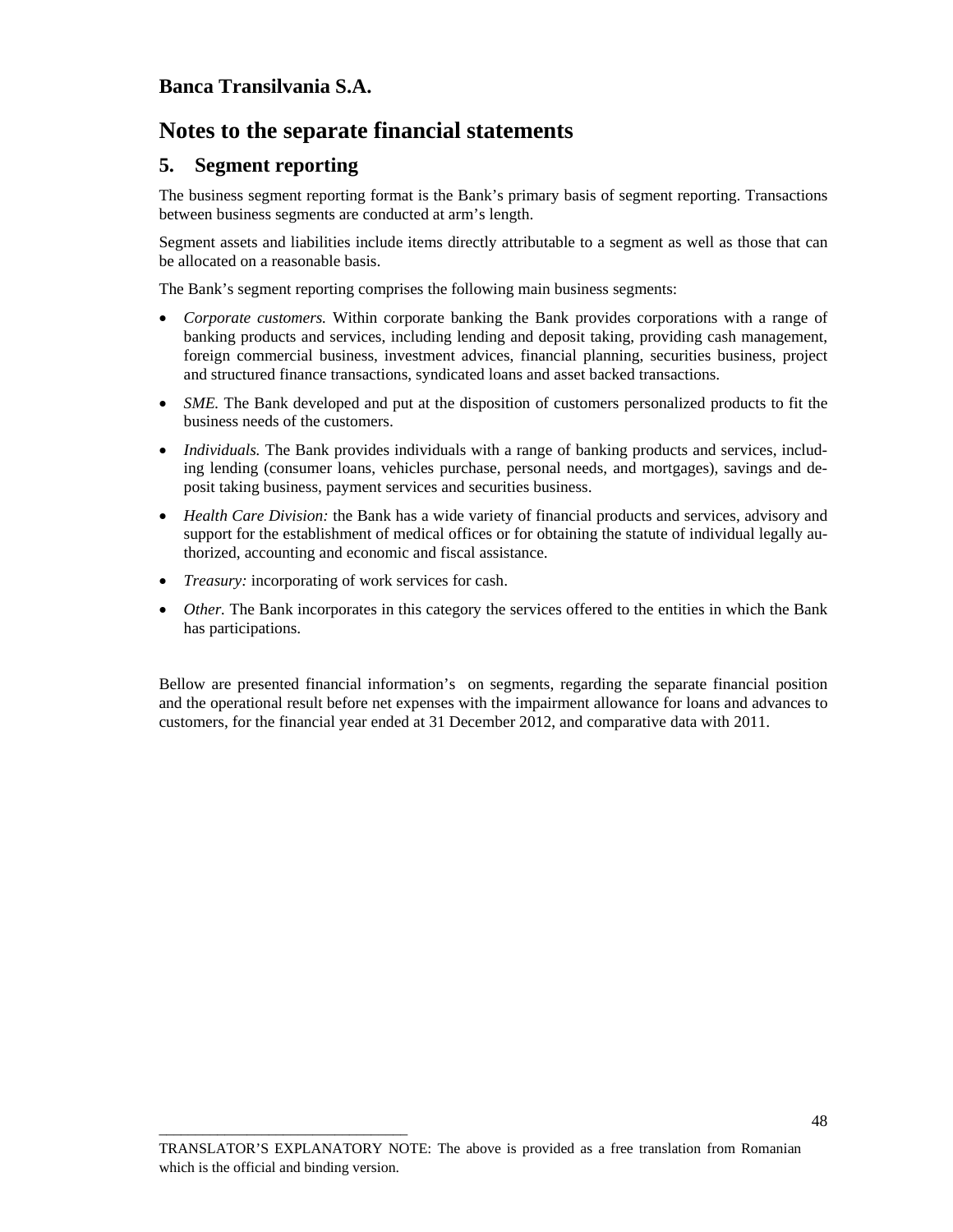## Banca Transilvania S.A.

# Notes to the separate financial statements

## 5. Segment reporting

The business segment reporting format is the Bank's primary basis of segment reporting. Transactions between business segments are conducted at arm's length.

Segment assets and liabilities include items directly attributable to a segment as well as those that can be allocated on a reasonable basis.

The Bank's segment reporting comprises the following main business segments:

- *Corporate customers.* Within corporate banking the Bank provides corporations with a range of banking products and services, including lending and deposit taking, providing cash management, foreign commercial business, investment advices, financial planning, securities business, project and structured finance transactions, syndicated loans and asset backed transactions.
- *SME.* The Bank developed and put at the disposition of customers personalized products to fit the business needs of the customers.
- *Individuals.* The Bank provides individuals with a range of banking products and services, including lending (consumer loans, vehicles purchase, personal needs, and mortgages), savings and deposit taking business, payment services and securities business.
- *Health Care Division:* the Bank has a wide variety of financial products and services, advisory and support for the establishment of medical offices or for obtaining the statute of individual legally authorized, accounting and economic and fiscal assistance.
- *Treasury:* incorporating of work services for cash.
- *Other.* The Bank incorporates in this category the services offered to the entities in which the Bank has participations.

Bellow are presented financial information's on segments, regarding the separate financial position and the operational result before net expenses with the impairment allowance for loans and advances to customers, for the financial year ended at 31 December 2012, and comparative data with 2011.

TRANSLATOR'S EXPLANATORY NOTE: The above is provided as a free translation from Romanian which is the official and binding version.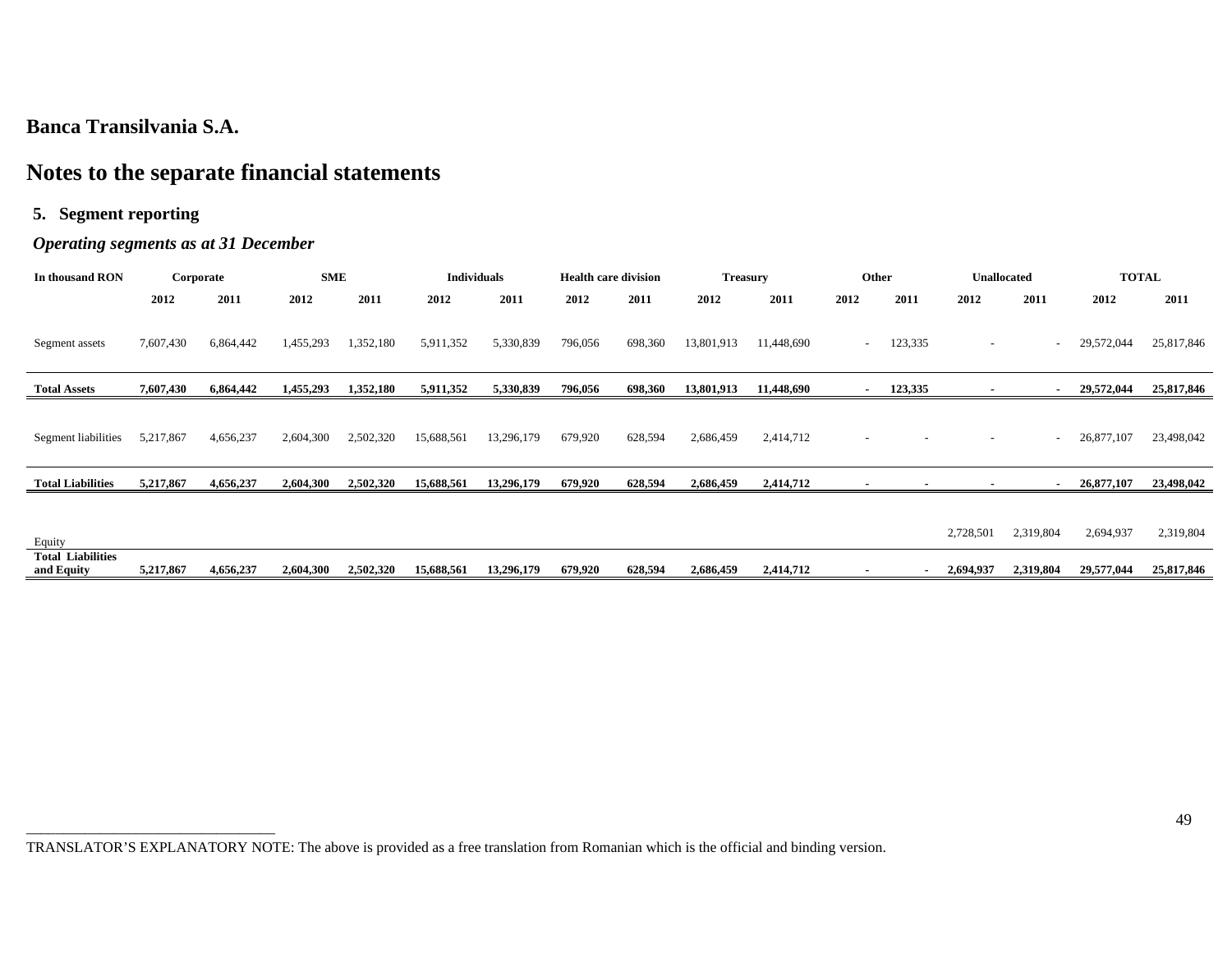## Banca Transilvania S.A.

# Notes to the separate financial statements

### 5. Segment reporting

***Operating segments as at 31 December***

| In thousand RON | Corporate | | SME | | Individuals | | Health care division | | Treasury | | Other | | Unallocated | | TOTAL | |
|---|---|---|---|---|---|---|---|---|---|---|---|---|---|---|---|---|
| | **2012** | **2011** | **2012** | **2011** | **2012** | **2011** | **2012** | **2011** | **2012** | **2011** | **2012** | **2011** | **2012** | **2011** | **2012** | **2011** |
| Segment assets | 7,607,430 | 6,864,442 | 1,455,293 | 1,352,180 | 5,911,352 | 5,330,839 | 796,056 | 698,360 | 13,801,913 | 11,448,690 | - | 123,335 | - | - | 29,572,044 | 25,817,846 |
| **Total Assets** | **7,607,430** | **6,864,442** | **1,455,293** | **1,352,180** | **5,911,352** | **5,330,839** | **796,056** | **698,360** | **13,801,913** | **11,448,690** | **-** | **123,335** | **-** | **-** | **29,572,044** | **25,817,846** |
| Segment liabilities | 5,217,867 | 4,656,237 | 2,604,300 | 2,502,320 | 15,688,561 | 13,296,179 | 679,920 | 628,594 | 2,686,459 | 2,414,712 | - | - | - | - | 26,877,107 | 23,498,042 |
| **Total Liabilities** | **5,217,867** | **4,656,237** | **2,604,300** | **2,502,320** | **15,688,561** | **13,296,179** | **679,920** | **628,594** | **2,686,459** | **2,414,712** | **-** | **-** | **-** | **-** | **26,877,107** | **23,498,042** |
| Equity | | | | | | | | | | | | | 2,728,501 | 2,319,804 | 2,694,937 | 2,319,804 |
| **Total Liabilities and Equity** | **5,217,867** | **4,656,237** | **2,604,300** | **2,502,320** | **15,688,561** | **13,296,179** | **679,920** | **628,594** | **2,686,459** | **2,414,712** | **-** | **-** | **2,694,937** | **2,319,804** | **29,577,044** | **25,817,846** |

TRANSLATOR'S EXPLANATORY NOTE: The above is provided as a free translation from Romanian which is the official and binding version.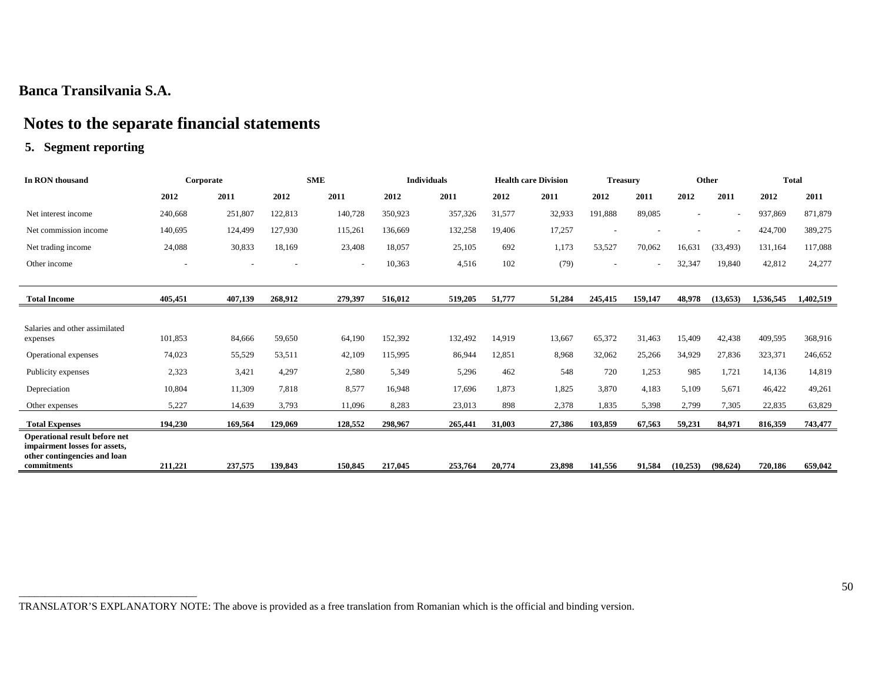# Banca Transilvania S.A.

## Notes to the separate financial statements

### 5. Segment reporting

| In RON thousand | Corporate | | SME | | Individuals | | Health care Division | | Treasury | | Other | | Total | |
|---|---|---|---|---|---|---|---|---|---|---|---|---|---|---|
| | 2012 | 2011 | 2012 | 2011 | 2012 | 2011 | 2012 | 2011 | 2012 | 2011 | 2012 | 2011 | 2012 | 2011 |
| Net interest income | 240,668 | 251,807 | 122,813 | 140,728 | 350,923 | 357,326 | 31,577 | 32,933 | 191,888 | 89,085 | - | - | 937,869 | 871,879 |
| Net commission income | 140,695 | 124,499 | 127,930 | 115,261 | 136,669 | 132,258 | 19,406 | 17,257 | - | - | - | - | 424,700 | 389,275 |
| Net trading income | 24,088 | 30,833 | 18,169 | 23,408 | 18,057 | 25,105 | 692 | 1,173 | 53,527 | 70,062 | 16,631 | (33,493) | 131,164 | 117,088 |
| Other income | - | - | - | - | 10,363 | 4,516 | 102 | (79) | - | - | 32,347 | 19,840 | 42,812 | 24,277 |
| **Total Income** | **405,451** | **407,139** | **268,912** | **279,397** | **516,012** | **519,205** | **51,777** | **51,284** | **245,415** | **159,147** | **48,978** | **(13,653)** | **1,536,545** | **1,402,519** |
| Salaries and other assimilated expenses | 101,853 | 84,666 | 59,650 | 64,190 | 152,392 | 132,492 | 14,919 | 13,667 | 65,372 | 31,463 | 15,409 | 42,438 | 409,595 | 368,916 |
| Operational expenses | 74,023 | 55,529 | 53,511 | 42,109 | 115,995 | 86,944 | 12,851 | 8,968 | 32,062 | 25,266 | 34,929 | 27,836 | 323,371 | 246,652 |
| Publicity expenses | 2,323 | 3,421 | 4,297 | 2,580 | 5,349 | 5,296 | 462 | 548 | 720 | 1,253 | 985 | 1,721 | 14,136 | 14,819 |
| Depreciation | 10,804 | 11,309 | 7,818 | 8,577 | 16,948 | 17,696 | 1,873 | 1,825 | 3,870 | 4,183 | 5,109 | 5,671 | 46,422 | 49,261 |
| Other expenses | 5,227 | 14,639 | 3,793 | 11,096 | 8,283 | 23,013 | 898 | 2,378 | 1,835 | 5,398 | 2,799 | 7,305 | 22,835 | 63,829 |
| **Total Expenses** | **194,230** | **169,564** | **129,069** | **128,552** | **298,967** | **265,441** | **31,003** | **27,386** | **103,859** | **67,563** | **59,231** | **84,971** | **816,359** | **743,477** |
| **Operational result before net impairment losses for assets, other contingencies and loan commitments** | **211,221** | **237,575** | **139,843** | **150,845** | **217,045** | **253,764** | **20,774** | **23,898** | **141,556** | **91,584** | **(10,253)** | **(98,624)** | **720,186** | **659,042** |

TRANSLATOR'S EXPLANATORY NOTE: The above is provided as a free translation from Romanian which is the official and binding version.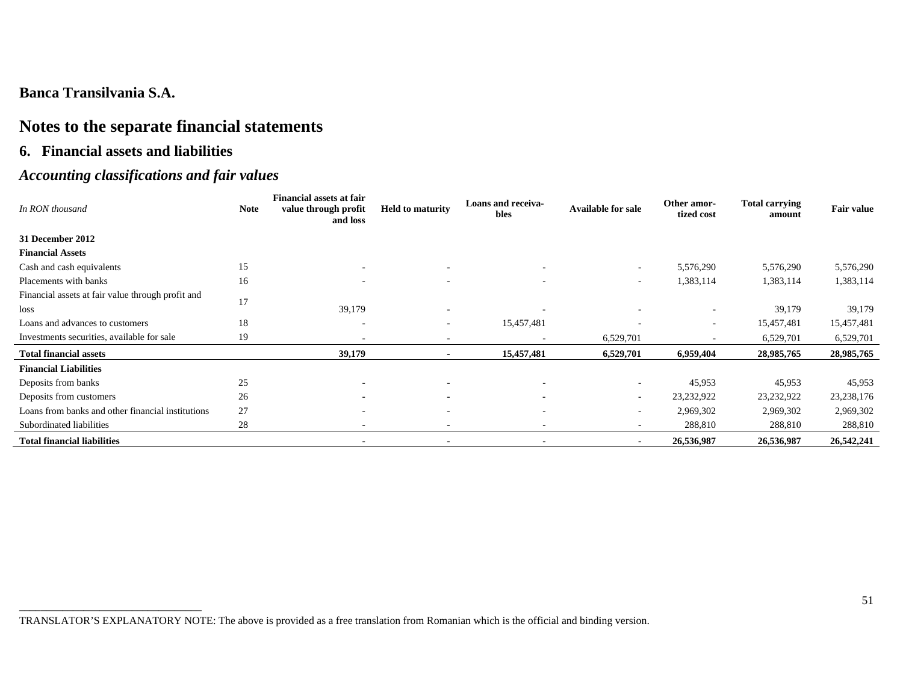**Banca Transilvania S.A.**

# Notes to the separate financial statements

## 6. Financial assets and liabilities

### *Accounting classifications and fair values*

| *In RON thousand* | Note | Financial assets at fair value through profit and loss | Held to maturity | Loans and receivables | Available for sale | Other amortized cost | Total carrying amount | Fair value |
|---|---|---|---|---|---|---|---|---|
| **31 December 2012** | | | | | | | | |
| **Financial Assets** | | | | | | | | |
| Cash and cash equivalents | 15 | - | - | - | - | 5,576,290 | 5,576,290 | 5,576,290 |
| Placements with banks | 16 | - | - | - | - | 1,383,114 | 1,383,114 | 1,383,114 |
| Financial assets at fair value through profit and loss | 17 | 39,179 | - | - | - | - | 39,179 | 39,179 |
| Loans and advances to customers | 18 | - | - | 15,457,481 | - | - | 15,457,481 | 15,457,481 |
| Investments securities, available for sale | 19 | - | - | - | 6,529,701 | - | 6,529,701 | 6,529,701 |
| **Total financial assets** | | **39,179** | **-** | **15,457,481** | **6,529,701** | **6,959,404** | **28,985,765** | **28,985,765** |
| **Financial Liabilities** | | | | | | | | |
| Deposits from banks | 25 | - | - | - | - | 45,953 | 45,953 | 45,953 |
| Deposits from customers | 26 | - | - | - | - | 23,232,922 | 23,232,922 | 23,238,176 |
| Loans from banks and other financial institutions | 27 | - | - | - | - | 2,969,302 | 2,969,302 | 2,969,302 |
| Subordinated liabilities | 28 | - | - | - | - | 288,810 | 288,810 | 288,810 |
| **Total financial liabilities** | | **-** | **-** | **-** | **-** | **26,536,987** | **26,536,987** | **26,542,241** |

TRANSLATOR'S EXPLANATORY NOTE: The above is provided as a free translation from Romanian which is the official and binding version.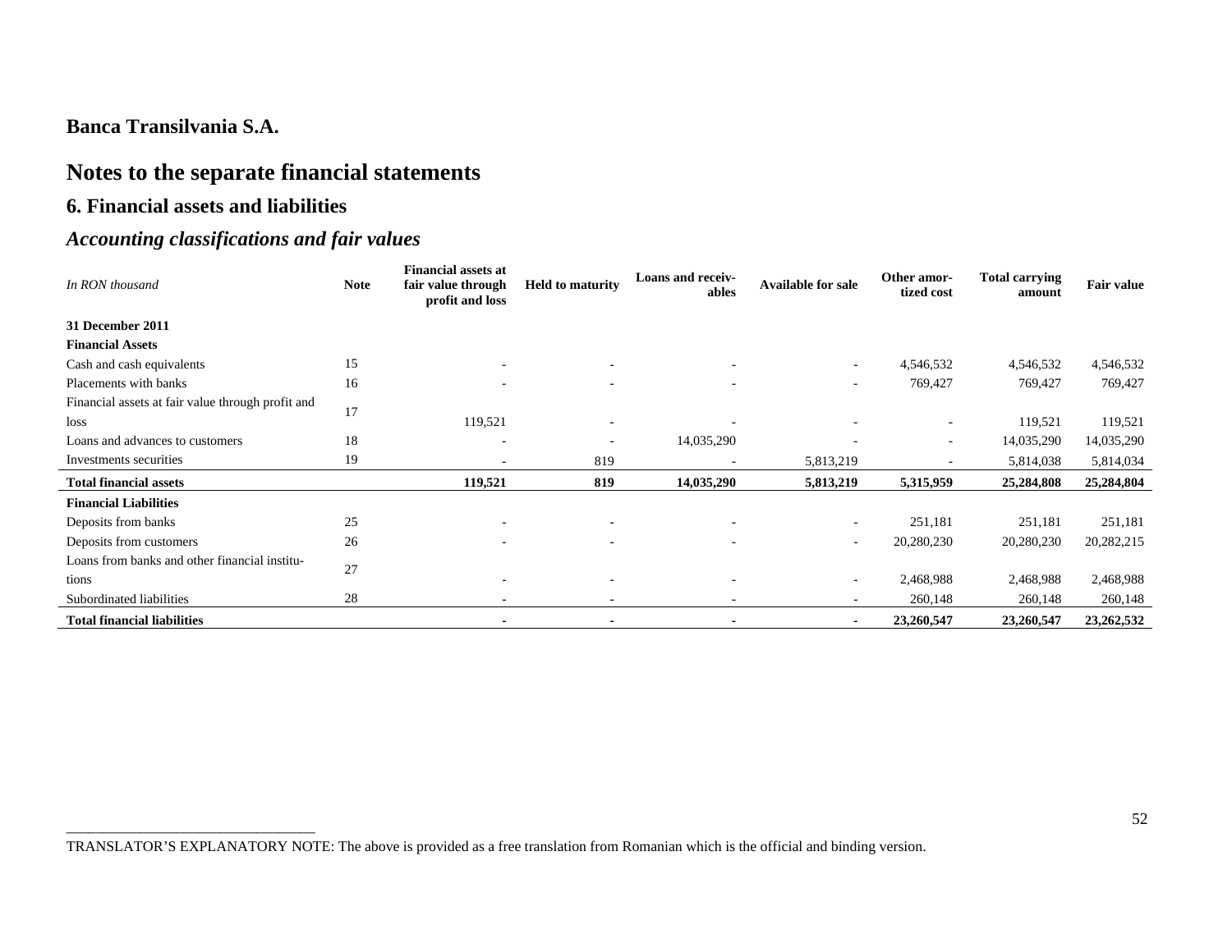# Banca Transilvania S.A.

# Notes to the separate financial statements

## 6. Financial assets and liabilities

### *Accounting classifications and fair values*

| *In RON thousand* | Note | Financial assets at fair value through profit and loss | Held to maturity | Loans and receivables | Available for sale | Other amortized cost | Total carrying amount | Fair value |
|---|---|---|---|---|---|---|---|---|
| **31 December 2011** | | | | | | | | |
| **Financial Assets** | | | | | | | | |
| Cash and cash equivalents | 15 | - | - | - | - | 4,546,532 | 4,546,532 | 4,546,532 |
| Placements with banks | 16 | - | - | - | - | 769,427 | 769,427 | 769,427 |
| Financial assets at fair value through profit and loss | 17 | 119,521 | - | - | - | - | 119,521 | 119,521 |
| Loans and advances to customers | 18 | - | - | 14,035,290 | - | - | 14,035,290 | 14,035,290 |
| Investments securities | 19 | - | 819 | - | 5,813,219 | - | 5,814,038 | 5,814,034 |
| **Total financial assets** | | **119,521** | **819** | **14,035,290** | **5,813,219** | **5,315,959** | **25,284,808** | **25,284,804** |
| **Financial Liabilities** | | | | | | | | |
| Deposits from banks | 25 | - | - | - | - | 251,181 | 251,181 | 251,181 |
| Deposits from customers | 26 | - | - | - | - | 20,280,230 | 20,280,230 | 20,282,215 |
| Loans from banks and other financial institutions | 27 | - | - | - | - | 2,468,988 | 2,468,988 | 2,468,988 |
| Subordinated liabilities | 28 | - | - | - | - | 260,148 | 260,148 | 260,148 |
| **Total financial liabilities** | | **-** | **-** | **-** | **-** | **23,260,547** | **23,260,547** | **23,262,532** |

TRANSLATOR'S EXPLANATORY NOTE: The above is provided as a free translation from Romanian which is the official and binding version.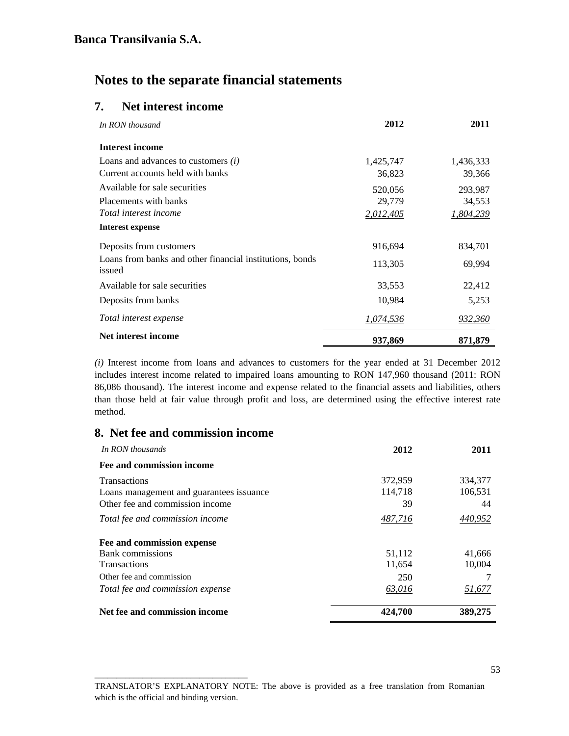**Banca Transilvania S.A.**

# Notes to the separate financial statements

## 7. Net interest income

| *In RON thousand* | 2012 | 2011 |
|---|---|---|
| **Interest income** | | |
| Loans and advances to customers *(i)* | 1,425,747 | 1,436,333 |
| Current accounts held with banks | 36,823 | 39,366 |
| Available for sale securities | 520,056 | 293,987 |
| Placements with banks | 29,779 | 34,553 |
| *Total interest income* | *2,012,405* | *1,804,239* |
| **Interest expense** | | |
| Deposits from customers | 916,694 | 834,701 |
| Loans from banks and other financial institutions, bonds issued | 113,305 | 69,994 |
| Available for sale securities | 33,553 | 22,412 |
| Deposits from banks | 10,984 | 5,253 |
| *Total interest expense* | *1,074,536* | *932,360* |
| **Net interest income** | **937,869** | **871,879** |

*(i)* Interest income from loans and advances to customers for the year ended at 31 December 2012 includes interest income related to impaired loans amounting to RON 147,960 thousand (2011: RON 86,086 thousand). The interest income and expense related to the financial assets and liabilities, others than those held at fair value through profit and loss, are determined using the effective interest rate method.

## 8. Net fee and commission income

| *In RON thousands* | 2012 | 2011 |
|---|---|---|
| **Fee and commission income** | | |
| Transactions | 372,959 | 334,377 |
| Loans management and guarantees issuance | 114,718 | 106,531 |
| Other fee and commission income | 39 | 44 |
| *Total fee and commission income* | *487,716* | *440,952* |
| **Fee and commission expense** | | |
| Bank commissions | 51,112 | 41,666 |
| Transactions | 11,654 | 10,004 |
| Other fee and commission | 250 | 7 |
| *Total fee and commission expense* | *63,016* | *51,677* |
| **Net fee and commission income** | **424,700** | **389,275** |

TRANSLATOR'S EXPLANATORY NOTE: The above is provided as a free translation from Romanian which is the official and binding version.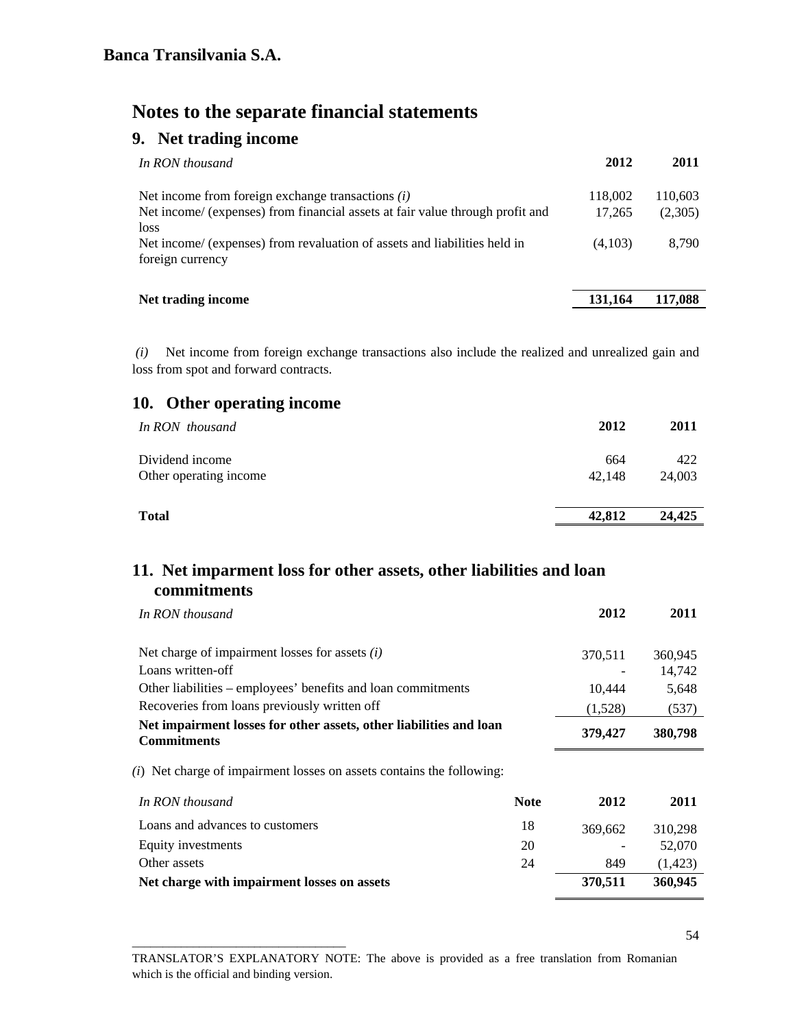**Banca Transilvania S.A.**

# Notes to the separate financial statements

## 9. Net trading income

| *In RON thousand* | 2012 | 2011 |
|---|---|---|
| Net income from foreign exchange transactions *(i)* | 118,002 | 110,603 |
| Net income/ (expenses) from financial assets at fair value through profit and loss | 17,265 | (2,305) |
| Net income/ (expenses) from revaluation of assets and liabilities held in foreign currency | (4,103) | 8,790 |
| **Net trading income** | **131,164** | **117,088** |

*(i)* Net income from foreign exchange transactions also include the realized and unrealized gain and loss from spot and forward contracts.

## 10. Other operating income

| *In RON thousand* | 2012 | 2011 |
|---|---|---|
| Dividend income | 664 | 422 |
| Other operating income | 42,148 | 24,003 |
| **Total** | **42,812** | **24,425** |

## 11. Net imparment loss for other assets, other liabilities and loan commitments

| *In RON thousand* | 2012 | 2011 |
|---|---|---|
| Net charge of impairment losses for assets *(i)* | 370,511 | 360,945 |
| Loans written-off | - | 14,742 |
| Other liabilities – employees' benefits and loan commitments | 10,444 | 5,648 |
| Recoveries from loans previously written off | (1,528) | (537) |
| **Net impairment losses for other assets, other liabilities and loan Commitments** | **379,427** | **380,798** |

*(i)* Net charge of impairment losses on assets contains the following:

| *In RON thousand* | Note | 2012 | 2011 |
|---|---|---|---|
| Loans and advances to customers | 18 | 369,662 | 310,298 |
| Equity investments | 20 | - | 52,070 |
| Other assets | 24 | 849 | (1,423) |
| **Net charge with impairment losses on assets** | | **370,511** | **360,945** |

TRANSLATOR'S EXPLANATORY NOTE: The above is provided as a free translation from Romanian which is the official and binding version.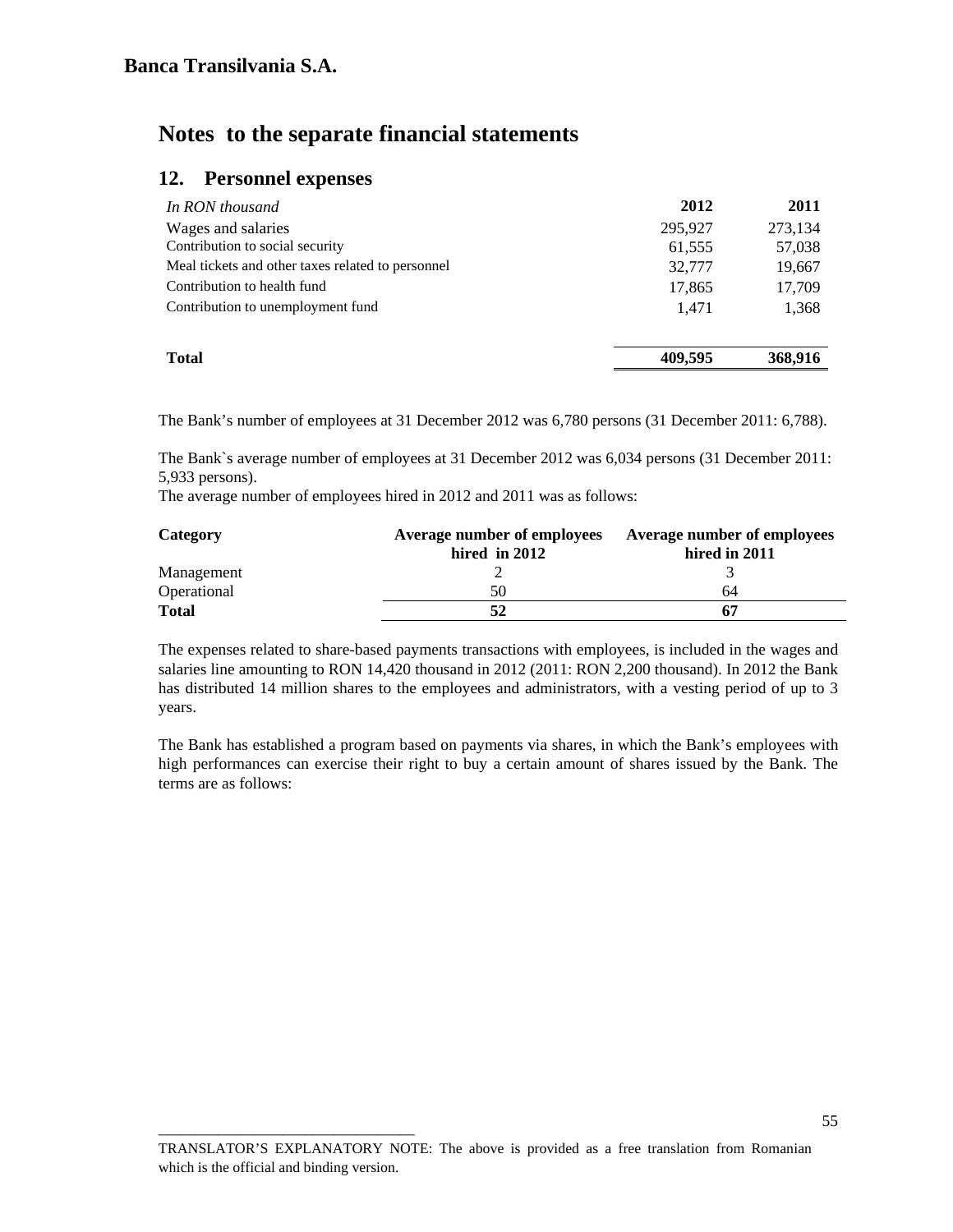# Banca Transilvania S.A.

## Notes to the separate financial statements

### 12. Personnel expenses

| *In RON thousand* | 2012 | 2011 |
|---|---|---|
| Wages and salaries | 295,927 | 273,134 |
| Contribution to social security | 61,555 | 57,038 |
| Meal tickets and other taxes related to personnel | 32,777 | 19,667 |
| Contribution to health fund | 17,865 | 17,709 |
| Contribution to unemployment fund | 1,471 | 1,368 |
| **Total** | **409,595** | **368,916** |

The Bank's number of employees at 31 December 2012 was 6,780 persons (31 December 2011: 6,788).

The Bank`s average number of employees at 31 December 2012 was 6,034 persons (31 December 2011: 5,933 persons).

The average number of employees hired in 2012 and 2011 was as follows:

| Category | Average number of employees hired in 2012 | Average number of employees hired in 2011 |
|---|---|---|
| Management | 2 | 3 |
| Operational | 50 | 64 |
| **Total** | **52** | **67** |

The expenses related to share-based payments transactions with employees, is included in the wages and salaries line amounting to RON 14,420 thousand in 2012 (2011: RON 2,200 thousand). In 2012 the Bank has distributed 14 million shares to the employees and administrators, with a vesting period of up to 3 years.

The Bank has established a program based on payments via shares, in which the Bank's employees with high performances can exercise their right to buy a certain amount of shares issued by the Bank. The terms are as follows:

TRANSLATOR'S EXPLANATORY NOTE: The above is provided as a free translation from Romanian which is the official and binding version.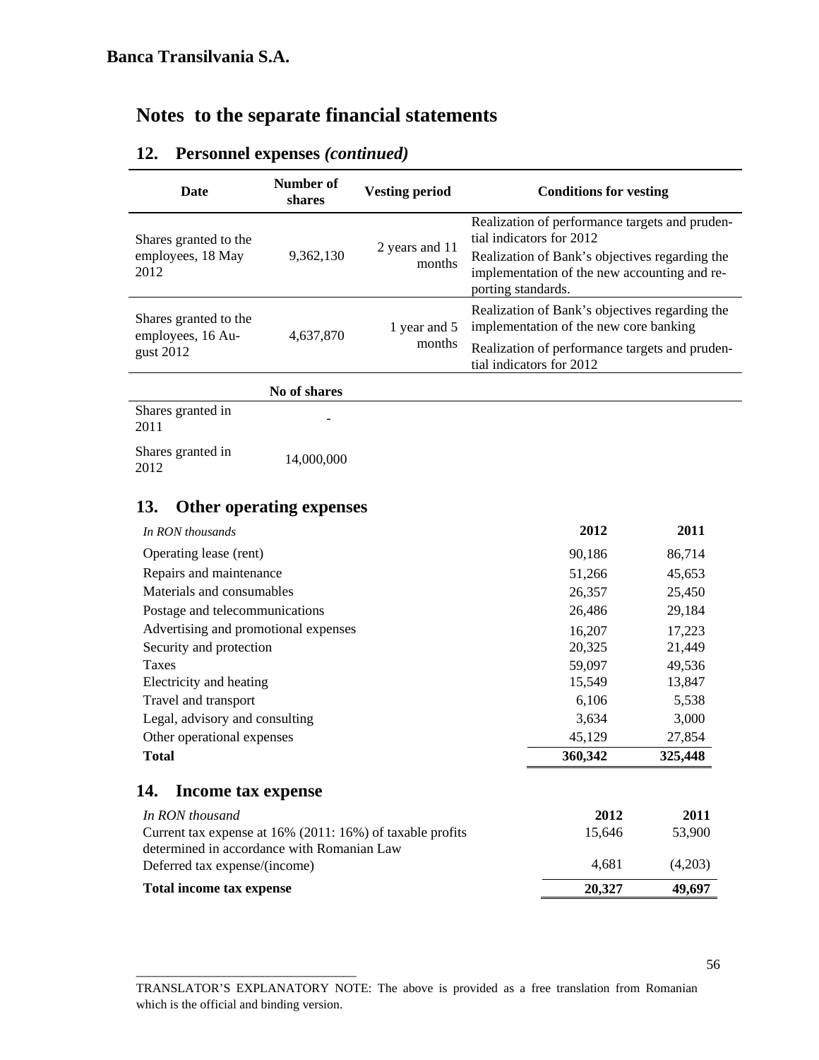**Banca Transilvania S.A.**

# Notes to the separate financial statements

## 12. Personnel expenses *(continued)*

| Date | Number of shares | Vesting period | Conditions for vesting |
|---|---|---|---|
| Shares granted to the employees, 18 May 2012 | 9,362,130 | 2 years and 11 months | Realization of performance targets and prudential indicators for 2012<br>Realization of Bank's objectives regarding the implementation of the new accounting and reporting standards. |
| Shares granted to the employees, 16 August 2012 | 4,637,870 | 1 year and 5 months | Realization of Bank's objectives regarding the implementation of the new core banking<br>Realization of performance targets and prudential indicators for 2012 |

| | No of shares |
|---|---|
| Shares granted in 2011 | - |
| Shares granted in 2012 | 14,000,000 |

## 13. Other operating expenses

| *In RON thousands* | 2012 | 2011 |
|---|---|---|
| Operating lease (rent) | 90,186 | 86,714 |
| Repairs and maintenance | 51,266 | 45,653 |
| Materials and consumables | 26,357 | 25,450 |
| Postage and telecommunications | 26,486 | 29,184 |
| Advertising and promotional expenses | 16,207 | 17,223 |
| Security and protection | 20,325 | 21,449 |
| Taxes | 59,097 | 49,536 |
| Electricity and heating | 15,549 | 13,847 |
| Travel and transport | 6,106 | 5,538 |
| Legal, advisory and consulting | 3,634 | 3,000 |
| Other operational expenses | 45,129 | 27,854 |
| **Total** | **360,342** | **325,448** |

## 14. Income tax expense

| *In RON thousand* | 2012 | 2011 |
|---|---|---|
| Current tax expense at 16% (2011: 16%) of taxable profits determined in accordance with Romanian Law | 15,646 | 53,900 |
| Deferred tax expense/(income) | 4,681 | (4,203) |
| **Total income tax expense** | **20,327** | **49,697** |

TRANSLATOR'S EXPLANATORY NOTE: The above is provided as a free translation from Romanian which is the official and binding version.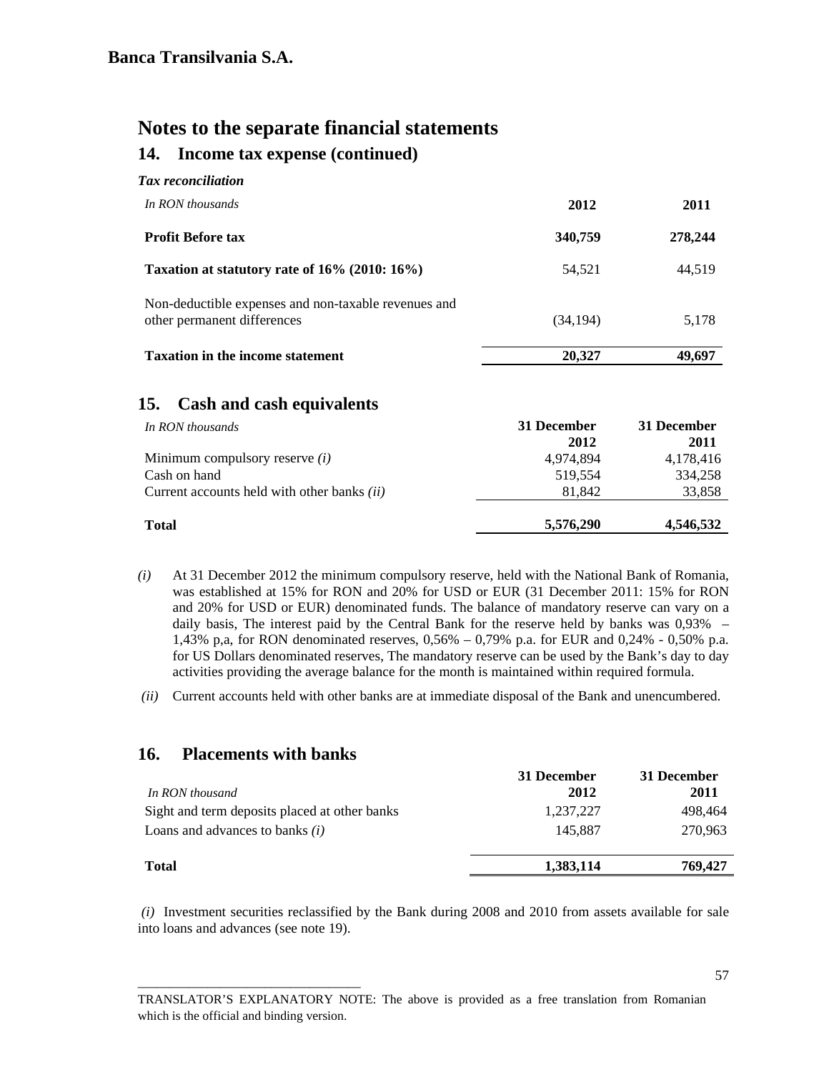**Banca Transilvania S.A.**

# Notes to the separate financial statements

## 14. Income tax expense (continued)

***Tax reconciliation***

| *In RON thousands* | 2012 | 2011 |
|---|---|---|
| **Profit Before tax** | **340,759** | **278,244** |
| **Taxation at statutory rate of 16% (2010: 16%)** | 54,521 | 44,519 |
| Non-deductible expenses and non-taxable revenues and other permanent differences | (34,194) | 5,178 |
| **Taxation in the income statement** | **20,327** | **49,697** |

## 15. Cash and cash equivalents

| *In RON thousands* | 31 December 2012 | 31 December 2011 |
|---|---|---|
| Minimum compulsory reserve *(i)* | 4,974,894 | 4,178,416 |
| Cash on hand | 519,554 | 334,258 |
| Current accounts held with other banks *(ii)* | 81,842 | 33,858 |
| **Total** | **5,576,290** | **4,546,532** |

*(i)* At 31 December 2012 the minimum compulsory reserve, held with the National Bank of Romania, was established at 15% for RON and 20% for USD or EUR (31 December 2011: 15% for RON and 20% for USD or EUR) denominated funds. The balance of mandatory reserve can vary on a daily basis, The interest paid by the Central Bank for the reserve held by banks was 0,93% – 1,43% p,a, for RON denominated reserves, 0,56% – 0,79% p.a. for EUR and 0,24% - 0,50% p.a. for US Dollars denominated reserves, The mandatory reserve can be used by the Bank's day to day activities providing the average balance for the month is maintained within required formula.

*(ii)* Current accounts held with other banks are at immediate disposal of the Bank and unencumbered.

## 16. Placements with banks

| *In RON thousand* | 31 December 2012 | 31 December 2011 |
|---|---|---|
| Sight and term deposits placed at other banks | 1,237,227 | 498,464 |
| Loans and advances to banks *(i)* | 145,887 | 270,963 |
| **Total** | **1,383,114** | **769,427** |

*(i)* Investment securities reclassified by the Bank during 2008 and 2010 from assets available for sale into loans and advances (see note 19).

TRANSLATOR'S EXPLANATORY NOTE: The above is provided as a free translation from Romanian which is the official and binding version.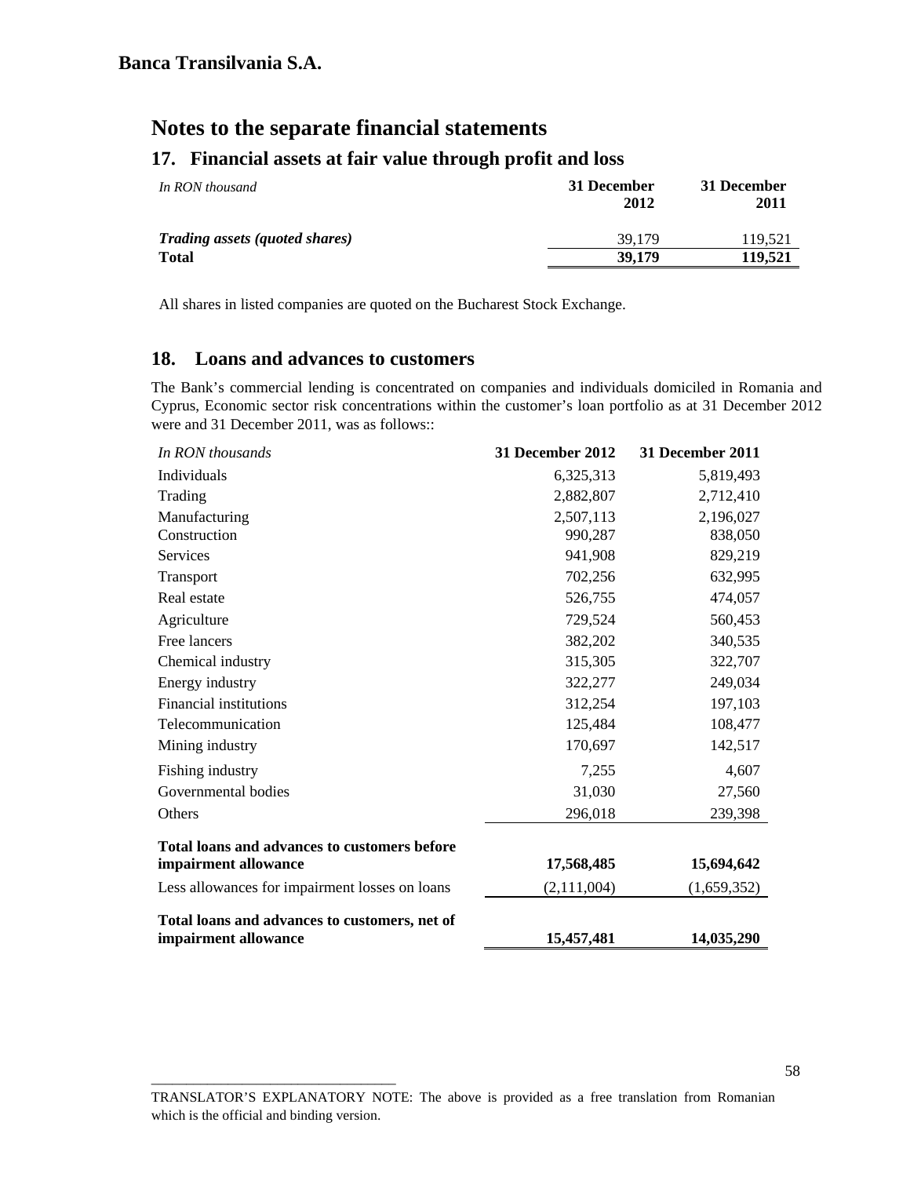**Banca Transilvania S.A.**

# Notes to the separate financial statements

## 17. Financial assets at fair value through profit and loss

| *In RON thousand* | 31 December 2012 | 31 December 2011 |
|---|---|---|
| ***Trading assets (quoted shares)*** | 39,179 | 119,521 |
| **Total** | **39,179** | **119,521** |

All shares in listed companies are quoted on the Bucharest Stock Exchange.

## 18. Loans and advances to customers

The Bank's commercial lending is concentrated on companies and individuals domiciled in Romania and Cyprus, Economic sector risk concentrations within the customer's loan portfolio as at 31 December 2012 were and 31 December 2011, was as follows::

| *In RON thousands* | 31 December 2012 | 31 December 2011 |
|---|---|---|
| Individuals | 6,325,313 | 5,819,493 |
| Trading | 2,882,807 | 2,712,410 |
| Manufacturing | 2,507,113 | 2,196,027 |
| Construction | 990,287 | 838,050 |
| Services | 941,908 | 829,219 |
| Transport | 702,256 | 632,995 |
| Real estate | 526,755 | 474,057 |
| Agriculture | 729,524 | 560,453 |
| Free lancers | 382,202 | 340,535 |
| Chemical industry | 315,305 | 322,707 |
| Energy industry | 322,277 | 249,034 |
| Financial institutions | 312,254 | 197,103 |
| Telecommunication | 125,484 | 108,477 |
| Mining industry | 170,697 | 142,517 |
| Fishing industry | 7,255 | 4,607 |
| Governmental bodies | 31,030 | 27,560 |
| Others | 296,018 | 239,398 |
| **Total loans and advances to customers before impairment allowance** | **17,568,485** | **15,694,642** |
| Less allowances for impairment losses on loans | (2,111,004) | (1,659,352) |
| **Total loans and advances to customers, net of impairment allowance** | **15,457,481** | **14,035,290** |

TRANSLATOR'S EXPLANATORY NOTE: The above is provided as a free translation from Romanian which is the official and binding version.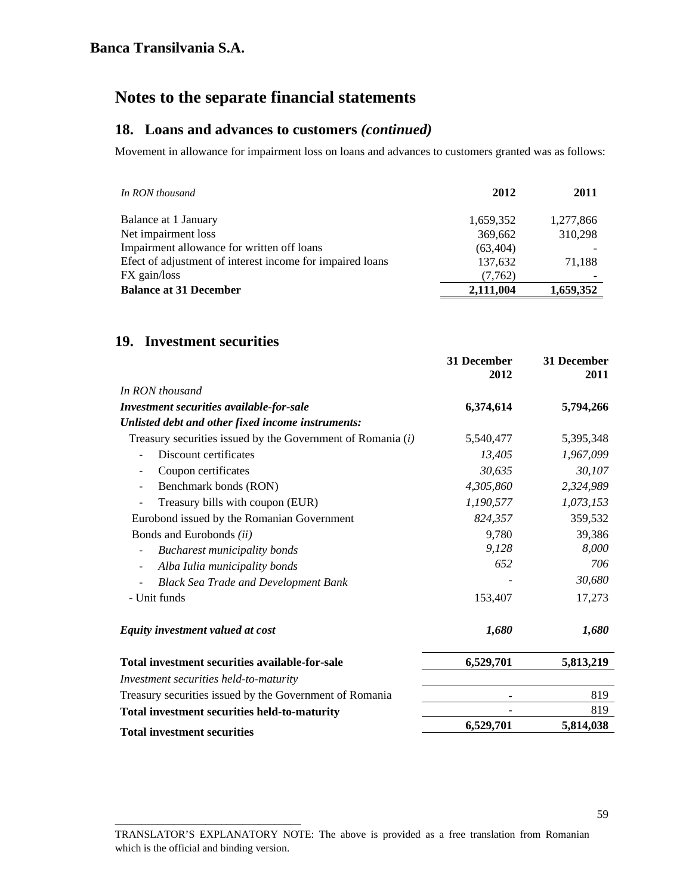**Banca Transilvania S.A.**

# Notes to the separate financial statements

## 18. Loans and advances to customers *(continued)*

Movement in allowance for impairment loss on loans and advances to customers granted was as follows:

| *In RON thousand* | **2012** | **2011** |
|---|---|---|
| Balance at 1 January | 1,659,352 | 1,277,866 |
| Net impairment loss | 369,662 | 310,298 |
| Impairment allowance for written off loans | (63,404) | - |
| Efect of adjustment of interest income for impaired loans | 137,632 | 71,188 |
| FX gain/loss | (7,762) | - |
| **Balance at 31 December** | **2,111,004** | **1,659,352** |

## 19. Investment securities

| | **31 December 2012** | **31 December 2011** |
|---|---|---|
| *In RON thousand* | | |
| ***Investment securities available-for-sale*** | **6,374,614** | **5,794,266** |
| ***Unlisted debt and other fixed income instruments:*** | | |
| Treasury securities issued by the Government of Romania *(i)* | 5,540,477 | 5,395,348 |
| - Discount certificates | *13,405* | *1,967,099* |
| - Coupon certificates | *30,635* | *30,107* |
| - Benchmark bonds (RON) | *4,305,860* | *2,324,989* |
| - Treasury bills with coupon (EUR) | *1,190,577* | *1,073,153* |
| Eurobond issued by the Romanian Government | *824,357* | 359,532 |
| Bonds and Eurobonds *(ii)* | 9,780 | 39,386 |
| - *Bucharest municipality bonds* | *9,128* | *8,000* |
| - *Alba Iulia municipality bonds* | *652* | *706* |
| - *Black Sea Trade and Development Bank* | - | *30,680* |
| - Unit funds | 153,407 | 17,273 |
| ***Equity investment valued at cost*** | ***1,680*** | ***1,680*** |
| **Total investment securities available-for-sale** | **6,529,701** | **5,813,219** |
| *Investment securities held-to-maturity* | | |
| Treasury securities issued by the Government of Romania | - | 819 |
| **Total investment securities held-to-maturity** | **-** | 819 |
| **Total investment securities** | **6,529,701** | **5,814,038** |

TRANSLATOR'S EXPLANATORY NOTE: The above is provided as a free translation from Romanian which is the official and binding version.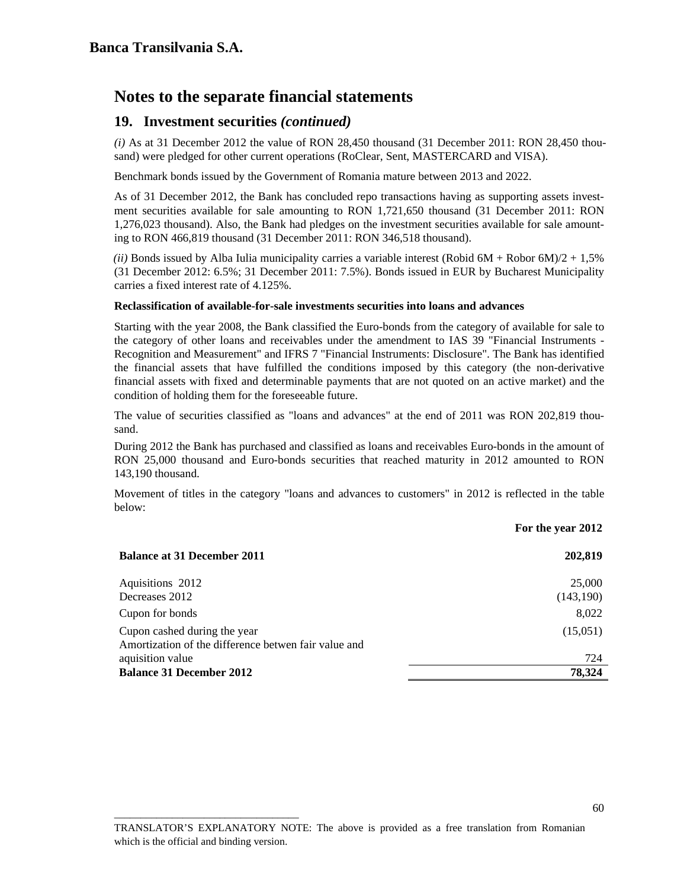**Banca Transilvania S.A.**

# Notes to the separate financial statements

## 19. Investment securities *(continued)*

*(i)* As at 31 December 2012 the value of RON 28,450 thousand (31 December 2011: RON 28,450 thousand) were pledged for other current operations (RoClear, Sent, MASTERCARD and VISA).

Benchmark bonds issued by the Government of Romania mature between 2013 and 2022.

As of 31 December 2012, the Bank has concluded repo transactions having as supporting assets investment securities available for sale amounting to RON 1,721,650 thousand (31 December 2011: RON 1,276,023 thousand). Also, the Bank had pledges on the investment securities available for sale amounting to RON 466,819 thousand (31 December 2011: RON 346,518 thousand).

*(ii)* Bonds issued by Alba Iulia municipality carries a variable interest (Robid 6M + Robor 6M)/2 + 1,5% (31 December 2012: 6.5%; 31 December 2011: 7.5%). Bonds issued in EUR by Bucharest Municipality carries a fixed interest rate of 4.125%.

**Reclassification of available-for-sale investments securities into loans and advances**

Starting with the year 2008, the Bank classified the Euro-bonds from the category of available for sale to the category of other loans and receivables under the amendment to IAS 39 "Financial Instruments - Recognition and Measurement" and IFRS 7 "Financial Instruments: Disclosure". The Bank has identified the financial assets that have fulfilled the conditions imposed by this category (the non-derivative financial assets with fixed and determinable payments that are not quoted on an active market) and the condition of holding them for the foreseeable future.

The value of securities classified as "loans and advances" at the end of 2011 was RON 202,819 thousand.

During 2012 the Bank has purchased and classified as loans and receivables Euro-bonds in the amount of RON 25,000 thousand and Euro-bonds securities that reached maturity in 2012 amounted to RON 143,190 thousand.

Movement of titles in the category "loans and advances to customers" in 2012 is reflected in the table below:

| | **For the year 2012** |
|---|---:|
| **Balance at 31 December 2011** | **202,819** |
| Aquisitions 2012 | 25,000 |
| Decreases 2012 | (143,190) |
| Cupon for bonds | 8,022 |
| Cupon cashed during the year | (15,051) |
| Amortization of the difference betwen fair value and aquisition value | 724 |
| **Balance 31 December 2012** | **78,324** |

TRANSLATOR'S EXPLANATORY NOTE: The above is provided as a free translation from Romanian which is the official and binding version.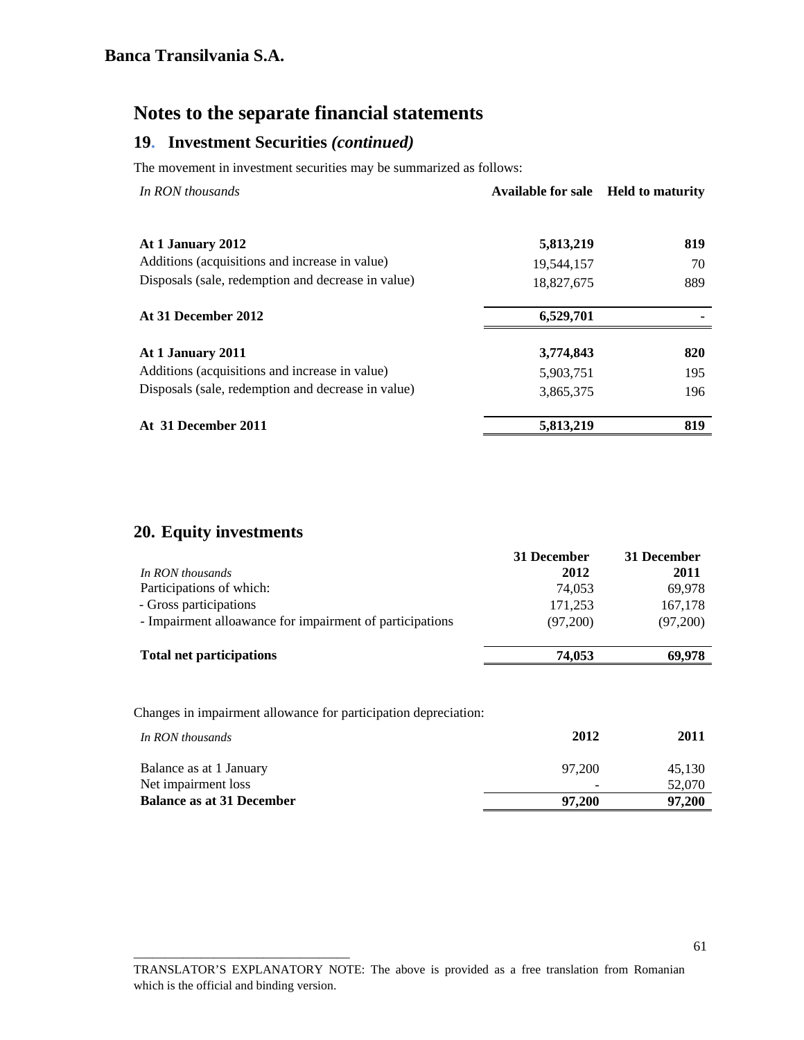**Banca Transilvania S.A.**

# Notes to the separate financial statements

## 19. Investment Securities *(continued)*

The movement in investment securities may be summarized as follows:

| *In RON thousands* | **Available for sale** | **Held to maturity** |
|---|---|---|
| **At 1 January 2012** | **5,813,219** | **819** |
| Additions (acquisitions and increase in value) | 19,544,157 | 70 |
| Disposals (sale, redemption and decrease in value) | 18,827,675 | 889 |
| **At 31 December 2012** | **6,529,701** | **-** |
| **At 1 January 2011** | **3,774,843** | **820** |
| Additions (acquisitions and increase in value) | 5,903,751 | 195 |
| Disposals (sale, redemption and decrease in value) | 3,865,375 | 196 |
| **At 31 December 2011** | **5,813,219** | **819** |

## 20. Equity investments

| *In RON thousands* | **31 December 2012** | **31 December 2011** |
|---|---|---|
| Participations of which: | 74,053 | 69,978 |
| - Gross participations | 171,253 | 167,178 |
| - Impairment alloawance for impairment of participations | (97,200) | (97,200) |
| **Total net participations** | **74,053** | **69,978** |

Changes in impairment allowance for participation depreciation:

| *In RON thousands* | **2012** | **2011** |
|---|---|---|
| Balance as at 1 January | 97,200 | 45,130 |
| Net impairment loss | - | 52,070 |
| **Balance as at 31 December** | **97,200** | **97,200** |

TRANSLATOR'S EXPLANATORY NOTE: The above is provided as a free translation from Romanian which is the official and binding version.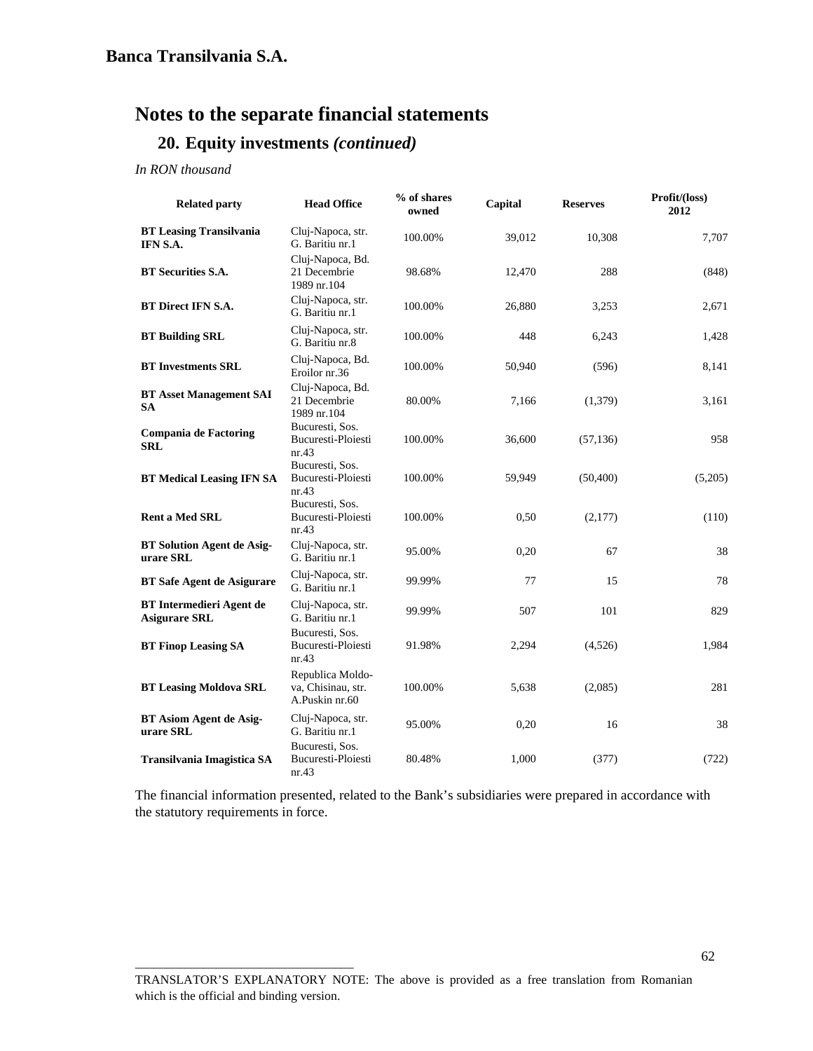**Banca Transilvania S.A.**

# Notes to the separate financial statements

## 20. Equity investments *(continued)*

*In RON thousand*

| Related party | Head Office | % of shares owned | Capital | Reserves | Profit/(loss) 2012 |
|---|---|---|---|---|---|
| **BT Leasing Transilvania IFN S.A.** | Cluj-Napoca, str. G. Baritiu nr.1 | 100.00% | 39,012 | 10,308 | 7,707 |
| **BT Securities S.A.** | Cluj-Napoca, Bd. 21 Decembrie 1989 nr.104 | 98.68% | 12,470 | 288 | (848) |
| **BT Direct IFN S.A.** | Cluj-Napoca, str. G. Baritiu nr.1 | 100.00% | 26,880 | 3,253 | 2,671 |
| **BT Building SRL** | Cluj-Napoca, str. G. Baritiu nr.8 | 100.00% | 448 | 6,243 | 1,428 |
| **BT Investments SRL** | Cluj-Napoca, Bd. Eroilor nr.36 | 100.00% | 50,940 | (596) | 8,141 |
| **BT Asset Management SAI SA** | Cluj-Napoca, Bd. 21 Decembrie 1989 nr.104 | 80.00% | 7,166 | (1,379) | 3,161 |
| **Compania de Factoring SRL** | Bucuresti, Sos. Bucuresti-Ploiesti nr.43 | 100.00% | 36,600 | (57,136) | 958 |
| **BT Medical Leasing IFN SA** | Bucuresti, Sos. Bucuresti-Ploiesti nr.43 | 100.00% | 59,949 | (50,400) | (5,205) |
| **Rent a Med SRL** | Bucuresti, Sos. Bucuresti-Ploiesti nr.43 | 100.00% | 0,50 | (2,177) | (110) |
| **BT Solution Agent de Asigurare SRL** | Cluj-Napoca, str. G. Baritiu nr.1 | 95.00% | 0,20 | 67 | 38 |
| **BT Safe Agent de Asigurare** | Cluj-Napoca, str. G. Baritiu nr.1 | 99.99% | 77 | 15 | 78 |
| **BT Intermedieri Agent de Asigurare SRL** | Cluj-Napoca, str. G. Baritiu nr.1 | 99.99% | 507 | 101 | 829 |
| **BT Finop Leasing SA** | Bucuresti, Sos. Bucuresti-Ploiesti nr.43 | 91.98% | 2,294 | (4,526) | 1,984 |
| **BT Leasing Moldova SRL** | Republica Moldova, Chisinau, str. A.Puskin nr.60 | 100.00% | 5,638 | (2,085) | 281 |
| **BT Asiom Agent de Asigurare SRL** | Cluj-Napoca, str. G. Baritiu nr.1 | 95.00% | 0,20 | 16 | 38 |
| **Transilvania Imagistica SA** | Bucuresti, Sos. Bucuresti-Ploiesti nr.43 | 80.48% | 1,000 | (377) | (722) |

The financial information presented, related to the Bank's subsidiaries were prepared in accordance with the statutory requirements in force.

TRANSLATOR'S EXPLANATORY NOTE: The above is provided as a free translation from Romanian which is the official and binding version.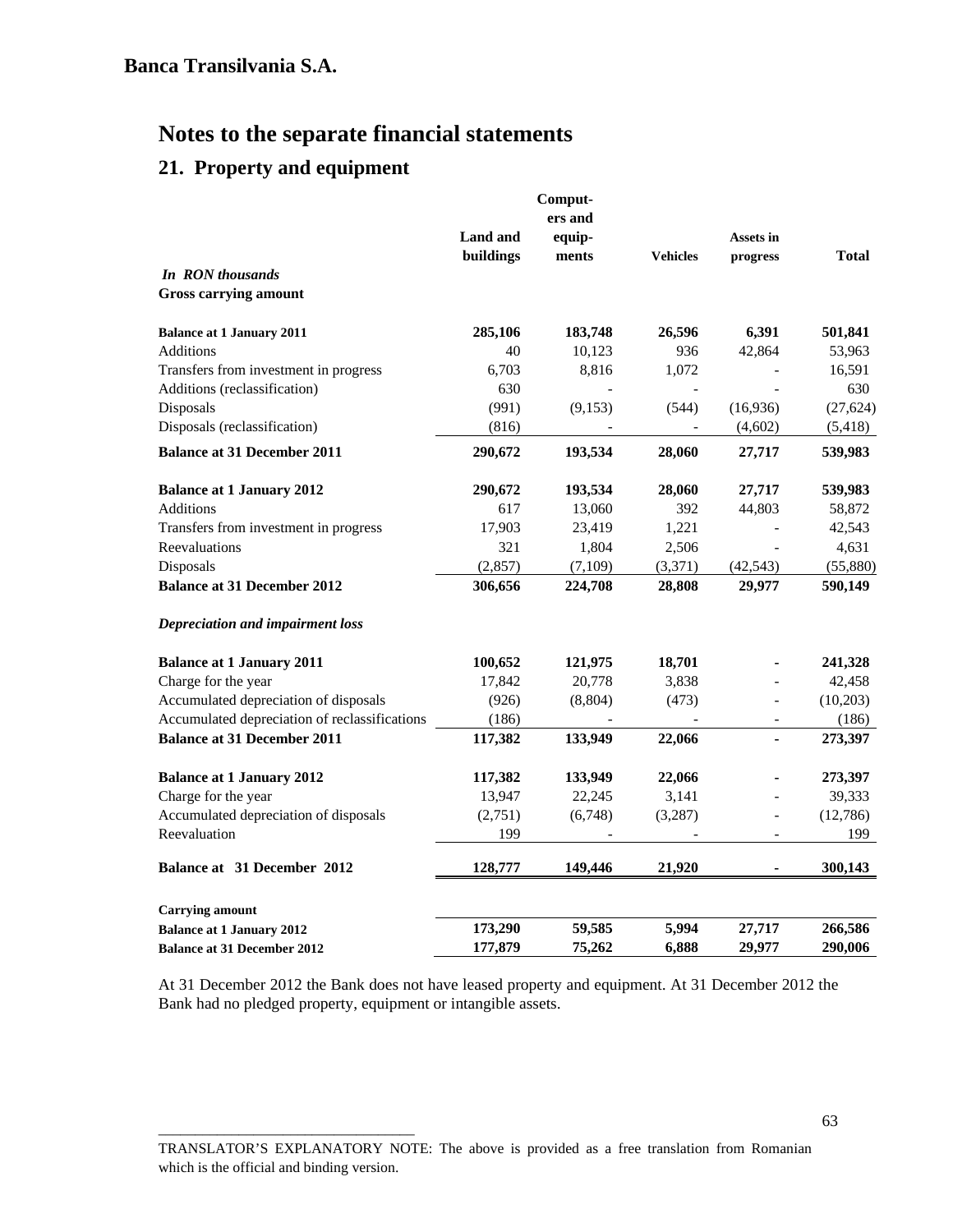# Banca Transilvania S.A.

## Notes to the separate financial statements

### 21. Property and equipment

| *In RON thousands* | Land and buildings | Computers and equipments | Vehicles | Assets in progress | Total |
|---|---|---|---|---|---|
| **Gross carrying amount** | | | | | |
| **Balance at 1 January 2011** | **285,106** | **183,748** | **26,596** | **6,391** | **501,841** |
| Additions | 40 | 10,123 | 936 | 42,864 | 53,963 |
| Transfers from investment in progress | 6,703 | 8,816 | 1,072 | - | 16,591 |
| Additions (reclassification) | 630 | - | - | - | 630 |
| Disposals | (991) | (9,153) | (544) | (16,936) | (27,624) |
| Disposals (reclassification) | (816) | - | - | (4,602) | (5,418) |
| **Balance at 31 December 2011** | **290,672** | **193,534** | **28,060** | **27,717** | **539,983** |
| **Balance at 1 January 2012** | **290,672** | **193,534** | **28,060** | **27,717** | **539,983** |
| Additions | 617 | 13,060 | 392 | 44,803 | 58,872 |
| Transfers from investment in progress | 17,903 | 23,419 | 1,221 | - | 42,543 |
| Reevaluations | 321 | 1,804 | 2,506 | - | 4,631 |
| Disposals | (2,857) | (7,109) | (3,371) | (42,543) | (55,880) |
| **Balance at 31 December 2012** | **306,656** | **224,708** | **28,808** | **29,977** | **590,149** |
| ***Depreciation and impairment loss*** | | | | | |
| **Balance at 1 January 2011** | **100,652** | **121,975** | **18,701** | **-** | **241,328** |
| Charge for the year | 17,842 | 20,778 | 3,838 | - | 42,458 |
| Accumulated depreciation of disposals | (926) | (8,804) | (473) | - | (10,203) |
| Accumulated depreciation of reclassifications | (186) | - | - | - | (186) |
| **Balance at 31 December 2011** | **117,382** | **133,949** | **22,066** | **-** | **273,397** |
| **Balance at 1 January 2012** | **117,382** | **133,949** | **22,066** | **-** | **273,397** |
| Charge for the year | 13,947 | 22,245 | 3,141 | - | 39,333 |
| Accumulated depreciation of disposals | (2,751) | (6,748) | (3,287) | - | (12,786) |
| Reevaluation | 199 | - | - | - | 199 |
| **Balance at 31 December 2012** | **128,777** | **149,446** | **21,920** | **-** | **300,143** |
| **Carrying amount** | | | | | |
| **Balance at 1 January 2012** | **173,290** | **59,585** | **5,994** | **27,717** | **266,586** |
| **Balance at 31 December 2012** | **177,879** | **75,262** | **6,888** | **29,977** | **290,006** |

At 31 December 2012 the Bank does not have leased property and equipment. At 31 December 2012 the Bank had no pledged property, equipment or intangible assets.

TRANSLATOR'S EXPLANATORY NOTE: The above is provided as a free translation from Romanian which is the official and binding version.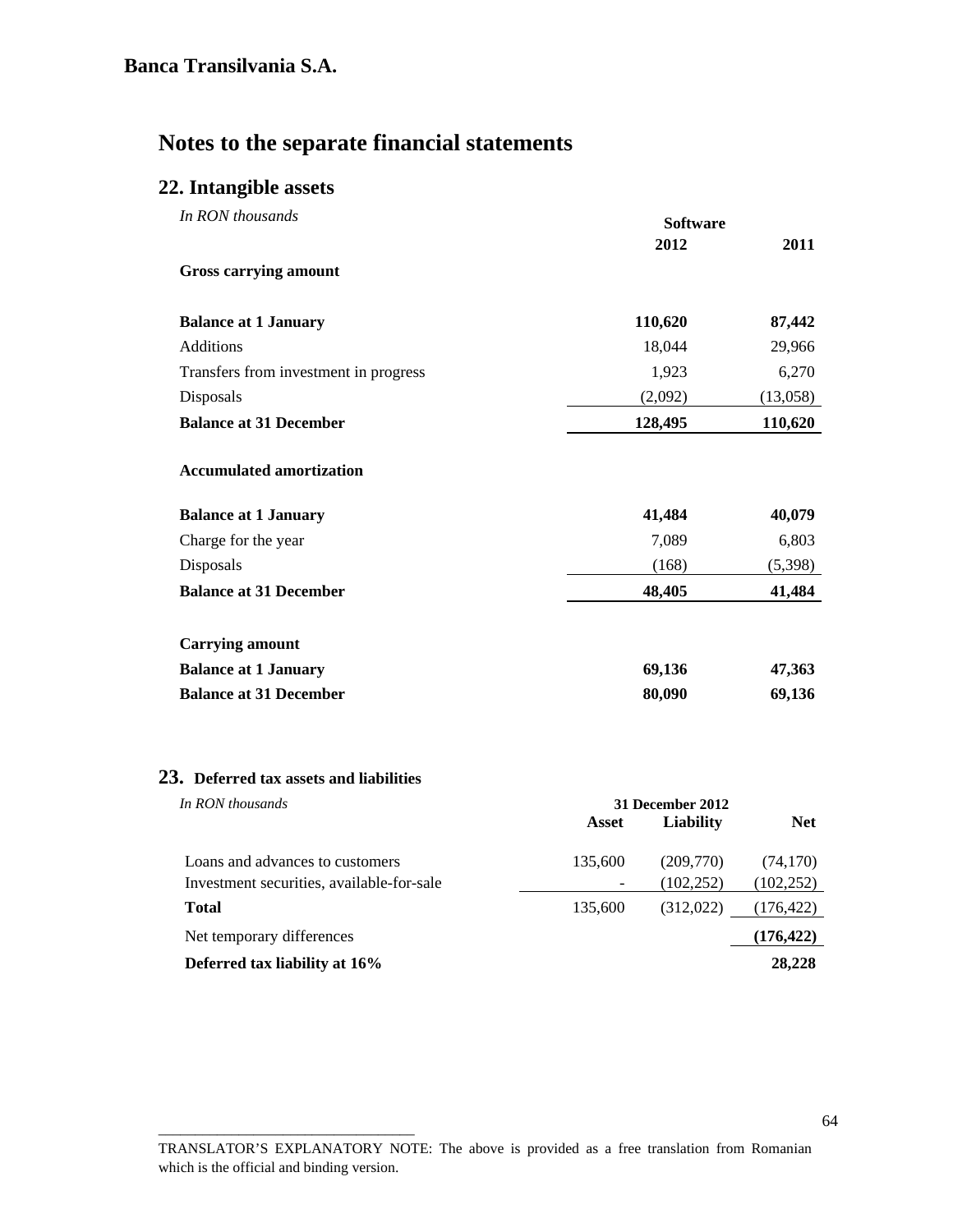**Banca Transilvania S.A.**

# Notes to the separate financial statements

## 22. Intangible assets

| *In RON thousands* | Software | |
|---|---|---|
| | **2012** | **2011** |
| **Gross carrying amount** | | |
| **Balance at 1 January** | **110,620** | **87,442** |
| Additions | 18,044 | 29,966 |
| Transfers from investment in progress | 1,923 | 6,270 |
| Disposals | (2,092) | (13,058) |
| **Balance at 31 December** | **128,495** | **110,620** |
| **Accumulated amortization** | | |
| **Balance at 1 January** | **41,484** | **40,079** |
| Charge for the year | 7,089 | 6,803 |
| Disposals | (168) | (5,398) |
| **Balance at 31 December** | **48,405** | **41,484** |
| **Carrying amount** | | |
| **Balance at 1 January** | **69,136** | **47,363** |
| **Balance at 31 December** | **80,090** | **69,136** |

## 23. Deferred tax assets and liabilities

| *In RON thousands* | 31 December 2012 | | |
|---|---|---|---|
| | **Asset** | **Liability** | **Net** |
| Loans and advances to customers | 135,600 | (209,770) | (74,170) |
| Investment securities, available-for-sale | - | (102,252) | (102,252) |
| **Total** | 135,600 | (312,022) | (176,422) |
| Net temporary differences | | | **(176,422)** |
| **Deferred tax liability at 16%** | | | **28,228** |

TRANSLATOR'S EXPLANATORY NOTE: The above is provided as a free translation from Romanian which is the official and binding version.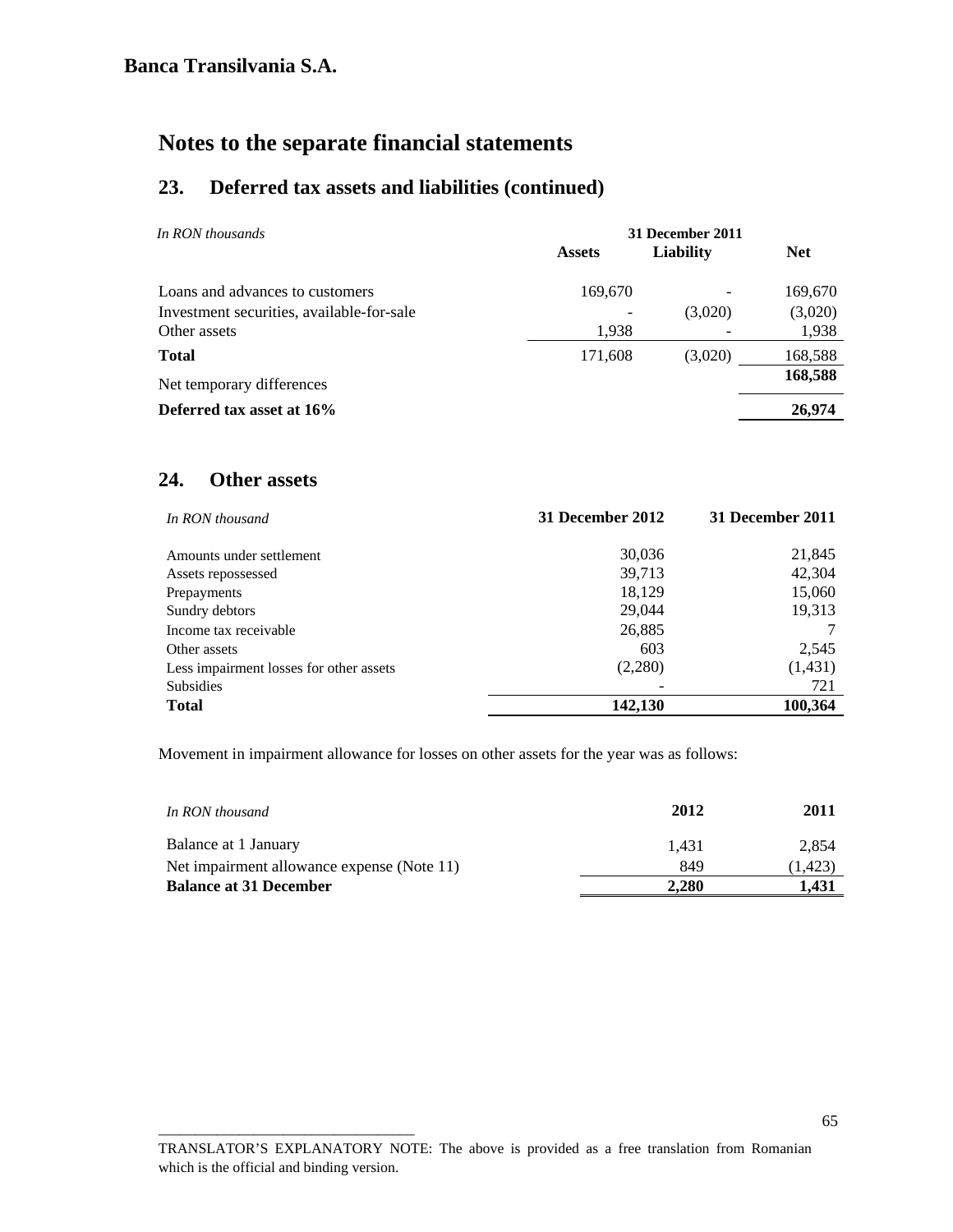# Notes to the separate financial statements

## 23. Deferred tax assets and liabilities (continued)

| *In RON thousands* | 31 December 2011 | | |
|---|---|---|---|
| | **Assets** | **Liability** | **Net** |
| Loans and advances to customers | 169,670 | - | 169,670 |
| Investment securities, available-for-sale | - | (3,020) | (3,020) |
| Other assets | 1,938 | - | 1,938 |
| **Total** | 171,608 | (3,020) | 168,588 |
| Net temporary differences | | | **168,588** |
| **Deferred tax asset at 16%** | | | **26,974** |

## 24. Other assets

| *In RON thousand* | **31 December 2012** | **31 December 2011** |
|---|---|---|
| Amounts under settlement | 30,036 | 21,845 |
| Assets repossessed | 39,713 | 42,304 |
| Prepayments | 18,129 | 15,060 |
| Sundry debtors | 29,044 | 19,313 |
| Income tax receivable | 26,885 | 7 |
| Other assets | 603 | 2,545 |
| Less impairment losses for other assets | (2,280) | (1,431) |
| Subsidies | - | 721 |
| **Total** | **142,130** | **100,364** |

Movement in impairment allowance for losses on other assets for the year was as follows:

| *In RON thousand* | **2012** | **2011** |
|---|---|---|
| Balance at 1 January | 1,431 | 2,854 |
| Net impairment allowance expense (Note 11) | 849 | (1,423) |
| **Balance at 31 December** | **2,280** | **1,431** |

TRANSLATOR'S EXPLANATORY NOTE: The above is provided as a free translation from Romanian which is the official and binding version.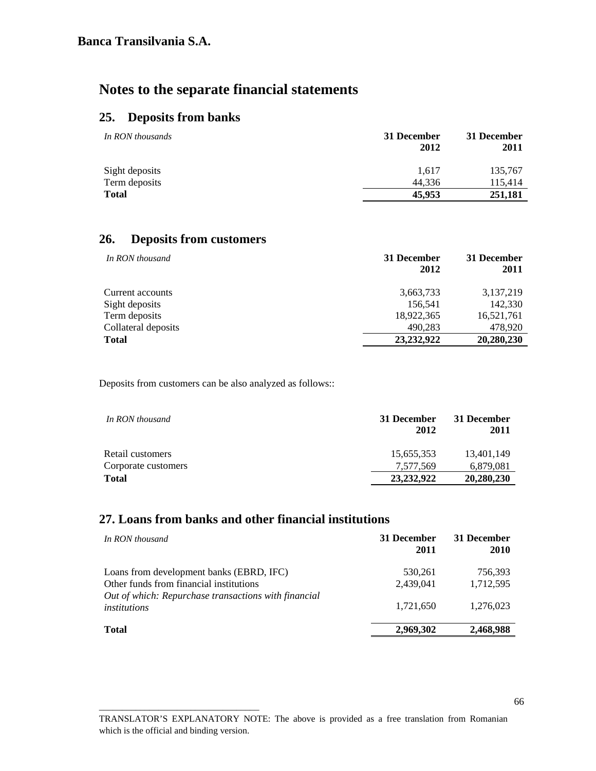**Banca Transilvania S.A.**

# Notes to the separate financial statements

## 25. Deposits from banks

| *In RON thousands* | 31 December 2012 | 31 December 2011 |
|---|---|---|
| Sight deposits | 1,617 | 135,767 |
| Term deposits | 44,336 | 115,414 |
| **Total** | **45,953** | **251,181** |

## 26. Deposits from customers

| *In RON thousand* | 31 December 2012 | 31 December 2011 |
|---|---|---|
| Current accounts | 3,663,733 | 3,137,219 |
| Sight deposits | 156,541 | 142,330 |
| Term deposits | 18,922,365 | 16,521,761 |
| Collateral deposits | 490,283 | 478,920 |
| **Total** | **23,232,922** | **20,280,230** |

Deposits from customers can be also analyzed as follows::

| *In RON thousand* | 31 December 2012 | 31 December 2011 |
|---|---|---|
| Retail customers | 15,655,353 | 13,401,149 |
| Corporate customers | 7,577,569 | 6,879,081 |
| **Total** | **23,232,922** | **20,280,230** |

## 27. Loans from banks and other financial institutions

| *In RON thousand* | 31 December 2011 | 31 December 2010 |
|---|---|---|
| Loans from development banks (EBRD, IFC) | 530,261 | 756,393 |
| Other funds from financial institutions | 2,439,041 | 1,712,595 |
| *Out of which: Repurchase transactions with financial institutions* | 1,721,650 | 1,276,023 |
| **Total** | **2,969,302** | **2,468,988** |

TRANSLATOR'S EXPLANATORY NOTE: The above is provided as a free translation from Romanian which is the official and binding version.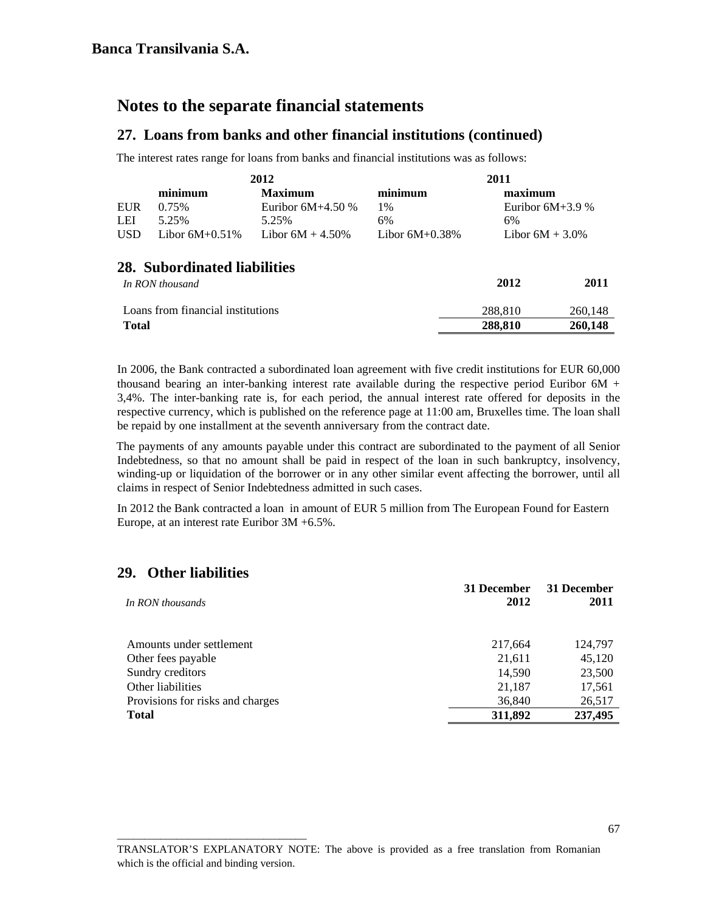# Banca Transilvania S.A.

## Notes to the separate financial statements

### 27. Loans from banks and other financial institutions (continued)

The interest rates range for loans from banks and financial institutions was as follows:

| | 2012 | | 2011 | |
|---|---|---|---|---|
| | **minimum** | **Maximum** | **minimum** | **maximum** |
| EUR | 0.75% | Euribor 6M+4.50 % | 1% | Euribor 6M+3.9 % |
| LEI | 5.25% | 5.25% | 6% | 6% |
| USD | Libor 6M+0.51% | Libor 6M + 4.50% | Libor 6M+0.38% | Libor 6M + 3.0% |

### 28. Subordinated liabilities

| *In RON thousand* | 2012 | 2011 |
|---|---|---|
| Loans from financial institutions | 288,810 | 260,148 |
| **Total** | **288,810** | **260,148** |

In 2006, the Bank contracted a subordinated loan agreement with five credit institutions for EUR 60,000 thousand bearing an inter-banking interest rate available during the respective period Euribor 6M + 3,4%. The inter-banking rate is, for each period, the annual interest rate offered for deposits in the respective currency, which is published on the reference page at 11:00 am, Bruxelles time. The loan shall be repaid by one installment at the seventh anniversary from the contract date.

The payments of any amounts payable under this contract are subordinated to the payment of all Senior Indebtedness, so that no amount shall be paid in respect of the loan in such bankruptcy, insolvency, winding-up or liquidation of the borrower or in any other similar event affecting the borrower, until all claims in respect of Senior Indebtedness admitted in such cases.

In 2012 the Bank contracted a loan in amount of EUR 5 million from The European Found for Eastern Europe, at an interest rate Euribor 3M +6.5%.

### 29. Other liabilities

| *In RON thousands* | 31 December 2012 | 31 December 2011 |
|---|---|---|
| Amounts under settlement | 217,664 | 124,797 |
| Other fees payable | 21,611 | 45,120 |
| Sundry creditors | 14,590 | 23,500 |
| Other liabilities | 21,187 | 17,561 |
| Provisions for risks and charges | 36,840 | 26,517 |
| **Total** | **311,892** | **237,495** |

TRANSLATOR'S EXPLANATORY NOTE: The above is provided as a free translation from Romanian which is the official and binding version.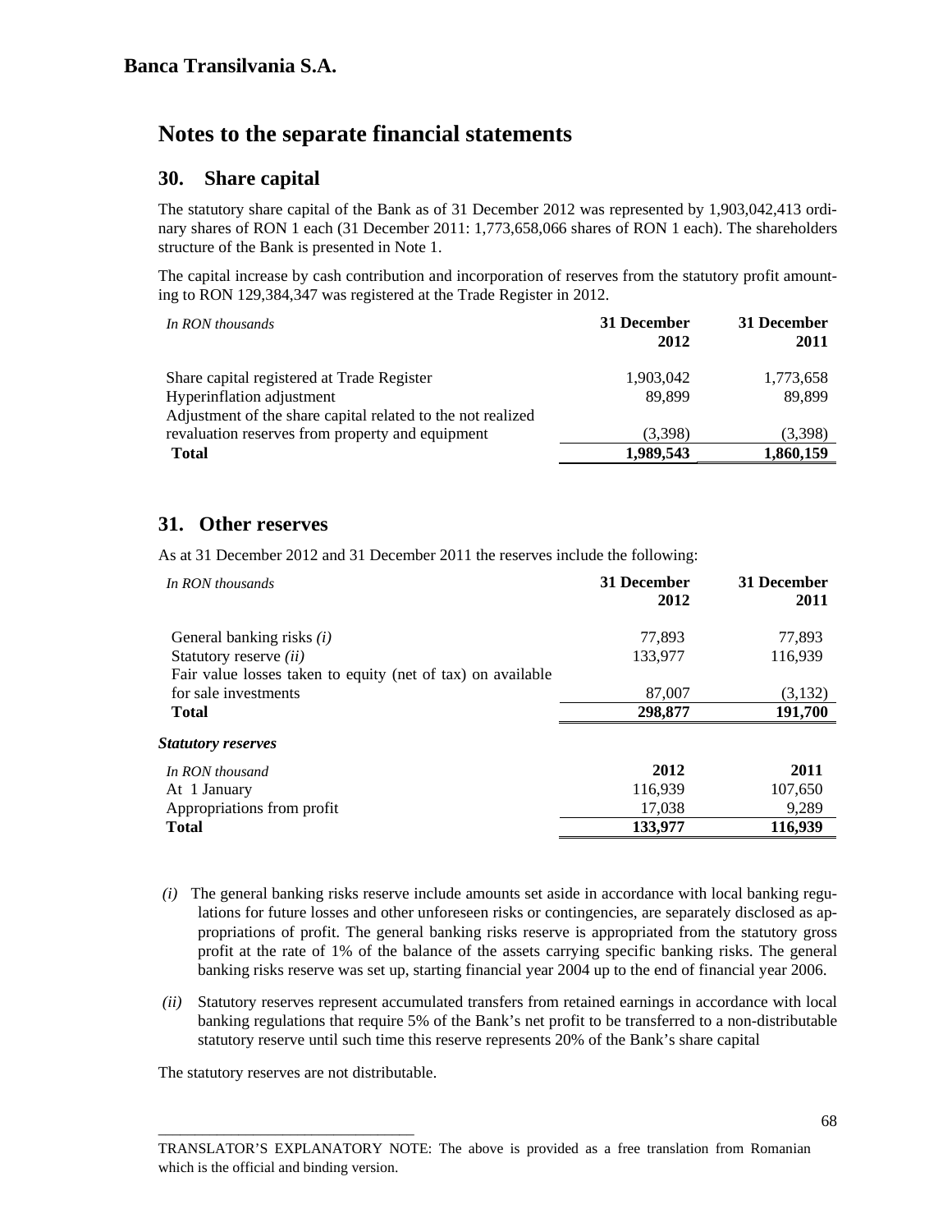**Banca Transilvania S.A.**

# Notes to the separate financial statements

## 30. Share capital

The statutory share capital of the Bank as of 31 December 2012 was represented by 1,903,042,413 ordinary shares of RON 1 each (31 December 2011: 1,773,658,066 shares of RON 1 each). The shareholders structure of the Bank is presented in Note 1.

The capital increase by cash contribution and incorporation of reserves from the statutory profit amounting to RON 129,384,347 was registered at the Trade Register in 2012.

| *In RON thousands* | **31 December 2012** | **31 December 2011** |
|---|---|---|
| Share capital registered at Trade Register | 1,903,042 | 1,773,658 |
| Hyperinflation adjustment | 89,899 | 89,899 |
| Adjustment of the share capital related to the not realized revaluation reserves from property and equipment | (3,398) | (3,398) |
| **Total** | **1,989,543** | **1,860,159** |

## 31. Other reserves

As at 31 December 2012 and 31 December 2011 the reserves include the following:

| *In RON thousands* | **31 December 2012** | **31 December 2011** |
|---|---|---|
| General banking risks *(i)* | 77,893 | 77,893 |
| Statutory reserve *(ii)* | 133,977 | 116,939 |
| Fair value losses taken to equity (net of tax) on available for sale investments | 87,007 | (3,132) |
| **Total** | **298,877** | **191,700** |

***Statutory reserves***

| *In RON thousand* | **2012** | **2011** |
|---|---|---|
| At 1 January | 116,939 | 107,650 |
| Appropriations from profit | 17,038 | 9,289 |
| **Total** | **133,977** | **116,939** |

*(i)* The general banking risks reserve include amounts set aside in accordance with local banking regulations for future losses and other unforeseen risks or contingencies, are separately disclosed as appropriations of profit. The general banking risks reserve is appropriated from the statutory gross profit at the rate of 1% of the balance of the assets carrying specific banking risks. The general banking risks reserve was set up, starting financial year 2004 up to the end of financial year 2006.

*(ii)* Statutory reserves represent accumulated transfers from retained earnings in accordance with local banking regulations that require 5% of the Bank's net profit to be transferred to a non-distributable statutory reserve until such time this reserve represents 20% of the Bank's share capital

The statutory reserves are not distributable.

TRANSLATOR'S EXPLANATORY NOTE: The above is provided as a free translation from Romanian which is the official and binding version.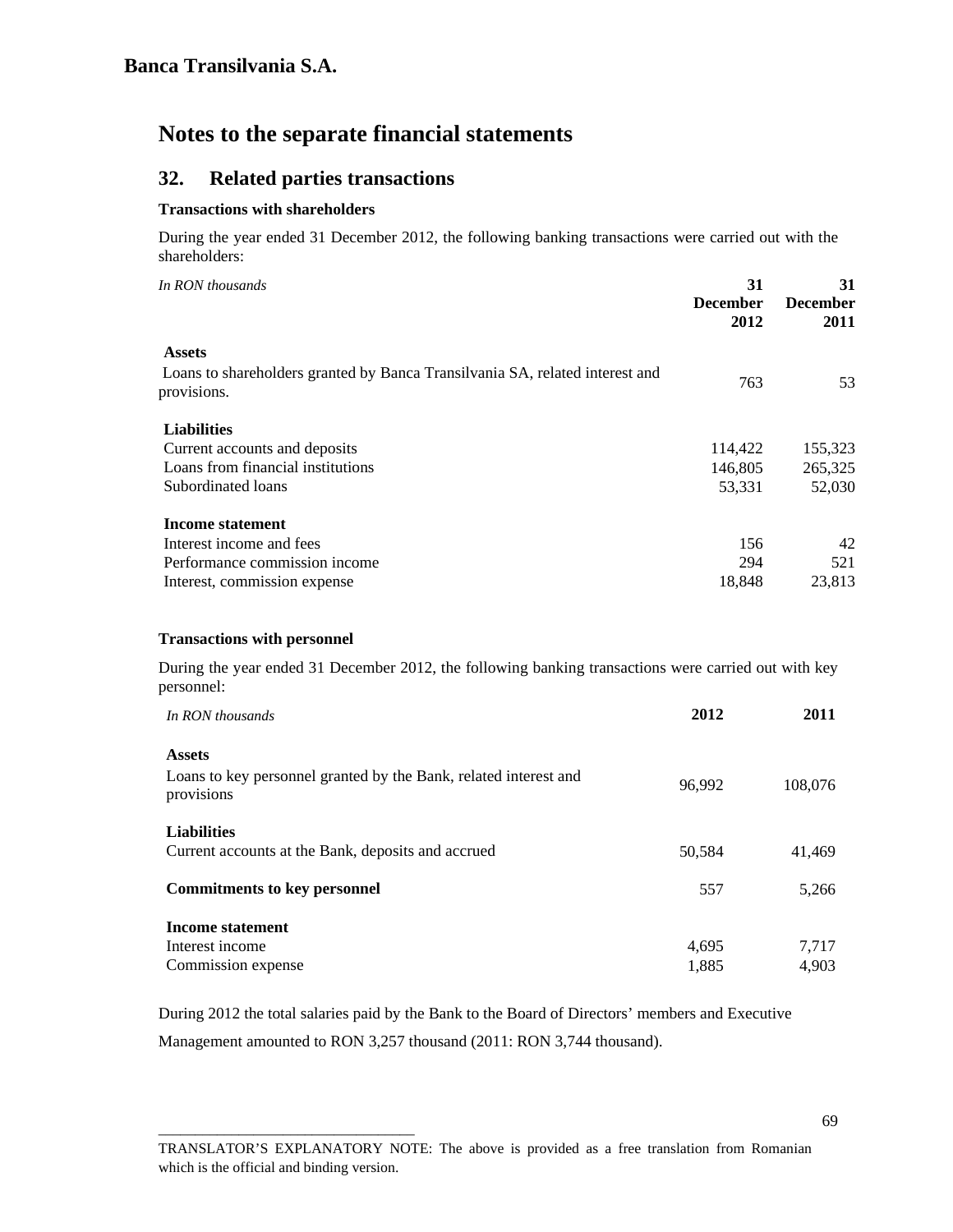# Notes to the separate financial statements

## 32. Related parties transactions

**Transactions with shareholders**

During the year ended 31 December 2012, the following banking transactions were carried out with the shareholders:

| *In RON thousands* | **31 December 2012** | **31 December 2011** |
|---|---|---|
| **Assets** | | |
| Loans to shareholders granted by Banca Transilvania SA, related interest and provisions. | 763 | 53 |
| **Liabilities** | | |
| Current accounts and deposits | 114,422 | 155,323 |
| Loans from financial institutions | 146,805 | 265,325 |
| Subordinated loans | 53,331 | 52,030 |
| **Income statement** | | |
| Interest income and fees | 156 | 42 |
| Performance commission income | 294 | 521 |
| Interest, commission expense | 18,848 | 23,813 |

**Transactions with personnel**

During the year ended 31 December 2012, the following banking transactions were carried out with key personnel:

| *In RON thousands* | **2012** | **2011** |
|---|---|---|
| **Assets** | | |
| Loans to key personnel granted by the Bank, related interest and provisions | 96,992 | 108,076 |
| **Liabilities** | | |
| Current accounts at the Bank, deposits and accrued | 50,584 | 41,469 |
| **Commitments to key personnel** | 557 | 5,266 |
| **Income statement** | | |
| Interest income | 4,695 | 7,717 |
| Commission expense | 1,885 | 4,903 |

During 2012 the total salaries paid by the Bank to the Board of Directors' members and Executive Management amounted to RON 3,257 thousand (2011: RON 3,744 thousand).

TRANSLATOR'S EXPLANATORY NOTE: The above is provided as a free translation from Romanian which is the official and binding version.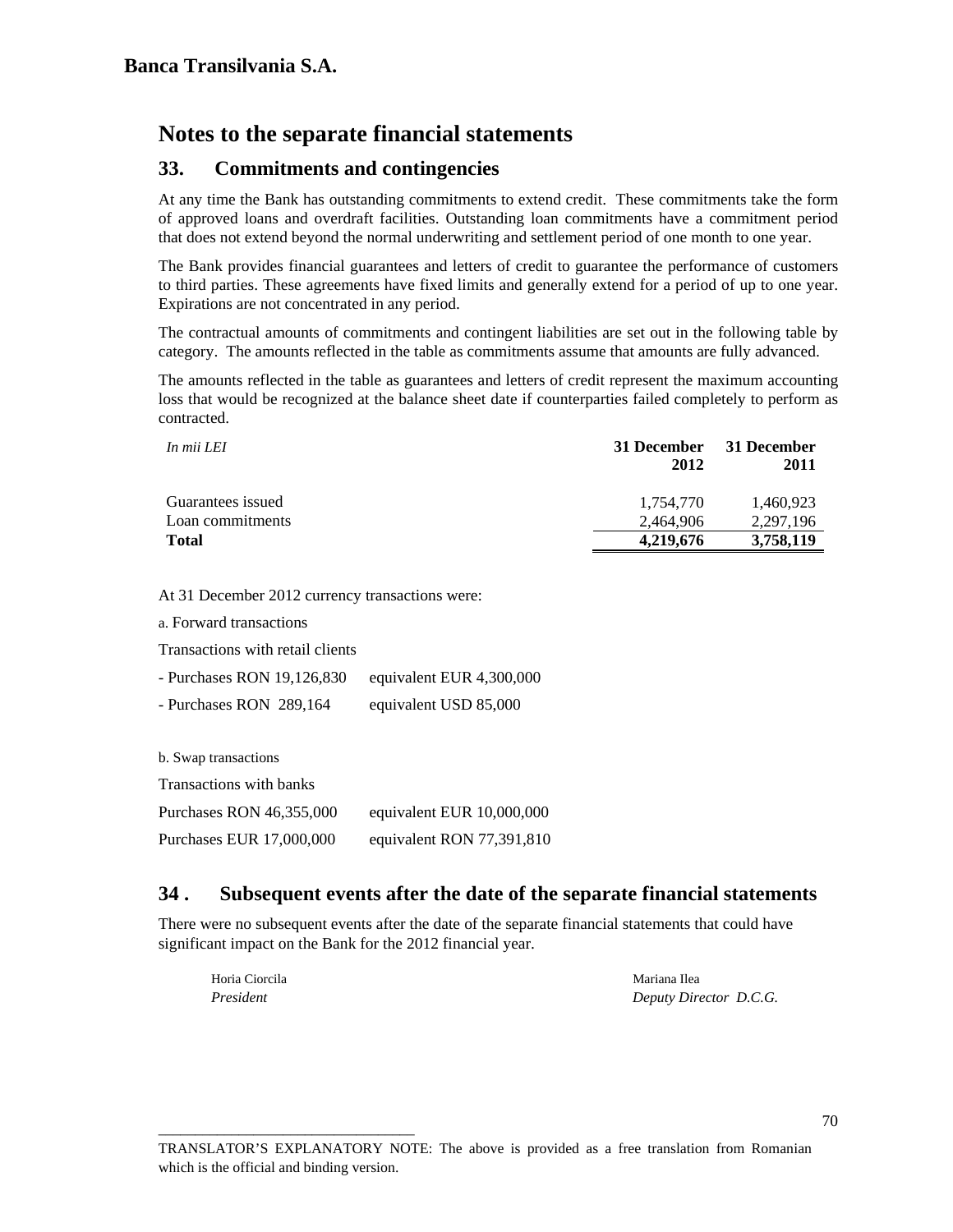**Banca Transilvania S.A.**

# Notes to the separate financial statements

## 33. Commitments and contingencies

At any time the Bank has outstanding commitments to extend credit. These commitments take the form of approved loans and overdraft facilities. Outstanding loan commitments have a commitment period that does not extend beyond the normal underwriting and settlement period of one month to one year.

The Bank provides financial guarantees and letters of credit to guarantee the performance of customers to third parties. These agreements have fixed limits and generally extend for a period of up to one year. Expirations are not concentrated in any period.

The contractual amounts of commitments and contingent liabilities are set out in the following table by category. The amounts reflected in the table as commitments assume that amounts are fully advanced.

The amounts reflected in the table as guarantees and letters of credit represent the maximum accounting loss that would be recognized at the balance sheet date if counterparties failed completely to perform as contracted.

| *In mii LEI* | **31 December 2012** | **31 December 2011** |
|---|---|---|
| Guarantees issued | 1,754,770 | 1,460,923 |
| Loan commitments | 2,464,906 | 2,297,196 |
| **Total** | **4,219,676** | **3,758,119** |

At 31 December 2012 currency transactions were:

a. Forward transactions

Transactions with retail clients

| | |
|---|---|
| - Purchases RON 19,126,830 | equivalent EUR 4,300,000 |
| - Purchases RON 289,164 | equivalent USD 85,000 |

b. Swap transactions

Transactions with banks

| | |
|---|---|
| Purchases RON 46,355,000 | equivalent EUR 10,000,000 |
| Purchases EUR 17,000,000 | equivalent RON 77,391,810 |

## 34 . Subsequent events after the date of the separate financial statements

There were no subsequent events after the date of the separate financial statements that could have significant impact on the Bank for the 2012 financial year.

Horia Ciorcila
*President*

Mariana Ilea
*Deputy Director D.C.G.*

TRANSLATOR'S EXPLANATORY NOTE: The above is provided as a free translation from Romanian which is the official and binding version.